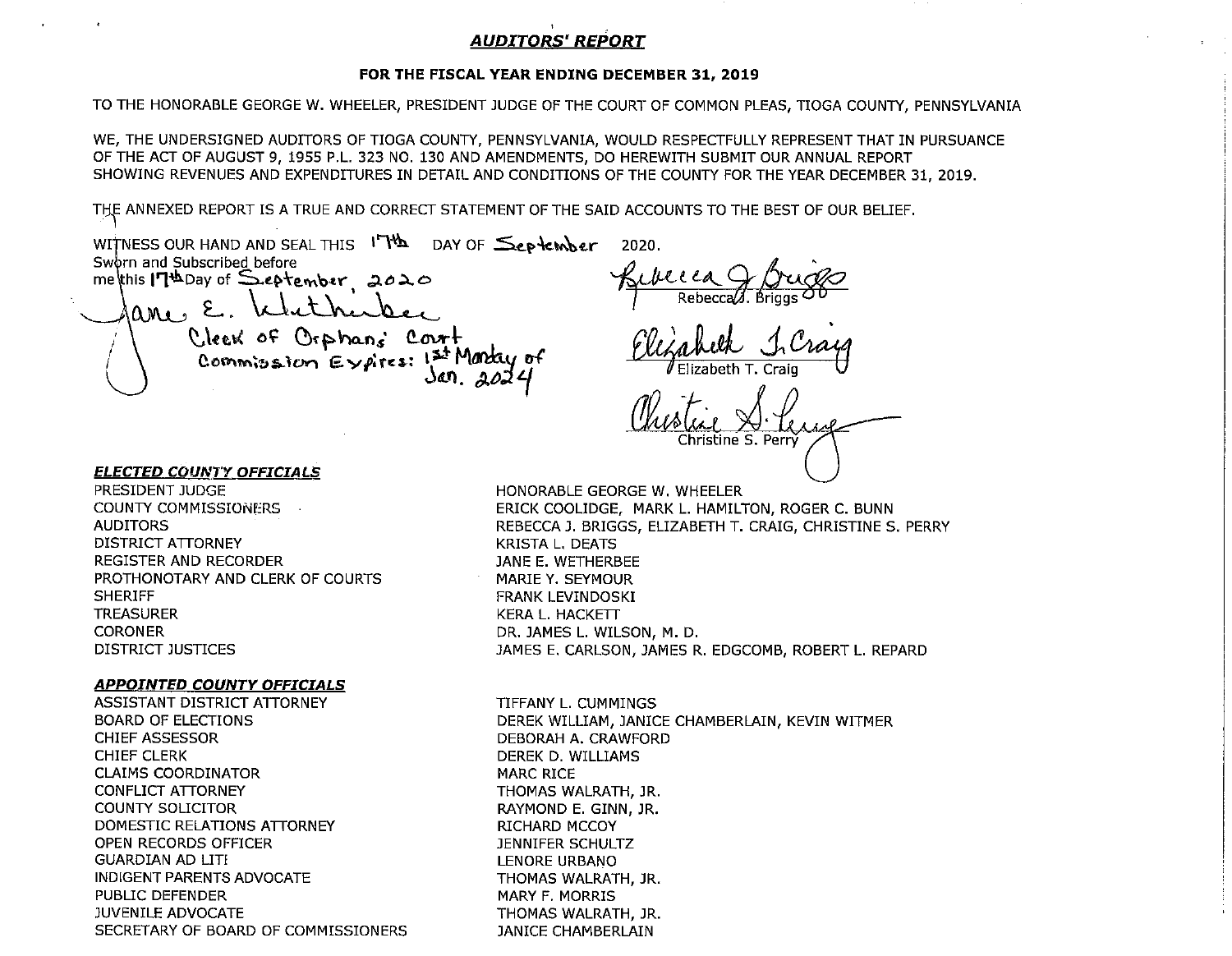## ***AUDITORS' REPORT***

**FOR THE FISCAL YEAR ENDING DECEMBER 31, 2019**

TO THE HONORABLE GEORGE W. WHEELER, PRESIDENT JUDGE OF THE COURT OF COMMON PLEAS, TIOGA COUNTY, PENNSYLVANIA

WE, THE UNDERSIGNED AUDITORS OF TIOGA COUNTY, PENNSYLVANIA, WOULD RESPECTFULLY REPRESENT THAT IN PURSUANCE OF THE ACT OF AUGUST 9, 1955 P.L. 323 NO. 130 AND AMENDMENTS, DO HEREWITH SUBMIT OUR ANNUAL REPORT SHOWING REVENUES AND EXPENDITURES IN DETAIL AND CONDITIONS OF THE COUNTY FOR THE YEAR DECEMBER 31, 2019.

THE ANNEXED REPORT IS A TRUE AND CORRECT STATEMENT OF THE SAID ACCOUNTS TO THE BEST OF OUR BELIEF.

WITNESS OUR HAND AND SEAL THIS 17th DAY OF September 2020.

Sworn and Subscribed before me this 17th Day of September, 2020

Jane E. Wetherbee
Clerk of Orphans' Court
Commission Expires: 1st Monday of Jan. 2024

Rebecca J. Briggs

Elizabeth T. Craig

Christine S. Perry

***ELECTED COUNTY OFFICIALS***

| | |
|---|---|
| PRESIDENT JUDGE | HONORABLE GEORGE W. WHEELER |
| COUNTY COMMISSIONERS | ERICK COOLIDGE, MARK L. HAMILTON, ROGER C. BUNN |
| AUDITORS | REBECCA J. BRIGGS, ELIZABETH T. CRAIG, CHRISTINE S. PERRY |
| DISTRICT ATTORNEY | KRISTA L. DEATS |
| REGISTER AND RECORDER | JANE E. WETHERBEE |
| PROTHONOTARY AND CLERK OF COURTS | MARIE Y. SEYMOUR |
| SHERIFF | FRANK LEVINDOSKI |
| TREASURER | KERA L. HACKETT |
| CORONER | DR. JAMES L. WILSON, M. D. |
| DISTRICT JUSTICES | JAMES E. CARLSON, JAMES R. EDGCOMB, ROBERT L. REPARD |

***APPOINTED COUNTY OFFICIALS***

| | |
|---|---|
| ASSISTANT DISTRICT ATTORNEY | TIFFANY L. CUMMINGS |
| BOARD OF ELECTIONS | DEREK WILLIAM, JANICE CHAMBERLAIN, KEVIN WITMER |
| CHIEF ASSESSOR | DEBORAH A. CRAWFORD |
| CHIEF CLERK | DEREK D. WILLIAMS |
| CLAIMS COORDINATOR | MARC RICE |
| CONFLICT ATTORNEY | THOMAS WALRATH, JR. |
| COUNTY SOLICITOR | RAYMOND E. GINN, JR. |
| DOMESTIC RELATIONS ATTORNEY | RICHARD MCCOY |
| OPEN RECORDS OFFICER | JENNIFER SCHULTZ |
| GUARDIAN AD LITI | LENORE URBANO |
| INDIGENT PARENTS ADVOCATE | THOMAS WALRATH, JR. |
| PUBLIC DEFENDER | MARY F. MORRIS |
| JUVENILE ADVOCATE | THOMAS WALRATH, JR. |
| SECRETARY OF BOARD OF COMMISSIONERS | JANICE CHAMBERLAIN |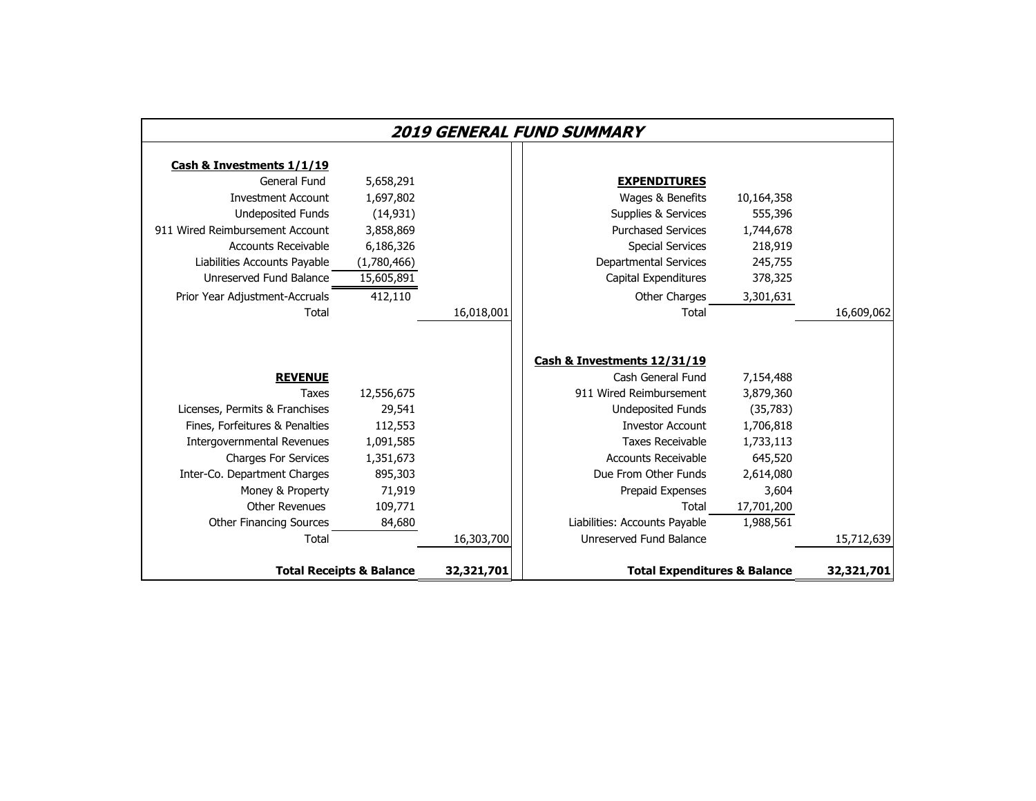## *2019 GENERAL FUND SUMMARY*

| | | | | | |
|---|---|---|---|---|---|
| **Cash & Investments 1/1/19** | | | | | |
| General Fund | 5,658,291 | | **EXPENDITURES** | | |
| Investment Account | 1,697,802 | | Wages & Benefits | 10,164,358 | |
| Undeposited Funds | (14,931) | | Supplies & Services | 555,396 | |
| 911 Wired Reimbursement Account | 3,858,869 | | Purchased Services | 1,744,678 | |
| Accounts Receivable | 6,186,326 | | Special Services | 218,919 | |
| Liabilities Accounts Payable | (1,780,466) | | Departmental Services | 245,755 | |
| Unreserved Fund Balance | 15,605,891 | | Capital Expenditures | 378,325 | |
| Prior Year Adjustment-Accruals | 412,110 | | Other Charges | 3,301,631 | |
| Total | | 16,018,001 | Total | | 16,609,062 |
| | | | **Cash & Investments 12/31/19** | | |
| **REVENUE** | | | Cash General Fund | 7,154,488 | |
| Taxes | 12,556,675 | | 911 Wired Reimbursement | 3,879,360 | |
| Licenses, Permits & Franchises | 29,541 | | Undeposited Funds | (35,783) | |
| Fines, Forfeitures & Penalties | 112,553 | | Investor Account | 1,706,818 | |
| Intergovernmental Revenues | 1,091,585 | | Taxes Receivable | 1,733,113 | |
| Charges For Services | 1,351,673 | | Accounts Receivable | 645,520 | |
| Inter-Co. Department Charges | 895,303 | | Due From Other Funds | 2,614,080 | |
| Money & Property | 71,919 | | Prepaid Expenses | 3,604 | |
| Other Revenues | 109,771 | | Total | 17,701,200 | |
| Other Financing Sources | 84,680 | | Liabilities: Accounts Payable | 1,988,561 | |
| Total | | 16,303,700 | Unreserved Fund Balance | | 15,712,639 |
| **Total Receipts & Balance** | | **32,321,701** | **Total Expenditures & Balance** | | **32,321,701** |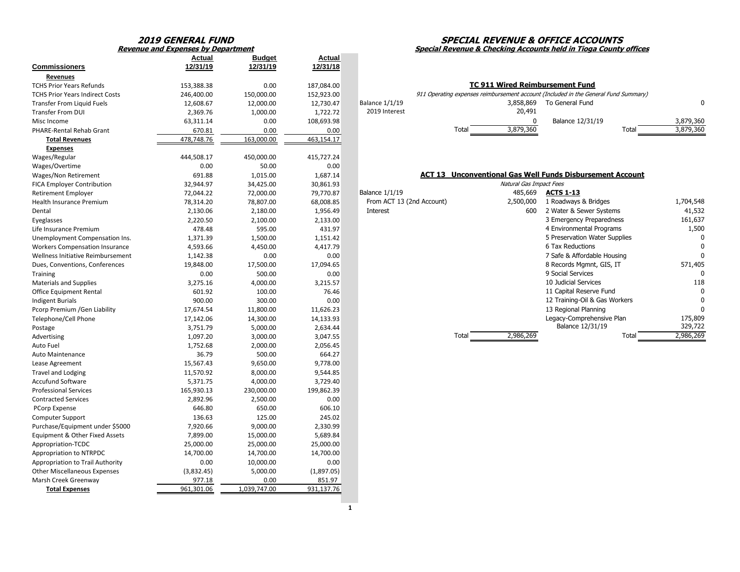# 2019 GENERAL FUND

***Revenue and Expenses by Department***

| Commissioners | Actual 12/31/19 | Budget 12/31/19 | Actual 12/31/18 |
|---|---|---|---|
| **Revenues** | | | |
| TCHS Prior Years Refunds | 153,388.38 | 0.00 | 187,084.00 |
| TCHS Prior Years Indirect Costs | 246,400.00 | 150,000.00 | 152,923.00 |
| Transfer From Liquid Fuels | 12,608.67 | 12,000.00 | 12,730.47 |
| Transfer From DUI | 2,369.76 | 1,000.00 | 1,722.72 |
| Misc Income | 63,311.14 | 0.00 | 108,693.98 |
| PHARE-Rental Rehab Grant | 670.81 | 0.00 | 0.00 |
| **Total Revenues** | 478,748.76 | 163,000.00 | 463,154.17 |
| **Expenses** | | | |
| Wages/Regular | 444,508.17 | 450,000.00 | 415,727.24 |
| Wages/Overtime | 0.00 | 50.00 | 0.00 |
| Wages/Non Retirement | 691.88 | 1,015.00 | 1,687.14 |
| FICA Employer Contribution | 32,944.97 | 34,425.00 | 30,861.93 |
| Retirement Employer | 72,044.22 | 72,000.00 | 79,770.87 |
| Health Insurance Premium | 78,314.20 | 78,807.00 | 68,008.85 |
| Dental | 2,130.06 | 2,180.00 | 1,956.49 |
| Eyeglasses | 2,220.50 | 2,100.00 | 2,133.00 |
| Life Insurance Premium | 478.48 | 595.00 | 431.97 |
| Unemployment Compensation Ins. | 1,371.39 | 1,500.00 | 1,151.42 |
| Workers Compensation Insurance | 4,593.66 | 4,450.00 | 4,417.79 |
| Wellness Initiative Reimbursement | 1,142.38 | 0.00 | 0.00 |
| Dues, Conventions, Conferences | 19,848.00 | 17,500.00 | 17,094.65 |
| Training | 0.00 | 500.00 | 0.00 |
| Materials and Supplies | 3,275.16 | 4,000.00 | 3,215.57 |
| Office Equipment Rental | 601.92 | 100.00 | 76.46 |
| Indigent Burials | 900.00 | 300.00 | 0.00 |
| Pcorp Premium /Gen Liability | 17,674.54 | 11,800.00 | 11,626.23 |
| Telephone/Cell Phone | 17,142.06 | 14,300.00 | 14,133.93 |
| Postage | 3,751.79 | 5,000.00 | 2,634.44 |
| Advertising | 1,097.20 | 3,000.00 | 3,047.55 |
| Auto Fuel | 1,752.68 | 2,000.00 | 2,056.45 |
| Auto Maintenance | 36.79 | 500.00 | 664.27 |
| Lease Agreement | 15,567.43 | 9,650.00 | 9,778.00 |
| Travel and Lodging | 11,570.92 | 8,000.00 | 9,544.85 |
| Accufund Software | 5,371.75 | 4,000.00 | 3,729.40 |
| Professional Services | 165,930.13 | 230,000.00 | 199,862.39 |
| Contracted Services | 2,892.96 | 2,500.00 | 0.00 |
| PCorp Expense | 646.80 | 650.00 | 606.10 |
| Computer Support | 136.63 | 125.00 | 245.02 |
| Purchase/Equipment under $5000 | 7,920.66 | 9,000.00 | 2,330.99 |
| Equipment & Other Fixed Assets | 7,899.00 | 15,000.00 | 5,689.84 |
| Appropriation-TCDC | 25,000.00 | 25,000.00 | 25,000.00 |
| Appropriation to NTRPDC | 14,700.00 | 14,700.00 | 14,700.00 |
| Appropriation to Trail Authority | 0.00 | 10,000.00 | 0.00 |
| Other Miscellaneous Expenses | (3,832.45) | 5,000.00 | (1,897.05) |
| Marsh Creek Greenway | 977.18 | 0.00 | 851.97 |
| **Total Expenses** | 961,301.06 | 1,039,747.00 | 931,137.76 |

# SPECIAL REVENUE & OFFICE ACCOUNTS

***Special Revenue & Checking Accounts held in Tioga County offices***

## TC 911 Wired Reimbursement Fund

*911 Operating expenses reimbursement account (Included in the General Fund Summary)*

| | | | |
|---|---|---|---|
| Balance 1/1/19 | 3,858,869 | To General Fund | 0 |
| 2019 Interest | 20,491 | | |
| | 0 | Balance 12/31/19 | 3,879,360 |
| Total | 3,879,360 | Total | 3,879,360 |

## ACT 13 Unconventional Gas Well Funds Disbursement Account

*Natural Gas Impact Fees*

| | | | |
|---|---|---|---|
| Balance 1/1/19 | 485,669 | **ACTS 1-13** | |
| From ACT 13 (2nd Account) | 2,500,000 | 1 Roadways & Bridges | 1,704,548 |
| Interest | 600 | 2 Water & Sewer Systems | 41,532 |
| | | 3 Emergency Preparedness | 161,637 |
| | | 4 Environmental Programs | 1,500 |
| | | 5 Preservation Water Supplies | 0 |
| | | 6 Tax Reductions | 0 |
| | | 7 Safe & Affordable Housing | 0 |
| | | 8 Records Mgmnt, GIS, IT | 571,405 |
| | | 9 Social Services | 0 |
| | | 10 Judicial Services | 118 |
| | | 11 Capital Reserve Fund | 0 |
| | | 12 Training-Oil & Gas Workers | 0 |
| | | 13 Regional Planning | 0 |
| | | Legacy-Comprehensive Plan | 175,809 |
| | | Balance 12/31/19 | 329,722 |
| Total | 2,986,269 | Total | 2,986,269 |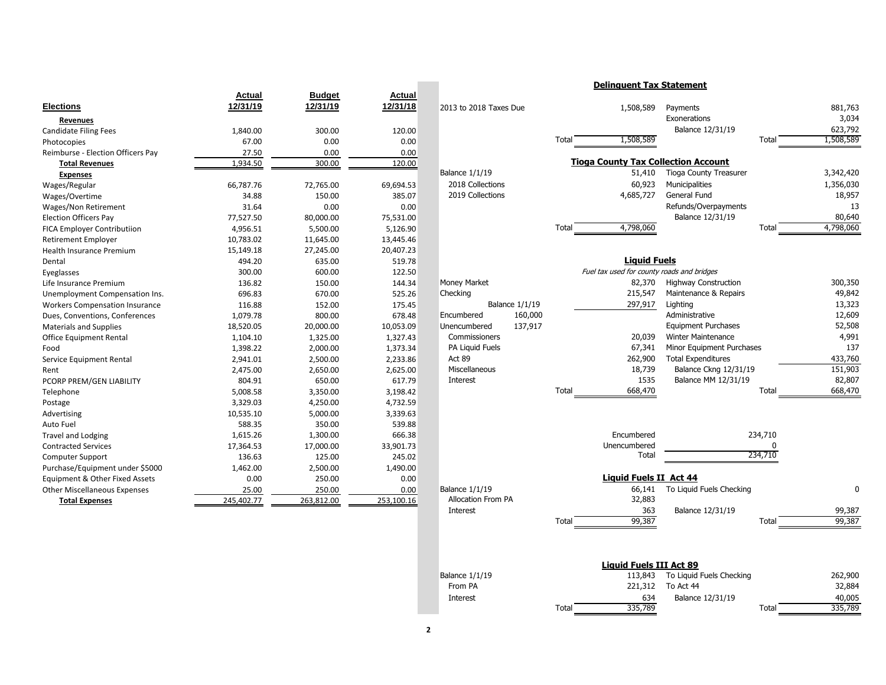## Elections

| Elections | Actual 12/31/19 | Budget 12/31/19 | Actual 12/31/18 |
|---|---|---|---|
| **Revenues** | | | |
| Candidate Filing Fees | 1,840.00 | 300.00 | 120.00 |
| Photocopies | 67.00 | 0.00 | 0.00 |
| Reimburse - Election Officers Pay | 27.50 | 0.00 | 0.00 |
| **Total Revenues** | 1,934.50 | 300.00 | 120.00 |
| **Expenses** | | | |
| Wages/Regular | 66,787.76 | 72,765.00 | 69,694.53 |
| Wages/Overtime | 34.88 | 150.00 | 385.07 |
| Wages/Non Retirement | 31.64 | 0.00 | 0.00 |
| Election Officers Pay | 77,527.50 | 80,000.00 | 75,531.00 |
| FICA Employer Contributiion | 4,956.51 | 5,500.00 | 5,126.90 |
| Retirement Employer | 10,783.02 | 11,645.00 | 13,445.46 |
| Health Insurance Premium | 15,149.18 | 27,245.00 | 20,407.23 |
| Dental | 494.20 | 635.00 | 519.78 |
| Eyeglasses | 300.00 | 600.00 | 122.50 |
| Life Insurance Premium | 136.82 | 150.00 | 144.34 |
| Unemployment Compensation Ins. | 696.83 | 670.00 | 525.26 |
| Workers Compensation Insurance | 116.88 | 152.00 | 175.45 |
| Dues, Conventions, Conferences | 1,079.78 | 800.00 | 678.48 |
| Materials and Supplies | 18,520.05 | 20,000.00 | 10,053.09 |
| Office Equipment Rental | 1,104.10 | 1,325.00 | 1,327.43 |
| Food | 1,398.22 | 2,000.00 | 1,373.34 |
| Service Equipment Rental | 2,941.01 | 2,500.00 | 2,233.86 |
| Rent | 2,475.00 | 2,650.00 | 2,625.00 |
| PCORP PREM/GEN LIABILITY | 804.91 | 650.00 | 617.79 |
| Telephone | 5,008.58 | 3,350.00 | 3,198.42 |
| Postage | 3,329.03 | 4,250.00 | 4,732.59 |
| Advertising | 10,535.10 | 5,000.00 | 3,339.63 |
| Auto Fuel | 588.35 | 350.00 | 539.88 |
| Travel and Lodging | 1,615.26 | 1,300.00 | 666.38 |
| Contracted Services | 17,364.53 | 17,000.00 | 33,901.73 |
| Computer Support | 136.63 | 125.00 | 245.02 |
| Purchase/Equipment under $5000 | 1,462.00 | 2,500.00 | 1,490.00 |
| Equipment & Other Fixed Assets | 0.00 | 250.00 | 0.00 |
| Other Miscellaneous Expenses | 25.00 | 250.00 | 0.00 |
| **Total Expenses** | 245,402.77 | 263,812.00 | 253,100.16 |

## Delinquent Tax Statement

| | | | |
|---|---|---|---|
| 2013 to 2018 Taxes Due | 1,508,589 | Payments | 881,763 |
| | | Exonerations | 3,034 |
| | | Balance 12/31/19 | 623,792 |
| Total | 1,508,589 | Total | 1,508,589 |

## Tioga County Tax Collection Account

| | | | |
|---|---|---|---|
| Balance 1/1/19 | 51,410 | Tioga County Treasurer | 3,342,420 |
| 2018 Collections | 60,923 | Municipalities | 1,356,030 |
| 2019 Collections | 4,685,727 | General Fund | 18,957 |
| | | Refunds/Overpayments | 13 |
| | | Balance 12/31/19 | 80,640 |
| Total | 4,798,060 | Total | 4,798,060 |

## Liquid Fuels

*Fuel tax used for county roads and bridges*

| | | | | |
|---|---|---|---|---|
| Money Market | | 82,370 | Highway Construction | 300,350 |
| Checking | | 215,547 | Maintenance & Repairs | 49,842 |
| Balance 1/1/19 | | 297,917 | Lighting | 13,323 |
| Encumbered | 160,000 | | Administrative | 12,609 |
| Unencumbered | 137,917 | | Equipment Purchases | 52,508 |
| Commissioners | | 20,039 | Winter Maintenance | 4,991 |
| PA Liquid Fuels | | 67,341 | Minor Equipment Purchases | 137 |
| Act 89 | | 262,900 | Total Expenditures | 433,760 |
| Miscellaneous | | 18,739 | Balance Ckng 12/31/19 | 151,903 |
| Interest | | 1535 | Balance MM 12/31/19 | 82,807 |
| Total | | 668,470 | Total | 668,470 |

| | |
|---|---|
| Encumbered | 234,710 |
| Unencumbered | 0 |
| Total | 234,710 |

## Liquid Fuels II Act 44

| | | | |
|---|---|---|---|
| Balance 1/1/19 | 66,141 | To Liquid Fuels Checking | 0 |
| Allocation From PA | 32,883 | | |
| Interest | 363 | Balance 12/31/19 | 99,387 |
| Total | 99,387 | Total | 99,387 |

## Liquid Fuels III Act 89

| | | | |
|---|---|---|---|
| Balance 1/1/19 | 113,843 | To Liquid Fuels Checking | 262,900 |
| From PA | 221,312 | To Act 44 | 32,884 |
| Interest | 634 | Balance 12/31/19 | 40,005 |
| Total | 335,789 | Total | 335,789 |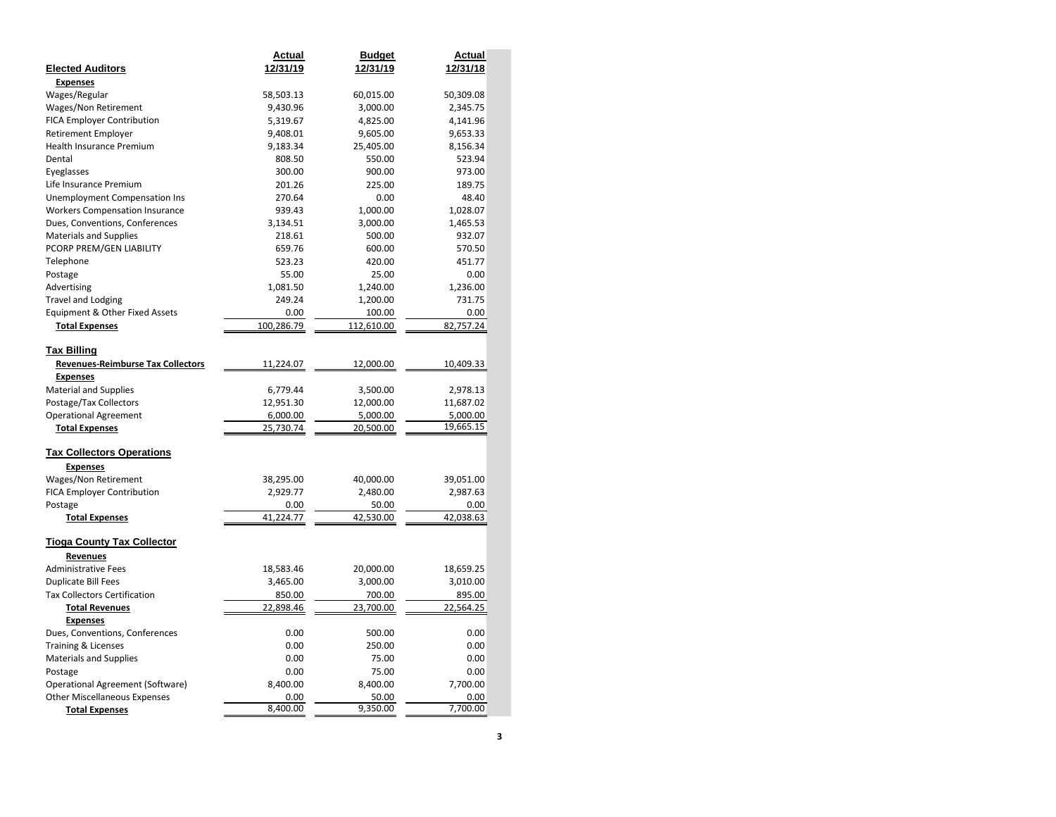| | Actual 12/31/19 | Budget 12/31/19 | Actual 12/31/18 |
|---|---|---|---|
| **Elected Auditors** | | | |
| **Expenses** | | | |
| Wages/Regular | 58,503.13 | 60,015.00 | 50,309.08 |
| Wages/Non Retirement | 9,430.96 | 3,000.00 | 2,345.75 |
| FICA Employer Contribution | 5,319.67 | 4,825.00 | 4,141.96 |
| Retirement Employer | 9,408.01 | 9,605.00 | 9,653.33 |
| Health Insurance Premium | 9,183.34 | 25,405.00 | 8,156.34 |
| Dental | 808.50 | 550.00 | 523.94 |
| Eyeglasses | 300.00 | 900.00 | 973.00 |
| Life Insurance Premium | 201.26 | 225.00 | 189.75 |
| Unemployment Compensation Ins | 270.64 | 0.00 | 48.40 |
| Workers Compensation Insurance | 939.43 | 1,000.00 | 1,028.07 |
| Dues, Conventions, Conferences | 3,134.51 | 3,000.00 | 1,465.53 |
| Materials and Supplies | 218.61 | 500.00 | 932.07 |
| PCORP PREM/GEN LIABILITY | 659.76 | 600.00 | 570.50 |
| Telephone | 523.23 | 420.00 | 451.77 |
| Postage | 55.00 | 25.00 | 0.00 |
| Advertising | 1,081.50 | 1,240.00 | 1,236.00 |
| Travel and Lodging | 249.24 | 1,200.00 | 731.75 |
| Equipment & Other Fixed Assets | 0.00 | 100.00 | 0.00 |
| **Total Expenses** | 100,286.79 | 112,610.00 | 82,757.24 |
| | | | |
| **Tax Billing** | | | |
| **Revenues-Reimburse Tax Collectors** | 11,224.07 | 12,000.00 | 10,409.33 |
| **Expenses** | | | |
| Material and Supplies | 6,779.44 | 3,500.00 | 2,978.13 |
| Postage/Tax Collectors | 12,951.30 | 12,000.00 | 11,687.02 |
| Operational Agreement | 6,000.00 | 5,000.00 | 5,000.00 |
| **Total Expenses** | 25,730.74 | 20,500.00 | 19,665.15 |
| | | | |
| **Tax Collectors Operations** | | | |
| **Expenses** | | | |
| Wages/Non Retirement | 38,295.00 | 40,000.00 | 39,051.00 |
| FICA Employer Contribution | 2,929.77 | 2,480.00 | 2,987.63 |
| Postage | 0.00 | 50.00 | 0.00 |
| **Total Expenses** | 41,224.77 | 42,530.00 | 42,038.63 |
| | | | |
| **Tioga County Tax Collector** | | | |
| **Revenues** | | | |
| Administrative Fees | 18,583.46 | 20,000.00 | 18,659.25 |
| Duplicate Bill Fees | 3,465.00 | 3,000.00 | 3,010.00 |
| Tax Collectors Certification | 850.00 | 700.00 | 895.00 |
| **Total Revenues** | 22,898.46 | 23,700.00 | 22,564.25 |
| **Expenses** | | | |
| Dues, Conventions, Conferences | 0.00 | 500.00 | 0.00 |
| Training & Licenses | 0.00 | 250.00 | 0.00 |
| Materials and Supplies | 0.00 | 75.00 | 0.00 |
| Postage | 0.00 | 75.00 | 0.00 |
| Operational Agreement (Software) | 8,400.00 | 8,400.00 | 7,700.00 |
| Other Miscellaneous Expenses | 0.00 | 50.00 | 0.00 |
| **Total Expenses** | 8,400.00 | 9,350.00 | 7,700.00 |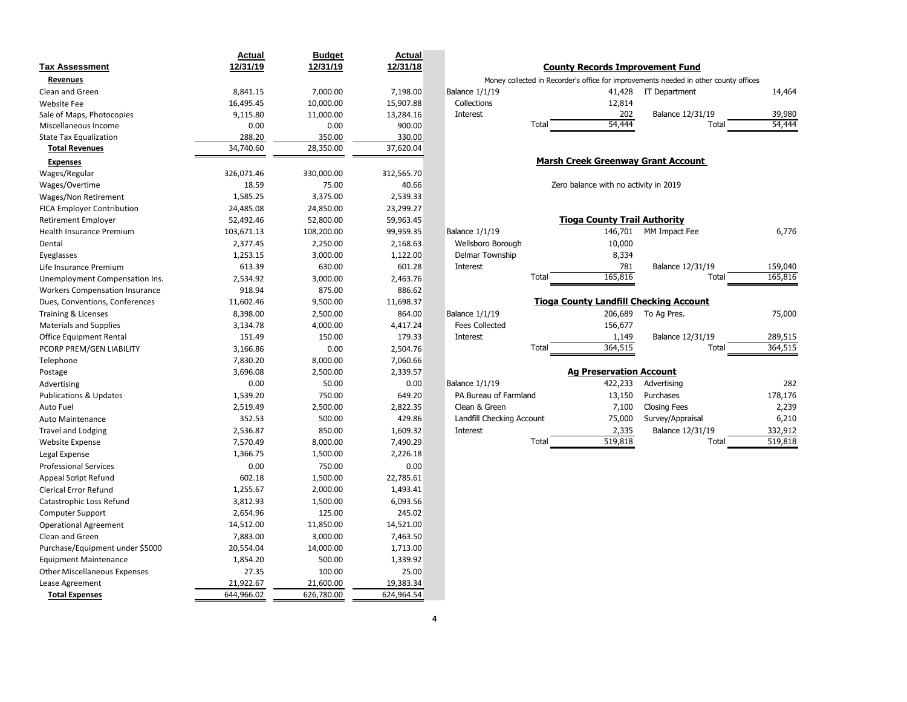| Tax Assessment | Actual 12/31/19 | Budget 12/31/19 | Actual 12/31/18 |
|---|---|---|---|
| **Revenues** | | | |
| Clean and Green | 8,841.15 | 7,000.00 | 7,198.00 |
| Website Fee | 16,495.45 | 10,000.00 | 15,907.88 |
| Sale of Maps, Photocopies | 9,115.80 | 11,000.00 | 13,284.16 |
| Miscellaneous Income | 0.00 | 0.00 | 900.00 |
| State Tax Equalization | 288.20 | 350.00 | 330.00 |
| **Total Revenues** | 34,740.60 | 28,350.00 | 37,620.04 |
| **Expenses** | | | |
| Wages/Regular | 326,071.46 | 330,000.00 | 312,565.70 |
| Wages/Overtime | 18.59 | 75.00 | 40.66 |
| Wages/Non Retirement | 1,585.25 | 3,375.00 | 2,539.33 |
| FICA Employer Contribution | 24,485.08 | 24,850.00 | 23,299.27 |
| Retirement Employer | 52,492.46 | 52,800.00 | 59,963.45 |
| Health Insurance Premium | 103,671.13 | 108,200.00 | 99,959.35 |
| Dental | 2,377.45 | 2,250.00 | 2,168.63 |
| Eyeglasses | 1,253.15 | 3,000.00 | 1,122.00 |
| Life Insurance Premium | 613.39 | 630.00 | 601.28 |
| Unemployment Compensation Ins. | 2,534.92 | 3,000.00 | 2,463.76 |
| Workers Compensation Insurance | 918.94 | 875.00 | 886.62 |
| Dues, Conventions, Conferences | 11,602.46 | 9,500.00 | 11,698.37 |
| Training & Licenses | 8,398.00 | 2,500.00 | 864.00 |
| Materials and Supplies | 3,134.78 | 4,000.00 | 4,417.24 |
| Office Equipment Rental | 151.49 | 150.00 | 179.33 |
| PCORP PREM/GEN LIABILITY | 3,166.86 | 0.00 | 2,504.76 |
| Telephone | 7,830.20 | 8,000.00 | 7,060.66 |
| Postage | 3,696.08 | 2,500.00 | 2,339.57 |
| Advertising | 0.00 | 50.00 | 0.00 |
| Publications & Updates | 1,539.20 | 750.00 | 649.20 |
| Auto Fuel | 2,519.49 | 2,500.00 | 2,822.35 |
| Auto Maintenance | 352.53 | 500.00 | 429.86 |
| Travel and Lodging | 2,536.87 | 850.00 | 1,609.32 |
| Website Expense | 7,570.49 | 8,000.00 | 7,490.29 |
| Legal Expense | 1,366.75 | 1,500.00 | 2,226.18 |
| Professional Services | 0.00 | 750.00 | 0.00 |
| Appeal Script Refund | 602.18 | 1,500.00 | 22,785.61 |
| Clerical Error Refund | 1,255.67 | 2,000.00 | 1,493.41 |
| Catastrophic Loss Refund | 3,812.93 | 1,500.00 | 6,093.56 |
| Computer Support | 2,654.96 | 125.00 | 245.02 |
| Operational Agreement | 14,512.00 | 11,850.00 | 14,521.00 |
| Clean and Green | 7,883.00 | 3,000.00 | 7,463.50 |
| Purchase/Equipment under $5000 | 20,554.04 | 14,000.00 | 1,713.00 |
| Equipment Maintenance | 1,854.20 | 500.00 | 1,339.92 |
| Other Miscellaneous Expenses | 27.35 | 100.00 | 25.00 |
| Lease Agreement | 21,922.67 | 21,600.00 | 19,383.34 |
| **Total Expenses** | 644,966.02 | 626,780.00 | 624,964.54 |

### County Records Improvement Fund

Money collected in Recorder's office for improvements needed in other county offices

| | | | |
|---|---|---|---|
| Balance 1/1/19 | 41,428 | IT Department | 14,464 |
| Collections | 12,814 | | |
| Interest | 202 | Balance 12/31/19 | 39,980 |
| Total | 54,444 | Total | 54,444 |

### Marsh Creek Greenway Grant Account

Zero balance with no activity in 2019

### Tioga County Trail Authority

| | | | |
|---|---|---|---|
| Balance 1/1/19 | 146,701 | MM Impact Fee | 6,776 |
| Wellsboro Borough | 10,000 | | |
| Delmar Township | 8,334 | | |
| Interest | 781 | Balance 12/31/19 | 159,040 |
| Total | 165,816 | Total | 165,816 |

### Tioga County Landfill Checking Account

| | | | |
|---|---|---|---|
| Balance 1/1/19 | 206,689 | To Ag Pres. | 75,000 |
| Fees Collected | 156,677 | | |
| Interest | 1,149 | Balance 12/31/19 | 289,515 |
| Total | 364,515 | Total | 364,515 |

### Ag Preservation Account

| | | | |
|---|---|---|---|
| Balance 1/1/19 | 422,233 | Advertising | 282 |
| PA Bureau of Farmland | 13,150 | Purchases | 178,176 |
| Clean & Green | 7,100 | Closing Fees | 2,239 |
| Landfill Checking Account | 75,000 | Survey/Appraisal | 6,210 |
| Interest | 2,335 | Balance 12/31/19 | 332,912 |
| Total | 519,818 | Total | 519,818 |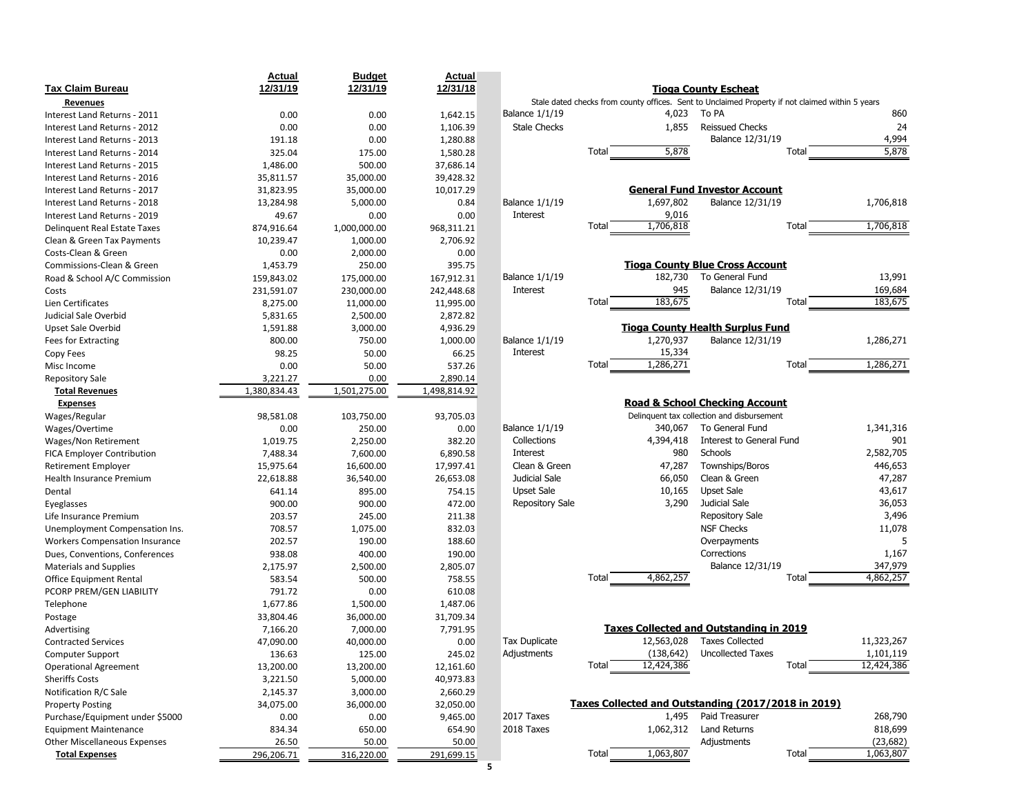## Tax Claim Bureau

| Tax Claim Bureau | Actual 12/31/19 | Budget 12/31/19 | Actual 12/31/18 |
|---|---|---|---|
| **Revenues** | | | |
| Interest Land Returns - 2011 | 0.00 | 0.00 | 1,642.15 |
| Interest Land Returns - 2012 | 0.00 | 0.00 | 1,106.39 |
| Interest Land Returns - 2013 | 191.18 | 0.00 | 1,280.88 |
| Interest Land Returns - 2014 | 325.04 | 175.00 | 1,580.28 |
| Interest Land Returns - 2015 | 1,486.00 | 500.00 | 37,686.14 |
| Interest Land Returns - 2016 | 35,811.57 | 35,000.00 | 39,428.32 |
| Interest Land Returns - 2017 | 31,823.95 | 35,000.00 | 10,017.29 |
| Interest Land Returns - 2018 | 13,284.98 | 5,000.00 | 0.84 |
| Interest Land Returns - 2019 | 49.67 | 0.00 | 0.00 |
| Delinquent Real Estate Taxes | 874,916.64 | 1,000,000.00 | 968,311.21 |
| Clean & Green Tax Payments | 10,239.47 | 1,000.00 | 2,706.92 |
| Costs-Clean & Green | 0.00 | 2,000.00 | 0.00 |
| Commissions-Clean & Green | 1,453.79 | 250.00 | 395.75 |
| Road & School A/C Commission | 159,843.02 | 175,000.00 | 167,912.31 |
| Costs | 231,591.07 | 230,000.00 | 242,448.68 |
| Lien Certificates | 8,275.00 | 11,000.00 | 11,995.00 |
| Judicial Sale Overbid | 5,831.65 | 2,500.00 | 2,872.82 |
| Upset Sale Overbid | 1,591.88 | 3,000.00 | 4,936.29 |
| Fees for Extracting | 800.00 | 750.00 | 1,000.00 |
| Copy Fees | 98.25 | 50.00 | 66.25 |
| Misc Income | 0.00 | 50.00 | 537.26 |
| Repository Sale | 3,221.27 | 0.00 | 2,890.14 |
| **Total Revenues** | 1,380,834.43 | 1,501,275.00 | 1,498,814.92 |
| **Expenses** | | | |
| Wages/Regular | 98,581.08 | 103,750.00 | 93,705.03 |
| Wages/Overtime | 0.00 | 250.00 | 0.00 |
| Wages/Non Retirement | 1,019.75 | 2,250.00 | 382.20 |
| FICA Employer Contribution | 7,488.34 | 7,600.00 | 6,890.58 |
| Retirement Employer | 15,975.64 | 16,600.00 | 17,997.41 |
| Health Insurance Premium | 22,618.88 | 36,540.00 | 26,653.08 |
| Dental | 641.14 | 895.00 | 754.15 |
| Eyeglasses | 900.00 | 900.00 | 472.00 |
| Life Insurance Premium | 203.57 | 245.00 | 211.38 |
| Unemployment Compensation Ins. | 708.57 | 1,075.00 | 832.03 |
| Workers Compensation Insurance | 202.57 | 190.00 | 188.60 |
| Dues, Conventions, Conferences | 938.08 | 400.00 | 190.00 |
| Materials and Supplies | 2,175.97 | 2,500.00 | 2,805.07 |
| Office Equipment Rental | 583.54 | 500.00 | 758.55 |
| PCORP PREM/GEN LIABILITY | 791.72 | 0.00 | 610.08 |
| Telephone | 1,677.86 | 1,500.00 | 1,487.06 |
| Postage | 33,804.46 | 36,000.00 | 31,709.34 |
| Advertising | 7,166.20 | 7,000.00 | 7,791.95 |
| Contracted Services | 47,090.00 | 40,000.00 | 0.00 |
| Computer Support | 136.63 | 125.00 | 245.02 |
| Operational Agreement | 13,200.00 | 13,200.00 | 12,161.60 |
| Sheriffs Costs | 3,221.50 | 5,000.00 | 40,973.83 |
| Notification R/C Sale | 2,145.37 | 3,000.00 | 2,660.29 |
| Property Posting | 34,075.00 | 36,000.00 | 32,050.00 |
| Purchase/Equipment under $5000 | 0.00 | 0.00 | 9,465.00 |
| Equipment Maintenance | 834.34 | 650.00 | 654.90 |
| Other Miscellaneous Expenses | 26.50 | 50.00 | 50.00 |
| **Total Expenses** | 296,206.71 | 316,220.00 | 291,699.15 |

### Tioga County Escheat

Stale dated checks from county offices. Sent to Unclaimed Property if not claimed within 5 years

| | | | |
|---|---|---|---|
| Balance 1/1/19 | 4,023 | To PA | 860 |
| Stale Checks | 1,855 | Reissued Checks | 24 |
| | | Balance 12/31/19 | 4,994 |
| Total | 5,878 | Total | 5,878 |

### General Fund Investor Account

| | | | |
|---|---|---|---|
| Balance 1/1/19 | 1,697,802 | Balance 12/31/19 | 1,706,818 |
| Interest | 9,016 | | |
| Total | 1,706,818 | Total | 1,706,818 |

### Tioga County Blue Cross Account

| | | | |
|---|---|---|---|
| Balance 1/1/19 | 182,730 | To General Fund | 13,991 |
| Interest | 945 | Balance 12/31/19 | 169,684 |
| Total | 183,675 | Total | 183,675 |

### Tioga County Health Surplus Fund

| | | | |
|---|---|---|---|
| Balance 1/1/19 | 1,270,937 | Balance 12/31/19 | 1,286,271 |
| Interest | 15,334 | | |
| Total | 1,286,271 | Total | 1,286,271 |

### Road & School Checking Account

Delinquent tax collection and disbursement

| | | | |
|---|---|---|---|
| Balance 1/1/19 | 340,067 | To General Fund | 1,341,316 |
| Collections | 4,394,418 | Interest to General Fund | 901 |
| Interest | 980 | Schools | 2,582,705 |
| Clean & Green | 47,287 | Townships/Boros | 446,653 |
| Judicial Sale | 66,050 | Clean & Green | 47,287 |
| Upset Sale | 10,165 | Upset Sale | 43,617 |
| Repository Sale | 3,290 | Judicial Sale | 36,053 |
| | | Repository Sale | 3,496 |
| | | NSF Checks | 11,078 |
| | | Overpayments | 5 |
| | | Corrections | 1,167 |
| | | Balance 12/31/19 | 347,979 |
| Total | 4,862,257 | Total | 4,862,257 |

### Taxes Collected and Outstanding in 2019

| | | | |
|---|---|---|---|
| Tax Duplicate | 12,563,028 | Taxes Collected | 11,323,267 |
| Adjustments | (138,642) | Uncollected Taxes | 1,101,119 |
| Total | 12,424,386 | Total | 12,424,386 |

### Taxes Collected and Outstanding (2017/2018 in 2019)

| | | | |
|---|---|---|---|
| 2017 Taxes | 1,495 | Paid Treasurer | 268,790 |
| 2018 Taxes | 1,062,312 | Land Returns | 818,699 |
| | | Adjustments | (23,682) |
| Total | 1,063,807 | Total | 1,063,807 |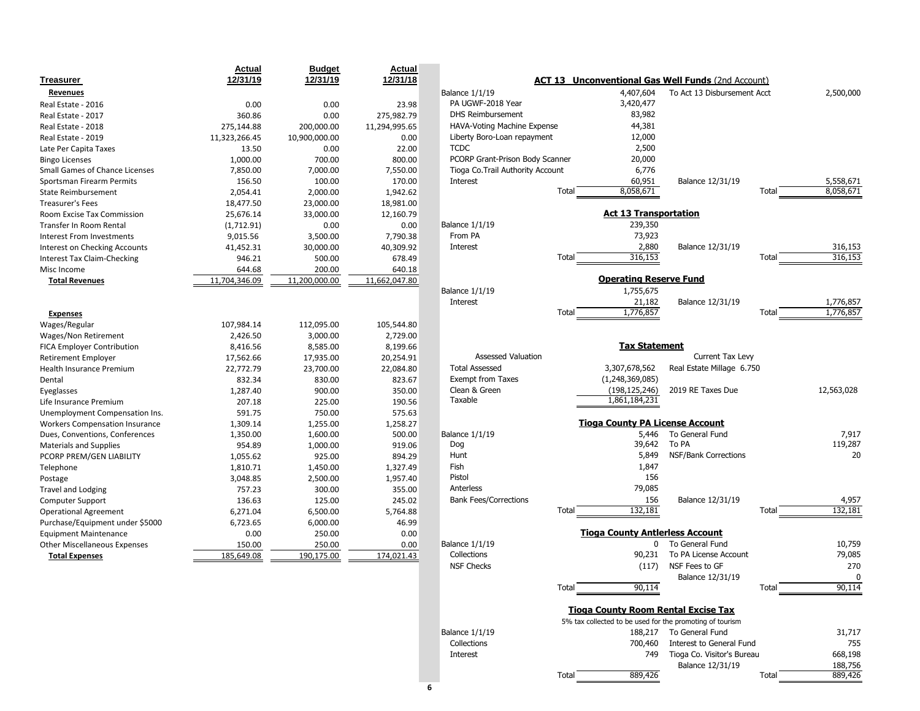## Treasurer

| Treasurer | Actual 12/31/19 | Budget 12/31/19 | Actual 12/31/18 |
|---|---|---|---|
| **Revenues** | | | |
| Real Estate - 2016 | 0.00 | 0.00 | 23.98 |
| Real Estate - 2017 | 360.86 | 0.00 | 275,982.79 |
| Real Estate - 2018 | 275,144.88 | 200,000.00 | 11,294,995.65 |
| Real Estate - 2019 | 11,323,266.45 | 10,900,000.00 | 0.00 |
| Late Per Capita Taxes | 13.50 | 0.00 | 22.00 |
| Bingo Licenses | 1,000.00 | 700.00 | 800.00 |
| Small Games of Chance Licenses | 7,850.00 | 7,000.00 | 7,550.00 |
| Sportsman Firearm Permits | 156.50 | 100.00 | 170.00 |
| State Reimbursement | 2,054.41 | 2,000.00 | 1,942.62 |
| Treasurer's Fees | 18,477.50 | 23,000.00 | 18,981.00 |
| Room Excise Tax Commission | 25,676.14 | 33,000.00 | 12,160.79 |
| Transfer In Room Rental | (1,712.91) | 0.00 | 0.00 |
| Interest From Investments | 9,015.56 | 3,500.00 | 7,790.38 |
| Interest on Checking Accounts | 41,452.31 | 30,000.00 | 40,309.92 |
| Interest Tax Claim-Checking | 946.21 | 500.00 | 678.49 |
| Misc Income | 644.68 | 200.00 | 640.18 |
| **Total Revenues** | 11,704,346.09 | 11,200,000.00 | 11,662,047.80 |
| **Expenses** | | | |
| Wages/Regular | 107,984.14 | 112,095.00 | 105,544.80 |
| Wages/Non Retirement | 2,426.50 | 3,000.00 | 2,729.00 |
| FICA Employer Contribution | 8,416.56 | 8,585.00 | 8,199.66 |
| Retirement Employer | 17,562.66 | 17,935.00 | 20,254.91 |
| Health Insurance Premium | 22,772.79 | 23,700.00 | 22,084.80 |
| Dental | 832.34 | 830.00 | 823.67 |
| Eyeglasses | 1,287.40 | 900.00 | 350.00 |
| Life Insurance Premium | 207.18 | 225.00 | 190.56 |
| Unemployment Compensation Ins. | 591.75 | 750.00 | 575.63 |
| Workers Compensation Insurance | 1,309.14 | 1,255.00 | 1,258.27 |
| Dues, Conventions, Conferences | 1,350.00 | 1,600.00 | 500.00 |
| Materials and Supplies | 954.89 | 1,000.00 | 919.06 |
| PCORP PREM/GEN LIABILITY | 1,055.62 | 925.00 | 894.29 |
| Telephone | 1,810.71 | 1,450.00 | 1,327.49 |
| Postage | 3,048.85 | 2,500.00 | 1,957.40 |
| Travel and Lodging | 757.23 | 300.00 | 355.00 |
| Computer Support | 136.63 | 125.00 | 245.02 |
| Operational Agreement | 6,271.04 | 6,500.00 | 5,764.88 |
| Purchase/Equipment under $5000 | 6,723.65 | 6,000.00 | 46.99 |
| Equipment Maintenance | 0.00 | 250.00 | 0.00 |
| Other Miscellaneous Expenses | 150.00 | 250.00 | 0.00 |
| **Total Expenses** | 185,649.08 | 190,175.00 | 174,021.43 |

## ACT 13 Unconventional Gas Well Funds (2nd Account)

| | | | |
|---|---|---|---|
| Balance 1/1/19 | 4,407,604 | To Act 13 Disbursement Acct | 2,500,000 |
| PA UGWF-2018 Year | 3,420,477 | | |
| DHS Reimbursement | 83,982 | | |
| HAVA-Voting Machine Expense | 44,381 | | |
| Liberty Boro-Loan repayment | 12,000 | | |
| TCDC | 2,500 | | |
| PCORP Grant-Prison Body Scanner | 20,000 | | |
| Tioga Co.Trail Authority Account | 6,776 | | |
| Interest | 60,951 | Balance 12/31/19 | 5,558,671 |
| Total | 8,058,671 | Total | 8,058,671 |

## Act 13 Transportation

| | | | |
|---|---|---|---|
| Balance 1/1/19 | 239,350 | | |
| From PA | 73,923 | | |
| Interest | 2,880 | Balance 12/31/19 | 316,153 |
| Total | 316,153 | Total | 316,153 |

## Operating Reserve Fund

| | | | |
|---|---|---|---|
| Balance 1/1/19 | 1,755,675 | | |
| Interest | 21,182 | Balance 12/31/19 | 1,776,857 |
| Total | 1,776,857 | Total | 1,776,857 |

## Tax Statement

| Assessed Valuation | | Current Tax Levy | |
|---|---|---|---|
| Total Assessed | 3,307,678,562 | Real Estate Millage 6.750 | |
| Exempt from Taxes | (1,248,369,085) | | |
| Clean & Green | (198,125,246) | 2019 RE Taxes Due | 12,563,028 |
| Taxable | 1,861,184,231 | | |

## Tioga County PA License Account

| | | | |
|---|---|---|---|
| Balance 1/1/19 | 5,446 | To General Fund | 7,917 |
| Dog | 39,642 | To PA | 119,287 |
| Hunt | 5,849 | NSF/Bank Corrections | 20 |
| Fish | 1,847 | | |
| Pistol | 156 | | |
| Anterless | 79,085 | | |
| Bank Fees/Corrections | 156 | Balance 12/31/19 | 4,957 |
| Total | 132,181 | Total | 132,181 |

## Tioga County Antlerless Account

| | | | |
|---|---|---|---|
| Balance 1/1/19 | 0 | To General Fund | 10,759 |
| Collections | 90,231 | To PA License Account | 79,085 |
| NSF Checks | (117) | NSF Fees to GF | 270 |
| | | Balance 12/31/19 | 0 |
| Total | 90,114 | Total | 90,114 |

## Tioga County Room Rental Excise Tax

5% tax collected to be used for the promoting of tourism

| | | | |
|---|---|---|---|
| Balance 1/1/19 | 188,217 | To General Fund | 31,717 |
| Collections | 700,460 | Interest to General Fund | 755 |
| Interest | 749 | Tioga Co. Visitor's Bureau | 668,198 |
| | | Balance 12/31/19 | 188,756 |
| Total | 889,426 | Total | 889,426 |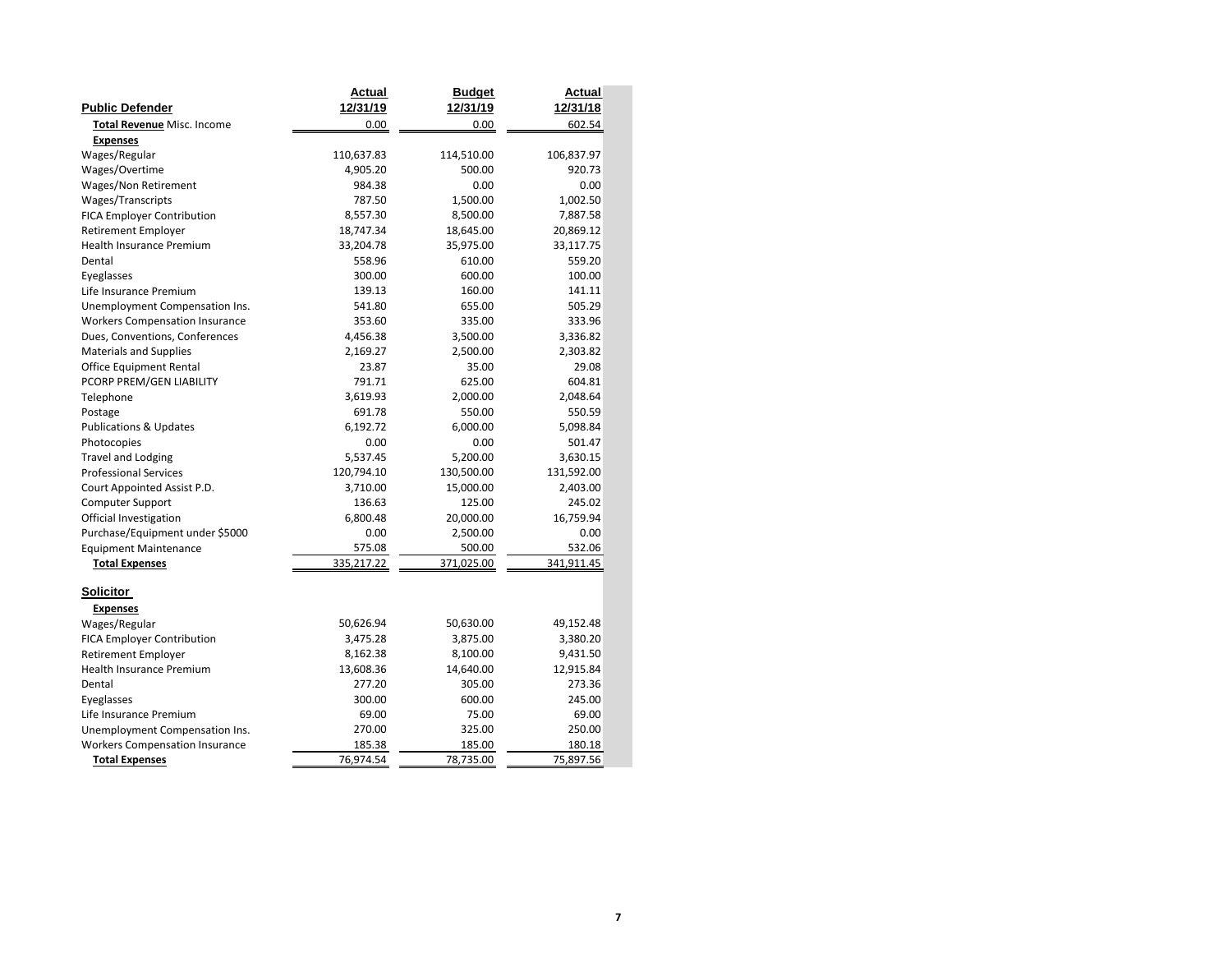| Public Defender | Actual 12/31/19 | Budget 12/31/19 | Actual 12/31/18 |
|---|---|---|---|
| **Total Revenue** Misc. Income | 0.00 | 0.00 | 602.54 |
| **Expenses** | | | |
| Wages/Regular | 110,637.83 | 114,510.00 | 106,837.97 |
| Wages/Overtime | 4,905.20 | 500.00 | 920.73 |
| Wages/Non Retirement | 984.38 | 0.00 | 0.00 |
| Wages/Transcripts | 787.50 | 1,500.00 | 1,002.50 |
| FICA Employer Contribution | 8,557.30 | 8,500.00 | 7,887.58 |
| Retirement Employer | 18,747.34 | 18,645.00 | 20,869.12 |
| Health Insurance Premium | 33,204.78 | 35,975.00 | 33,117.75 |
| Dental | 558.96 | 610.00 | 559.20 |
| Eyeglasses | 300.00 | 600.00 | 100.00 |
| Life Insurance Premium | 139.13 | 160.00 | 141.11 |
| Unemployment Compensation Ins. | 541.80 | 655.00 | 505.29 |
| Workers Compensation Insurance | 353.60 | 335.00 | 333.96 |
| Dues, Conventions, Conferences | 4,456.38 | 3,500.00 | 3,336.82 |
| Materials and Supplies | 2,169.27 | 2,500.00 | 2,303.82 |
| Office Equipment Rental | 23.87 | 35.00 | 29.08 |
| PCORP PREM/GEN LIABILITY | 791.71 | 625.00 | 604.81 |
| Telephone | 3,619.93 | 2,000.00 | 2,048.64 |
| Postage | 691.78 | 550.00 | 550.59 |
| Publications & Updates | 6,192.72 | 6,000.00 | 5,098.84 |
| Photocopies | 0.00 | 0.00 | 501.47 |
| Travel and Lodging | 5,537.45 | 5,200.00 | 3,630.15 |
| Professional Services | 120,794.10 | 130,500.00 | 131,592.00 |
| Court Appointed Assist P.D. | 3,710.00 | 15,000.00 | 2,403.00 |
| Computer Support | 136.63 | 125.00 | 245.02 |
| Official Investigation | 6,800.48 | 20,000.00 | 16,759.94 |
| Purchase/Equipment under $5000 | 0.00 | 2,500.00 | 0.00 |
| Equipment Maintenance | 575.08 | 500.00 | 532.06 |
| **Total Expenses** | 335,217.22 | 371,025.00 | 341,911.45 |

| Solicitor | Actual 12/31/19 | Budget 12/31/19 | Actual 12/31/18 |
|---|---|---|---|
| **Expenses** | | | |
| Wages/Regular | 50,626.94 | 50,630.00 | 49,152.48 |
| FICA Employer Contribution | 3,475.28 | 3,875.00 | 3,380.20 |
| Retirement Employer | 8,162.38 | 8,100.00 | 9,431.50 |
| Health Insurance Premium | 13,608.36 | 14,640.00 | 12,915.84 |
| Dental | 277.20 | 305.00 | 273.36 |
| Eyeglasses | 300.00 | 600.00 | 245.00 |
| Life Insurance Premium | 69.00 | 75.00 | 69.00 |
| Unemployment Compensation Ins. | 270.00 | 325.00 | 250.00 |
| Workers Compensation Insurance | 185.38 | 185.00 | 180.18 |
| **Total Expenses** | 76,974.54 | 78,735.00 | 75,897.56 |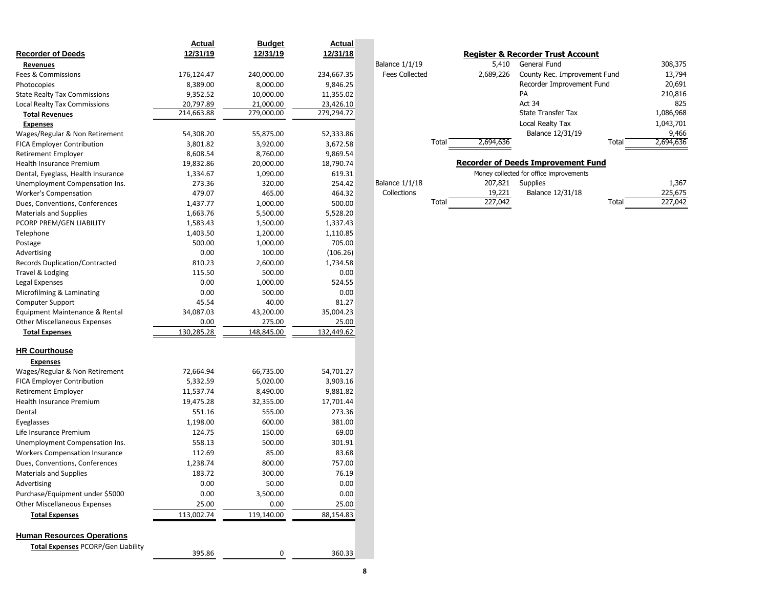## Recorder of Deeds

| Recorder of Deeds | Actual 12/31/19 | Budget 12/31/19 | Actual 12/31/18 |
|---|---|---|---|
| **Revenues** | | | |
| Fees & Commissions | 176,124.47 | 240,000.00 | 234,667.35 |
| Photocopies | 8,389.00 | 8,000.00 | 9,846.25 |
| State Realty Tax Commissions | 9,352.52 | 10,000.00 | 11,355.02 |
| Local Realty Tax Commissions | 20,797.89 | 21,000.00 | 23,426.10 |
| **Total Revenues** | 214,663.88 | 279,000.00 | 279,294.72 |
| **Expenses** | | | |
| Wages/Regular & Non Retirement | 54,308.20 | 55,875.00 | 52,333.86 |
| FICA Employer Contribution | 3,801.82 | 3,920.00 | 3,672.58 |
| Retirement Employer | 8,608.54 | 8,760.00 | 9,869.54 |
| Health Insurance Premium | 19,832.86 | 20,000.00 | 18,790.74 |
| Dental, Eyeglass, Health Insurance | 1,334.67 | 1,090.00 | 619.31 |
| Unemployment Compensation Ins. | 273.36 | 320.00 | 254.42 |
| Worker's Compensation | 479.07 | 465.00 | 464.32 |
| Dues, Conventions, Conferences | 1,437.77 | 1,000.00 | 500.00 |
| Materials and Supplies | 1,663.76 | 5,500.00 | 5,528.20 |
| PCORP PREM/GEN LIABILITY | 1,583.43 | 1,500.00 | 1,337.43 |
| Telephone | 1,403.50 | 1,200.00 | 1,110.85 |
| Postage | 500.00 | 1,000.00 | 705.00 |
| Advertising | 0.00 | 100.00 | (106.26) |
| Records Duplication/Contracted | 810.23 | 2,600.00 | 1,734.58 |
| Travel & Lodging | 115.50 | 500.00 | 0.00 |
| Legal Expenses | 0.00 | 1,000.00 | 524.55 |
| Microfilming & Laminating | 0.00 | 500.00 | 0.00 |
| Computer Support | 45.54 | 40.00 | 81.27 |
| Equipment Maintenance & Rental | 34,087.03 | 43,200.00 | 35,004.23 |
| Other Miscellaneous Expenses | 0.00 | 275.00 | 25.00 |
| **Total Expenses** | 130,285.28 | 148,845.00 | 132,449.62 |

## HR Courthouse

| HR Courthouse | Actual 12/31/19 | Budget 12/31/19 | Actual 12/31/18 |
|---|---|---|---|
| **Expenses** | | | |
| Wages/Regular & Non Retirement | 72,664.94 | 66,735.00 | 54,701.27 |
| FICA Employer Contribution | 5,332.59 | 5,020.00 | 3,903.16 |
| Retirement Employer | 11,537.74 | 8,490.00 | 9,881.82 |
| Health Insurance Premium | 19,475.28 | 32,355.00 | 17,701.44 |
| Dental | 551.16 | 555.00 | 273.36 |
| Eyeglasses | 1,198.00 | 600.00 | 381.00 |
| Life Insurance Premium | 124.75 | 150.00 | 69.00 |
| Unemployment Compensation Ins. | 558.13 | 500.00 | 301.91 |
| Workers Compensation Insurance | 112.69 | 85.00 | 83.68 |
| Dues, Conventions, Conferences | 1,238.74 | 800.00 | 757.00 |
| Materials and Supplies | 183.72 | 300.00 | 76.19 |
| Advertising | 0.00 | 50.00 | 0.00 |
| Purchase/Equipment under $5000 | 0.00 | 3,500.00 | 0.00 |
| Other Miscellaneous Expenses | 25.00 | 0.00 | 25.00 |
| **Total Expenses** | 113,002.74 | 119,140.00 | 88,154.83 |

## Human Resources Operations

| Human Resources Operations | Actual 12/31/19 | Budget 12/31/19 | Actual 12/31/18 |
|---|---|---|---|
| **Total Expenses** PCORP/Gen Liability | 395.86 | 0 | 360.33 |

## Register & Recorder Trust Account

| | | | |
|---|---|---|---|
| Balance 1/1/19 | 5,410 | General Fund | 308,375 |
| Fees Collected | 2,689,226 | County Rec. Improvement Fund | 13,794 |
| | | Recorder Improvement Fund | 20,691 |
| | | PA | 210,816 |
| | | Act 34 | 825 |
| | | State Transfer Tax | 1,086,968 |
| | | Local Realty Tax | 1,043,701 |
| | | Balance 12/31/19 | 9,466 |
| Total | 2,694,636 | Total | 2,694,636 |

## Recorder of Deeds Improvement Fund

Money collected for office improvements

| | | | |
|---|---|---|---|
| Balance 1/1/18 | 207,821 | Supplies | 1,367 |
| Collections | 19,221 | Balance 12/31/18 | 225,675 |
| Total | 227,042 | Total | 227,042 |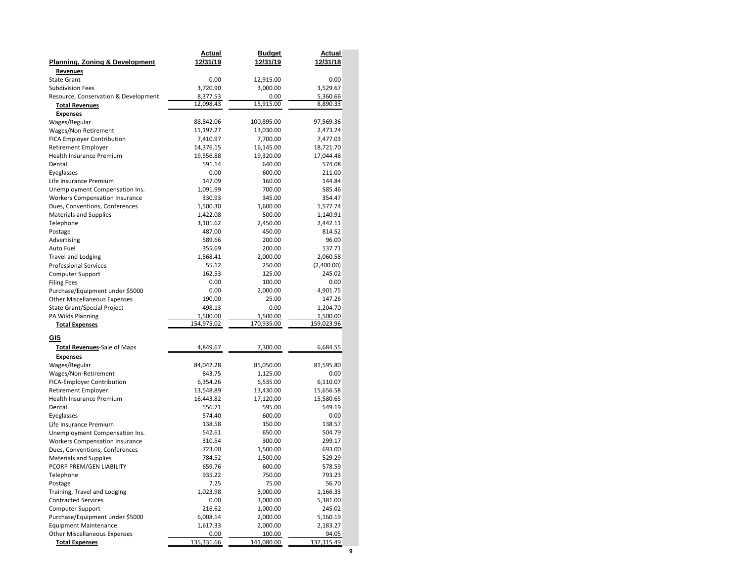| Planning, Zoning & Development | Actual 12/31/19 | Budget 12/31/19 | Actual 12/31/18 |
|---|---|---|---|
| **Revenues** | | | |
| State Grant | 0.00 | 12,915.00 | 0.00 |
| Subdivision Fees | 3,720.90 | 3,000.00 | 3,529.67 |
| Resource, Conservation & Development | 8,377.53 | 0.00 | 5,360.66 |
| **Total Revenues** | 12,098.43 | 15,915.00 | 8,890.33 |
| **Expenses** | | | |
| Wages/Regular | 88,842.06 | 100,895.00 | 97,569.36 |
| Wages/Non Retirement | 11,197.27 | 13,030.00 | 2,473.24 |
| FICA Employer Contribution | 7,410.97 | 7,700.00 | 7,477.03 |
| Retirement Employer | 14,376.15 | 16,145.00 | 18,721.70 |
| Health Insurance Premium | 19,556.88 | 19,320.00 | 17,044.48 |
| Dental | 591.14 | 640.00 | 574.08 |
| Eyeglasses | 0.00 | 600.00 | 211.00 |
| Life Insurance Premium | 147.09 | 160.00 | 144.84 |
| Unemployment Compensation Ins. | 1,091.99 | 700.00 | 585.46 |
| Workers Compensation Insurance | 330.93 | 345.00 | 354.47 |
| Dues, Conventions, Conferences | 1,500.30 | 1,600.00 | 1,577.74 |
| Materials and Supplies | 1,422.08 | 500.00 | 1,140.91 |
| Telephone | 3,101.62 | 2,450.00 | 2,442.11 |
| Postage | 487.00 | 450.00 | 814.52 |
| Advertising | 589.66 | 200.00 | 96.00 |
| Auto Fuel | 355.69 | 200.00 | 137.71 |
| Travel and Lodging | 1,568.41 | 2,000.00 | 2,060.58 |
| Professional Services | 55.12 | 250.00 | (2,400.00) |
| Computer Support | 162.53 | 125.00 | 245.02 |
| Filing Fees | 0.00 | 100.00 | 0.00 |
| Purchase/Equipment under $5000 | 0.00 | 2,000.00 | 4,901.75 |
| Other Miscellaneous Expenses | 190.00 | 25.00 | 147.26 |
| State Grant/Special Project | 498.13 | 0.00 | 1,204.70 |
| PA Wilds Planning | 1,500.00 | 1,500.00 | 1,500.00 |
| **Total Expenses** | 154,975.02 | 170,935.00 | 159,023.96 |

| GIS | Actual 12/31/19 | Budget 12/31/19 | Actual 12/31/18 |
|---|---|---|---|
| **Total Revenues**-Sale of Maps | 4,849.67 | 7,300.00 | 6,684.55 |
| **Expenses** | | | |
| Wages/Regular | 84,042.28 | 85,050.00 | 81,595.80 |
| Wages/Non-Retirement | 843.75 | 1,125.00 | 0.00 |
| FICA-Employer Contribution | 6,354.26 | 6,535.00 | 6,110.07 |
| Retirement Employer | 13,548.89 | 13,430.00 | 15,656.58 |
| Health Insurance Premium | 16,443.82 | 17,120.00 | 15,580.65 |
| Dental | 556.71 | 595.00 | 549.19 |
| Eyeglasses | 574.40 | 600.00 | 0.00 |
| Life Insurance Premium | 138.58 | 150.00 | 138.57 |
| Unemployment Compensation Ins. | 542.61 | 650.00 | 504.79 |
| Workers Compensation Insurance | 310.54 | 300.00 | 299.17 |
| Dues, Conventions, Conferences | 723.00 | 1,500.00 | 693.00 |
| Materials and Supplies | 784.52 | 1,500.00 | 529.29 |
| PCORP PREM/GEN LIABILITY | 659.76 | 600.00 | 578.59 |
| Telephone | 935.22 | 750.00 | 793.23 |
| Postage | 7.25 | 75.00 | 56.70 |
| Training, Travel and Lodging | 1,023.98 | 3,000.00 | 1,166.33 |
| Contracted Services | 0.00 | 3,000.00 | 5,381.00 |
| Computer Support | 216.62 | 1,000.00 | 245.02 |
| Purchase/Equipment under $5000 | 6,008.14 | 2,000.00 | 5,160.19 |
| Equipment Maintenance | 1,617.33 | 2,000.00 | 2,183.27 |
| Other Miscellaneous Expenses | 0.00 | 100.00 | 94.05 |
| **Total Expenses** | 135,331.66 | 141,080.00 | 137,315.49 |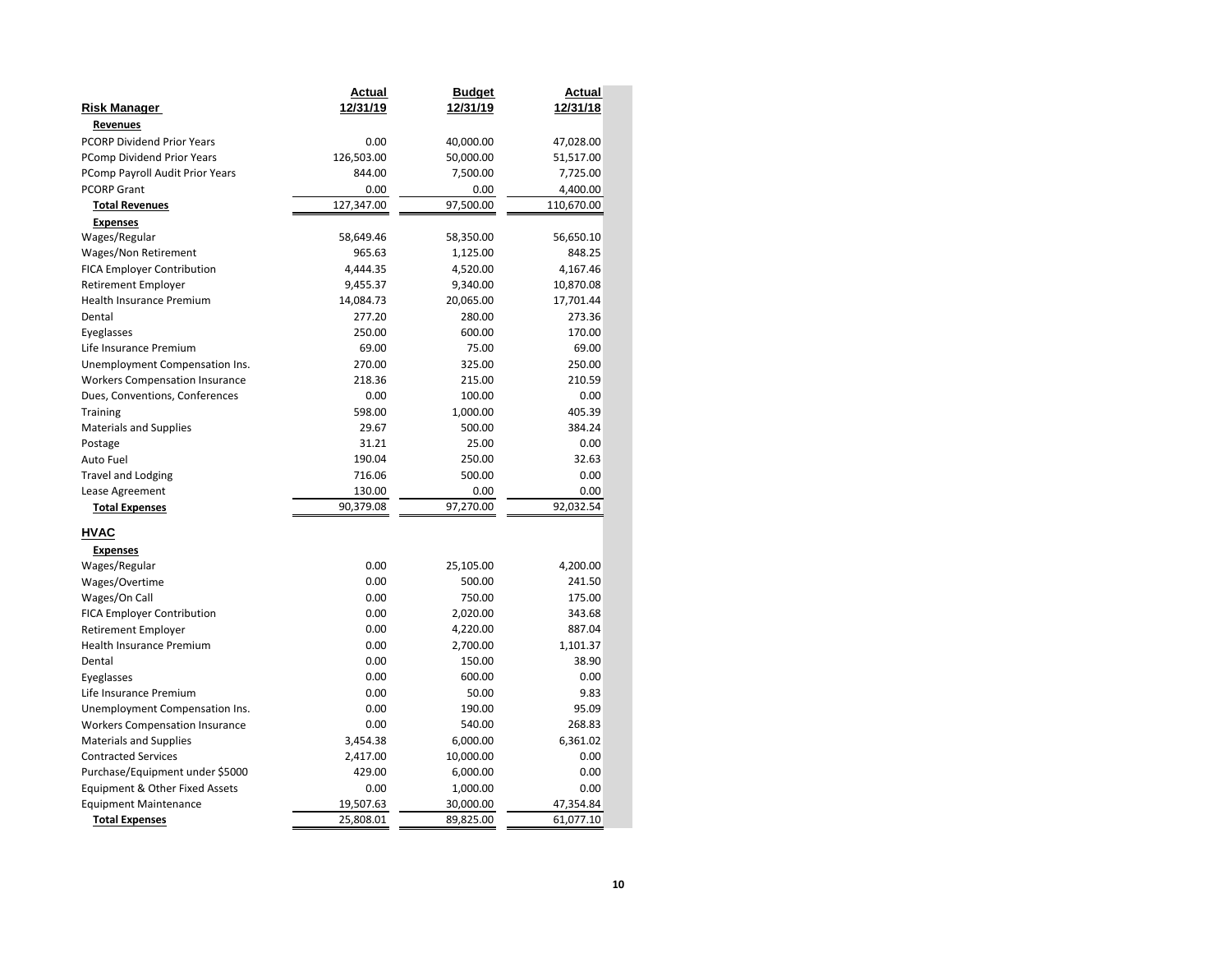| Risk Manager | Actual 12/31/19 | Budget 12/31/19 | Actual 12/31/18 |
|---|---|---|---|
| **Revenues** | | | |
| PCORP Dividend Prior Years | 0.00 | 40,000.00 | 47,028.00 |
| PComp Dividend Prior Years | 126,503.00 | 50,000.00 | 51,517.00 |
| PComp Payroll Audit Prior Years | 844.00 | 7,500.00 | 7,725.00 |
| PCORP Grant | 0.00 | 0.00 | 4,400.00 |
| **Total Revenues** | 127,347.00 | 97,500.00 | 110,670.00 |
| **Expenses** | | | |
| Wages/Regular | 58,649.46 | 58,350.00 | 56,650.10 |
| Wages/Non Retirement | 965.63 | 1,125.00 | 848.25 |
| FICA Employer Contribution | 4,444.35 | 4,520.00 | 4,167.46 |
| Retirement Employer | 9,455.37 | 9,340.00 | 10,870.08 |
| Health Insurance Premium | 14,084.73 | 20,065.00 | 17,701.44 |
| Dental | 277.20 | 280.00 | 273.36 |
| Eyeglasses | 250.00 | 600.00 | 170.00 |
| Life Insurance Premium | 69.00 | 75.00 | 69.00 |
| Unemployment Compensation Ins. | 270.00 | 325.00 | 250.00 |
| Workers Compensation Insurance | 218.36 | 215.00 | 210.59 |
| Dues, Conventions, Conferences | 0.00 | 100.00 | 0.00 |
| Training | 598.00 | 1,000.00 | 405.39 |
| Materials and Supplies | 29.67 | 500.00 | 384.24 |
| Postage | 31.21 | 25.00 | 0.00 |
| Auto Fuel | 190.04 | 250.00 | 32.63 |
| Travel and Lodging | 716.06 | 500.00 | 0.00 |
| Lease Agreement | 130.00 | 0.00 | 0.00 |
| **Total Expenses** | 90,379.08 | 97,270.00 | 92,032.54 |

| HVAC | Actual 12/31/19 | Budget 12/31/19 | Actual 12/31/18 |
|---|---|---|---|
| **Expenses** | | | |
| Wages/Regular | 0.00 | 25,105.00 | 4,200.00 |
| Wages/Overtime | 0.00 | 500.00 | 241.50 |
| Wages/On Call | 0.00 | 750.00 | 175.00 |
| FICA Employer Contribution | 0.00 | 2,020.00 | 343.68 |
| Retirement Employer | 0.00 | 4,220.00 | 887.04 |
| Health Insurance Premium | 0.00 | 2,700.00 | 1,101.37 |
| Dental | 0.00 | 150.00 | 38.90 |
| Eyeglasses | 0.00 | 600.00 | 0.00 |
| Life Insurance Premium | 0.00 | 50.00 | 9.83 |
| Unemployment Compensation Ins. | 0.00 | 190.00 | 95.09 |
| Workers Compensation Insurance | 0.00 | 540.00 | 268.83 |
| Materials and Supplies | 3,454.38 | 6,000.00 | 6,361.02 |
| Contracted Services | 2,417.00 | 10,000.00 | 0.00 |
| Purchase/Equipment under $5000 | 429.00 | 6,000.00 | 0.00 |
| Equipment & Other Fixed Assets | 0.00 | 1,000.00 | 0.00 |
| Equipment Maintenance | 19,507.63 | 30,000.00 | 47,354.84 |
| **Total Expenses** | 25,808.01 | 89,825.00 | 61,077.10 |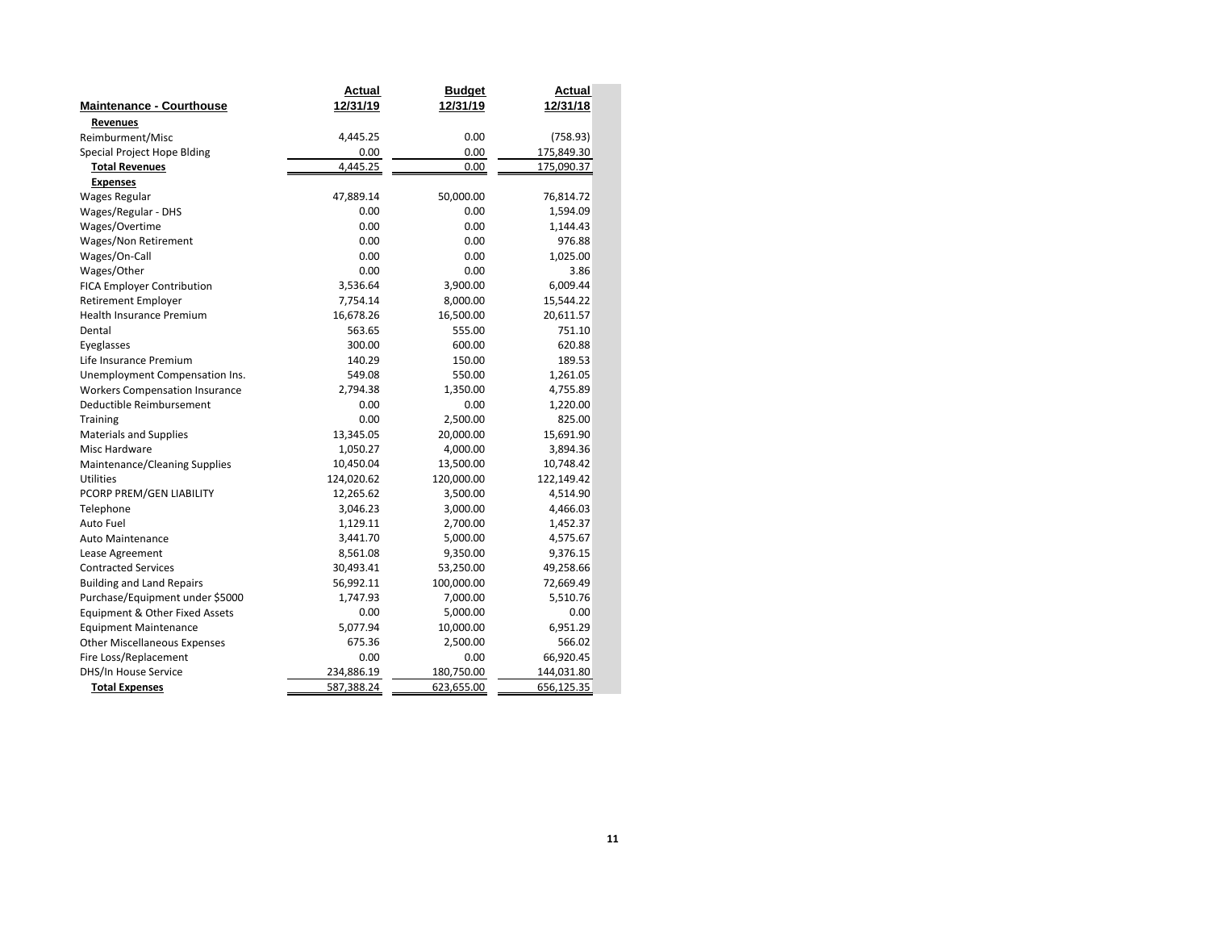| Maintenance - Courthouse | Actual 12/31/19 | Budget 12/31/19 | Actual 12/31/18 |
|---|---|---|---|
| **Revenues** | | | |
| Reimburment/Misc | 4,445.25 | 0.00 | (758.93) |
| Special Project Hope Blding | 0.00 | 0.00 | 175,849.30 |
| **Total Revenues** | 4,445.25 | 0.00 | 175,090.37 |
| **Expenses** | | | |
| Wages Regular | 47,889.14 | 50,000.00 | 76,814.72 |
| Wages/Regular - DHS | 0.00 | 0.00 | 1,594.09 |
| Wages/Overtime | 0.00 | 0.00 | 1,144.43 |
| Wages/Non Retirement | 0.00 | 0.00 | 976.88 |
| Wages/On-Call | 0.00 | 0.00 | 1,025.00 |
| Wages/Other | 0.00 | 0.00 | 3.86 |
| FICA Employer Contribution | 3,536.64 | 3,900.00 | 6,009.44 |
| Retirement Employer | 7,754.14 | 8,000.00 | 15,544.22 |
| Health Insurance Premium | 16,678.26 | 16,500.00 | 20,611.57 |
| Dental | 563.65 | 555.00 | 751.10 |
| Eyeglasses | 300.00 | 600.00 | 620.88 |
| Life Insurance Premium | 140.29 | 150.00 | 189.53 |
| Unemployment Compensation Ins. | 549.08 | 550.00 | 1,261.05 |
| Workers Compensation Insurance | 2,794.38 | 1,350.00 | 4,755.89 |
| Deductible Reimbursement | 0.00 | 0.00 | 1,220.00 |
| Training | 0.00 | 2,500.00 | 825.00 |
| Materials and Supplies | 13,345.05 | 20,000.00 | 15,691.90 |
| Misc Hardware | 1,050.27 | 4,000.00 | 3,894.36 |
| Maintenance/Cleaning Supplies | 10,450.04 | 13,500.00 | 10,748.42 |
| Utilities | 124,020.62 | 120,000.00 | 122,149.42 |
| PCORP PREM/GEN LIABILITY | 12,265.62 | 3,500.00 | 4,514.90 |
| Telephone | 3,046.23 | 3,000.00 | 4,466.03 |
| Auto Fuel | 1,129.11 | 2,700.00 | 1,452.37 |
| Auto Maintenance | 3,441.70 | 5,000.00 | 4,575.67 |
| Lease Agreement | 8,561.08 | 9,350.00 | 9,376.15 |
| Contracted Services | 30,493.41 | 53,250.00 | 49,258.66 |
| Building and Land Repairs | 56,992.11 | 100,000.00 | 72,669.49 |
| Purchase/Equipment under $5000 | 1,747.93 | 7,000.00 | 5,510.76 |
| Equipment & Other Fixed Assets | 0.00 | 5,000.00 | 0.00 |
| Equipment Maintenance | 5,077.94 | 10,000.00 | 6,951.29 |
| Other Miscellaneous Expenses | 675.36 | 2,500.00 | 566.02 |
| Fire Loss/Replacement | 0.00 | 0.00 | 66,920.45 |
| DHS/In House Service | 234,886.19 | 180,750.00 | 144,031.80 |
| **Total Expenses** | 587,388.24 | 623,655.00 | 656,125.35 |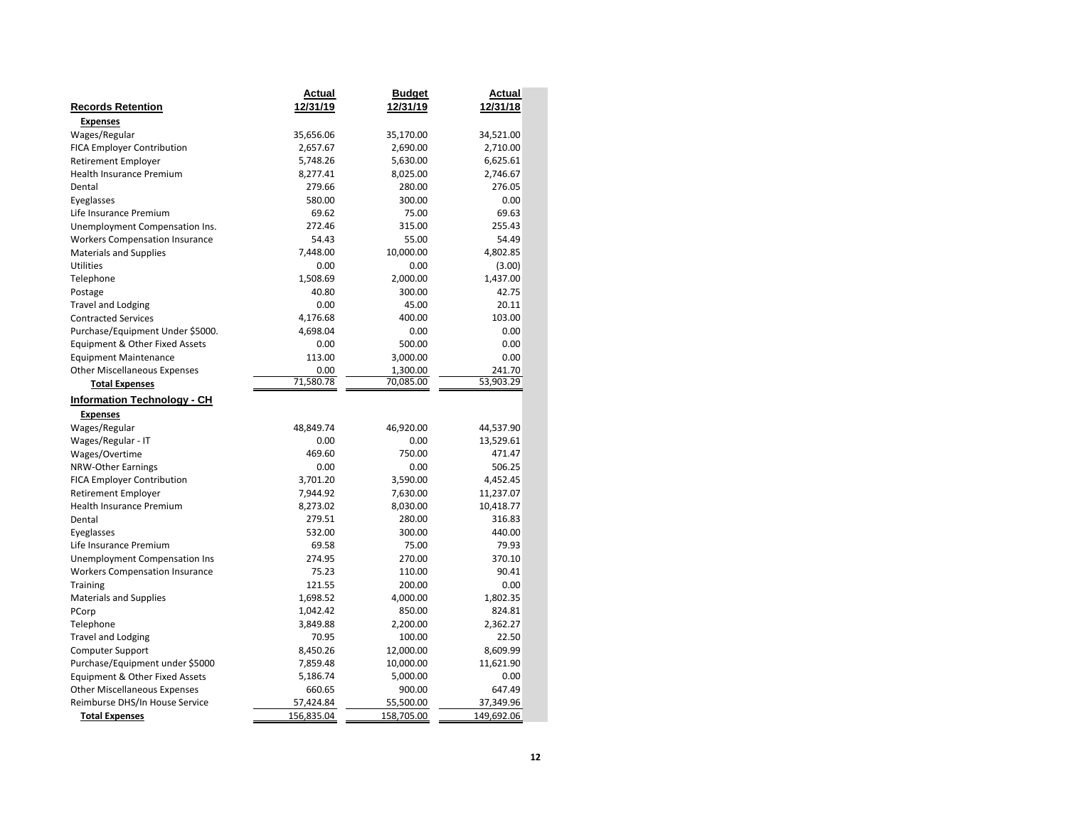| Records Retention | Actual 12/31/19 | Budget 12/31/19 | Actual 12/31/18 |
|---|---|---|---|
| **Expenses** | | | |
| Wages/Regular | 35,656.06 | 35,170.00 | 34,521.00 |
| FICA Employer Contribution | 2,657.67 | 2,690.00 | 2,710.00 |
| Retirement Employer | 5,748.26 | 5,630.00 | 6,625.61 |
| Health Insurance Premium | 8,277.41 | 8,025.00 | 2,746.67 |
| Dental | 279.66 | 280.00 | 276.05 |
| Eyeglasses | 580.00 | 300.00 | 0.00 |
| Life Insurance Premium | 69.62 | 75.00 | 69.63 |
| Unemployment Compensation Ins. | 272.46 | 315.00 | 255.43 |
| Workers Compensation Insurance | 54.43 | 55.00 | 54.49 |
| Materials and Supplies | 7,448.00 | 10,000.00 | 4,802.85 |
| Utilities | 0.00 | 0.00 | (3.00) |
| Telephone | 1,508.69 | 2,000.00 | 1,437.00 |
| Postage | 40.80 | 300.00 | 42.75 |
| Travel and Lodging | 0.00 | 45.00 | 20.11 |
| Contracted Services | 4,176.68 | 400.00 | 103.00 |
| Purchase/Equipment Under $5000. | 4,698.04 | 0.00 | 0.00 |
| Equipment & Other Fixed Assets | 0.00 | 500.00 | 0.00 |
| Equipment Maintenance | 113.00 | 3,000.00 | 0.00 |
| Other Miscellaneous Expenses | 0.00 | 1,300.00 | 241.70 |
| **Total Expenses** | 71,580.78 | 70,085.00 | 53,903.29 |
| **Information Technology - CH** | | | |
| **Expenses** | | | |
| Wages/Regular | 48,849.74 | 46,920.00 | 44,537.90 |
| Wages/Regular - IT | 0.00 | 0.00 | 13,529.61 |
| Wages/Overtime | 469.60 | 750.00 | 471.47 |
| NRW-Other Earnings | 0.00 | 0.00 | 506.25 |
| FICA Employer Contribution | 3,701.20 | 3,590.00 | 4,452.45 |
| Retirement Employer | 7,944.92 | 7,630.00 | 11,237.07 |
| Health Insurance Premium | 8,273.02 | 8,030.00 | 10,418.77 |
| Dental | 279.51 | 280.00 | 316.83 |
| Eyeglasses | 532.00 | 300.00 | 440.00 |
| Life Insurance Premium | 69.58 | 75.00 | 79.93 |
| Unemployment Compensation Ins | 274.95 | 270.00 | 370.10 |
| Workers Compensation Insurance | 75.23 | 110.00 | 90.41 |
| Training | 121.55 | 200.00 | 0.00 |
| Materials and Supplies | 1,698.52 | 4,000.00 | 1,802.35 |
| PCorp | 1,042.42 | 850.00 | 824.81 |
| Telephone | 3,849.88 | 2,200.00 | 2,362.27 |
| Travel and Lodging | 70.95 | 100.00 | 22.50 |
| Computer Support | 8,450.26 | 12,000.00 | 8,609.99 |
| Purchase/Equipment under $5000 | 7,859.48 | 10,000.00 | 11,621.90 |
| Equipment & Other Fixed Assets | 5,186.74 | 5,000.00 | 0.00 |
| Other Miscellaneous Expenses | 660.65 | 900.00 | 647.49 |
| Reimburse DHS/In House Service | 57,424.84 | 55,500.00 | 37,349.96 |
| **Total Expenses** | 156,835.04 | 158,705.00 | 149,692.06 |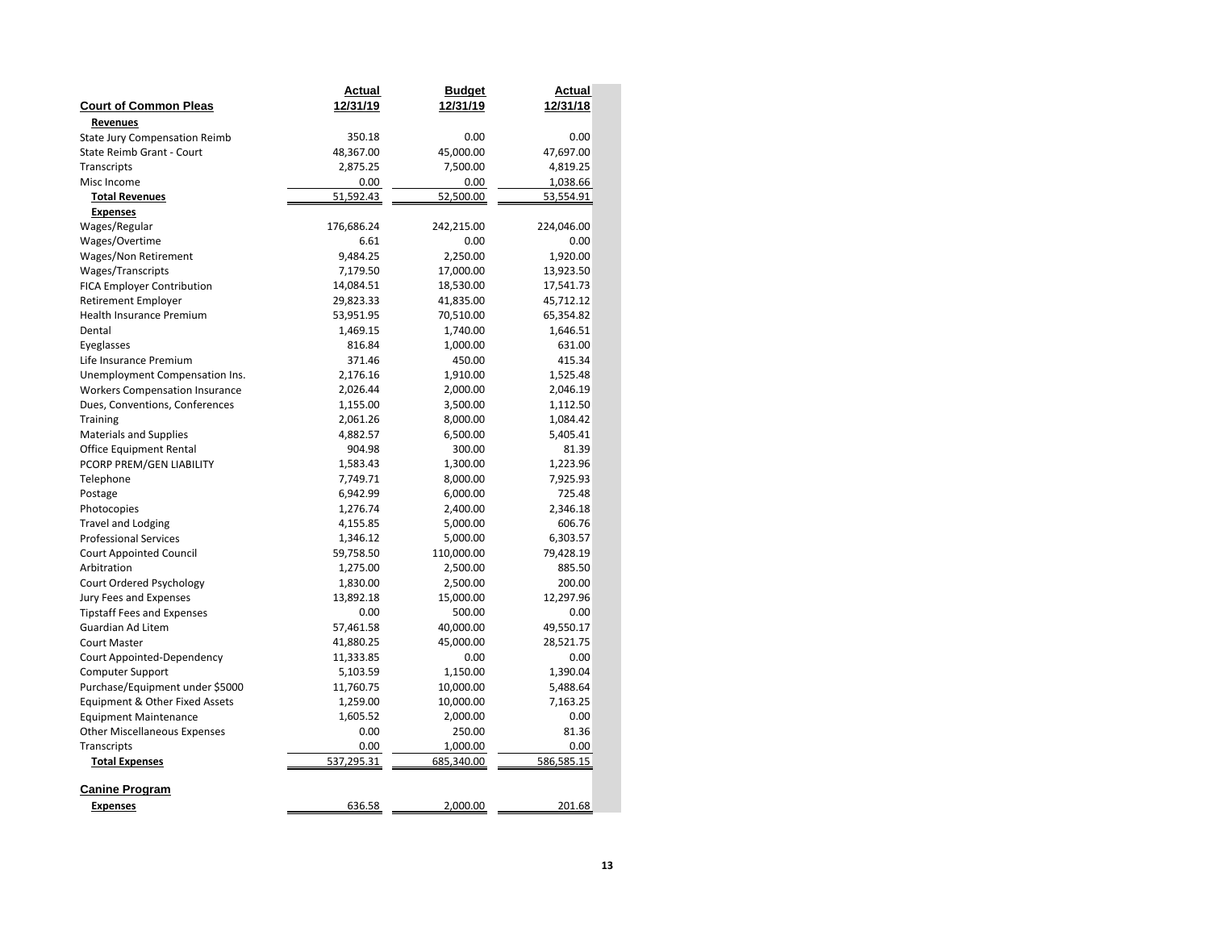| Court of Common Pleas | Actual 12/31/19 | Budget 12/31/19 | Actual 12/31/18 |
|---|---|---|---|
| **Revenues** | | | |
| State Jury Compensation Reimb | 350.18 | 0.00 | 0.00 |
| State Reimb Grant - Court | 48,367.00 | 45,000.00 | 47,697.00 |
| Transcripts | 2,875.25 | 7,500.00 | 4,819.25 |
| Misc Income | 0.00 | 0.00 | 1,038.66 |
| **Total Revenues** | 51,592.43 | 52,500.00 | 53,554.91 |
| **Expenses** | | | |
| Wages/Regular | 176,686.24 | 242,215.00 | 224,046.00 |
| Wages/Overtime | 6.61 | 0.00 | 0.00 |
| Wages/Non Retirement | 9,484.25 | 2,250.00 | 1,920.00 |
| Wages/Transcripts | 7,179.50 | 17,000.00 | 13,923.50 |
| FICA Employer Contribution | 14,084.51 | 18,530.00 | 17,541.73 |
| Retirement Employer | 29,823.33 | 41,835.00 | 45,712.12 |
| Health Insurance Premium | 53,951.95 | 70,510.00 | 65,354.82 |
| Dental | 1,469.15 | 1,740.00 | 1,646.51 |
| Eyeglasses | 816.84 | 1,000.00 | 631.00 |
| Life Insurance Premium | 371.46 | 450.00 | 415.34 |
| Unemployment Compensation Ins. | 2,176.16 | 1,910.00 | 1,525.48 |
| Workers Compensation Insurance | 2,026.44 | 2,000.00 | 2,046.19 |
| Dues, Conventions, Conferences | 1,155.00 | 3,500.00 | 1,112.50 |
| Training | 2,061.26 | 8,000.00 | 1,084.42 |
| Materials and Supplies | 4,882.57 | 6,500.00 | 5,405.41 |
| Office Equipment Rental | 904.98 | 300.00 | 81.39 |
| PCORP PREM/GEN LIABILITY | 1,583.43 | 1,300.00 | 1,223.96 |
| Telephone | 7,749.71 | 8,000.00 | 7,925.93 |
| Postage | 6,942.99 | 6,000.00 | 725.48 |
| Photocopies | 1,276.74 | 2,400.00 | 2,346.18 |
| Travel and Lodging | 4,155.85 | 5,000.00 | 606.76 |
| Professional Services | 1,346.12 | 5,000.00 | 6,303.57 |
| Court Appointed Council | 59,758.50 | 110,000.00 | 79,428.19 |
| Arbitration | 1,275.00 | 2,500.00 | 885.50 |
| Court Ordered Psychology | 1,830.00 | 2,500.00 | 200.00 |
| Jury Fees and Expenses | 13,892.18 | 15,000.00 | 12,297.96 |
| Tipstaff Fees and Expenses | 0.00 | 500.00 | 0.00 |
| Guardian Ad Litem | 57,461.58 | 40,000.00 | 49,550.17 |
| Court Master | 41,880.25 | 45,000.00 | 28,521.75 |
| Court Appointed-Dependency | 11,333.85 | 0.00 | 0.00 |
| Computer Support | 5,103.59 | 1,150.00 | 1,390.04 |
| Purchase/Equipment under $5000 | 11,760.75 | 10,000.00 | 5,488.64 |
| Equipment & Other Fixed Assets | 1,259.00 | 10,000.00 | 7,163.25 |
| Equipment Maintenance | 1,605.52 | 2,000.00 | 0.00 |
| Other Miscellaneous Expenses | 0.00 | 250.00 | 81.36 |
| Transcripts | 0.00 | 1,000.00 | 0.00 |
| **Total Expenses** | 537,295.31 | 685,340.00 | 586,585.15 |
| | | | |
| **Canine Program** | | | |
| **Expenses** | 636.58 | 2,000.00 | 201.68 |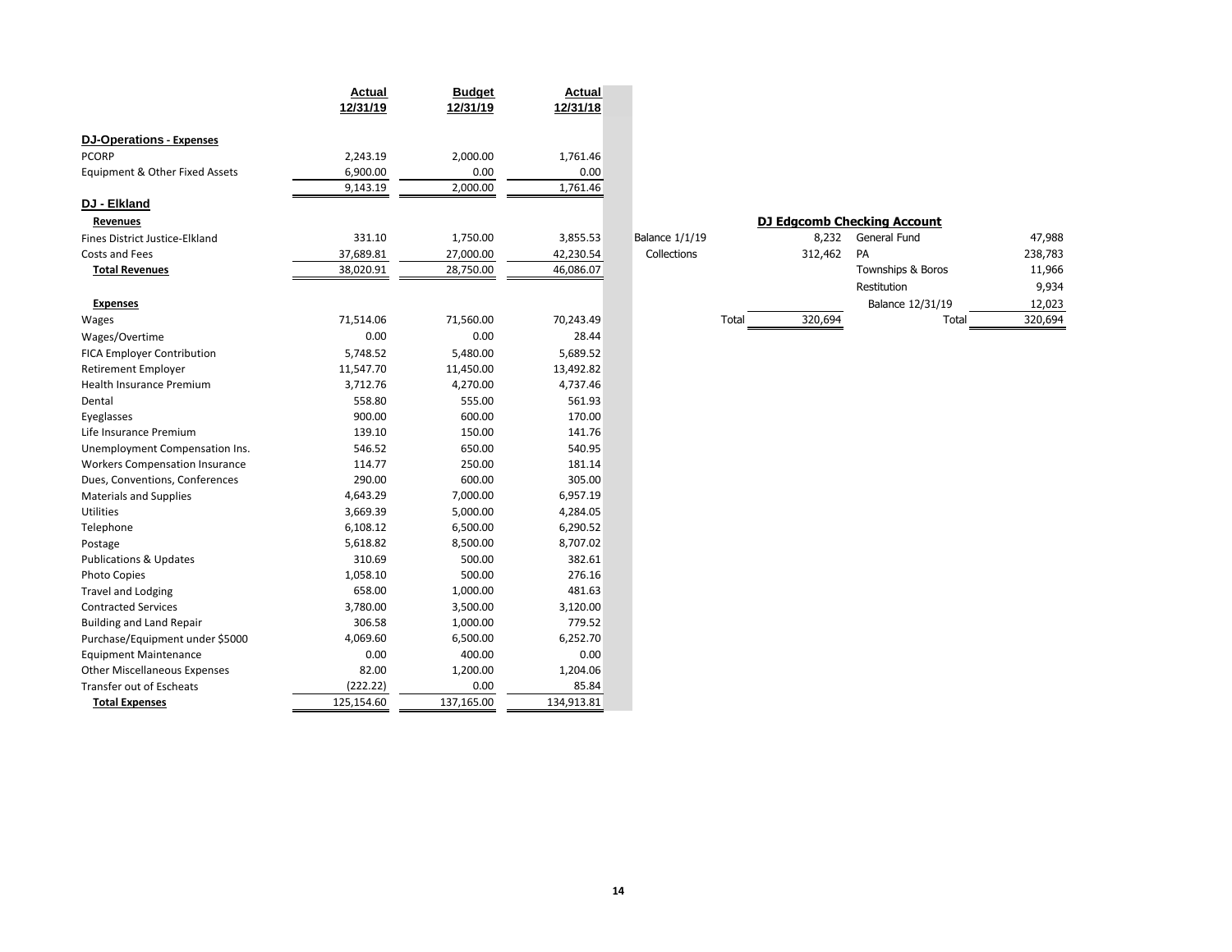| | Actual 12/31/19 | Budget 12/31/19 | Actual 12/31/18 |
|---|---|---|---|
| **DJ-Operations - Expenses** | | | |
| PCORP | 2,243.19 | 2,000.00 | 1,761.46 |
| Equipment & Other Fixed Assets | 6,900.00 | 0.00 | 0.00 |
| | 9,143.19 | 2,000.00 | 1,761.46 |
| **DJ - Elkland** | | | |
| **Revenues** | | | |
| Fines District Justice-Elkland | 331.10 | 1,750.00 | 3,855.53 |
| Costs and Fees | 37,689.81 | 27,000.00 | 42,230.54 |
| **Total Revenues** | 38,020.91 | 28,750.00 | 46,086.07 |
| **Expenses** | | | |
| Wages | 71,514.06 | 71,560.00 | 70,243.49 |
| Wages/Overtime | 0.00 | 0.00 | 28.44 |
| FICA Employer Contribution | 5,748.52 | 5,480.00 | 5,689.52 |
| Retirement Employer | 11,547.70 | 11,450.00 | 13,492.82 |
| Health Insurance Premium | 3,712.76 | 4,270.00 | 4,737.46 |
| Dental | 558.80 | 555.00 | 561.93 |
| Eyeglasses | 900.00 | 600.00 | 170.00 |
| Life Insurance Premium | 139.10 | 150.00 | 141.76 |
| Unemployment Compensation Ins. | 546.52 | 650.00 | 540.95 |
| Workers Compensation Insurance | 114.77 | 250.00 | 181.14 |
| Dues, Conventions, Conferences | 290.00 | 600.00 | 305.00 |
| Materials and Supplies | 4,643.29 | 7,000.00 | 6,957.19 |
| Utilities | 3,669.39 | 5,000.00 | 4,284.05 |
| Telephone | 6,108.12 | 6,500.00 | 6,290.52 |
| Postage | 5,618.82 | 8,500.00 | 8,707.02 |
| Publications & Updates | 310.69 | 500.00 | 382.61 |
| Photo Copies | 1,058.10 | 500.00 | 276.16 |
| Travel and Lodging | 658.00 | 1,000.00 | 481.63 |
| Contracted Services | 3,780.00 | 3,500.00 | 3,120.00 |
| Building and Land Repair | 306.58 | 1,000.00 | 779.52 |
| Purchase/Equipment under $5000 | 4,069.60 | 6,500.00 | 6,252.70 |
| Equipment Maintenance | 0.00 | 400.00 | 0.00 |
| Other Miscellaneous Expenses | 82.00 | 1,200.00 | 1,204.06 |
| Transfer out of Escheats | (222.22) | 0.00 | 85.84 |
| **Total Expenses** | 125,154.60 | 137,165.00 | 134,913.81 |

**DJ Edgcomb Checking Account**

| | | | |
|---|---|---|---|
| Balance 1/1/19 | 8,232 | General Fund | 47,988 |
| Collections | 312,462 | PA | 238,783 |
| | | Townships & Boros | 11,966 |
| | | Restitution | 9,934 |
| | | Balance 12/31/19 | 12,023 |
| Total | 320,694 | Total | 320,694 |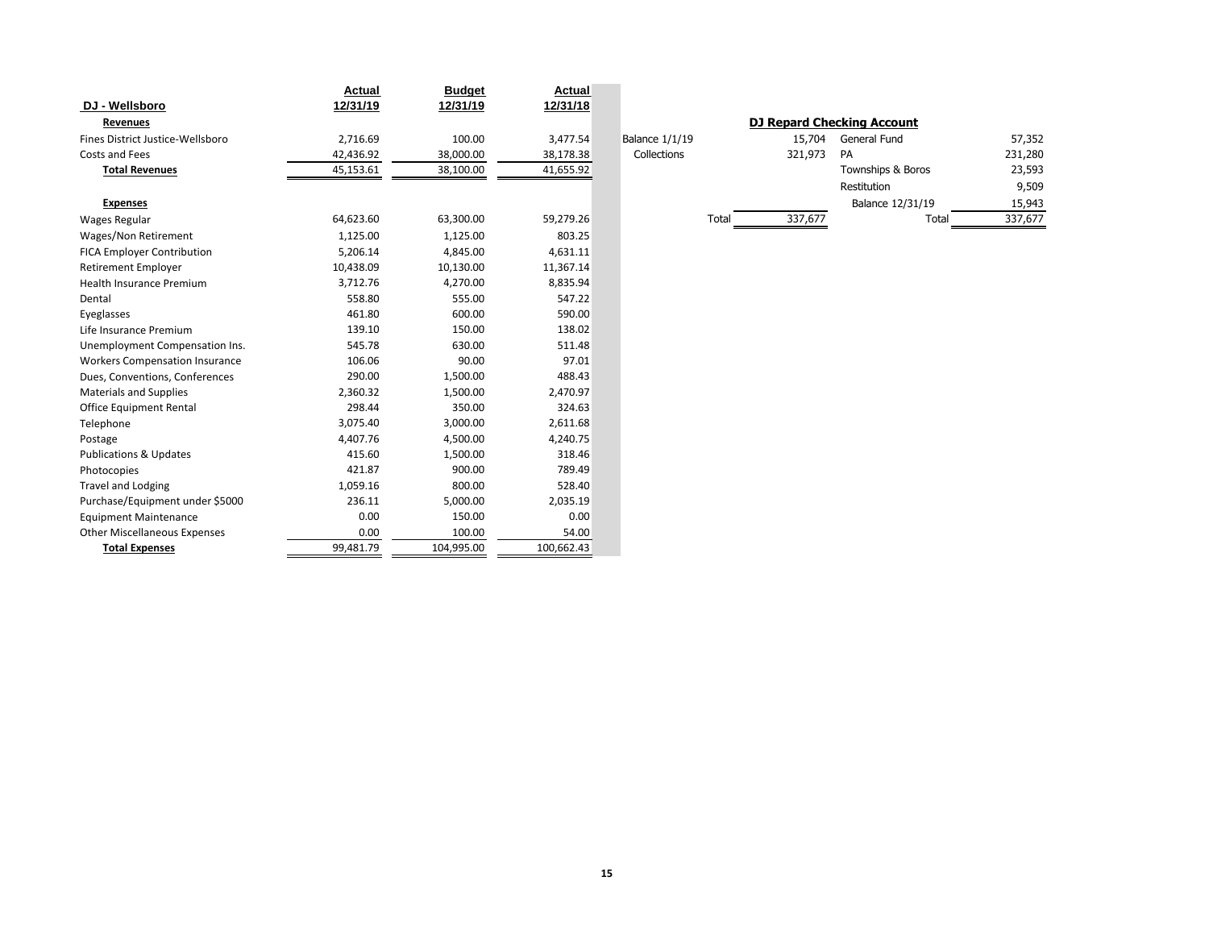| DJ - Wellsboro | Actual 12/31/19 | Budget 12/31/19 | Actual 12/31/18 |
|---|---|---|---|
| **Revenues** | | | |
| Fines District Justice-Wellsboro | 2,716.69 | 100.00 | 3,477.54 |
| Costs and Fees | 42,436.92 | 38,000.00 | 38,178.38 |
| **Total Revenues** | 45,153.61 | 38,100.00 | 41,655.92 |
| | | | |
| **Expenses** | | | |
| Wages Regular | 64,623.60 | 63,300.00 | 59,279.26 |
| Wages/Non Retirement | 1,125.00 | 1,125.00 | 803.25 |
| FICA Employer Contribution | 5,206.14 | 4,845.00 | 4,631.11 |
| Retirement Employer | 10,438.09 | 10,130.00 | 11,367.14 |
| Health Insurance Premium | 3,712.76 | 4,270.00 | 8,835.94 |
| Dental | 558.80 | 555.00 | 547.22 |
| Eyeglasses | 461.80 | 600.00 | 590.00 |
| Life Insurance Premium | 139.10 | 150.00 | 138.02 |
| Unemployment Compensation Ins. | 545.78 | 630.00 | 511.48 |
| Workers Compensation Insurance | 106.06 | 90.00 | 97.01 |
| Dues, Conventions, Conferences | 290.00 | 1,500.00 | 488.43 |
| Materials and Supplies | 2,360.32 | 1,500.00 | 2,470.97 |
| Office Equipment Rental | 298.44 | 350.00 | 324.63 |
| Telephone | 3,075.40 | 3,000.00 | 2,611.68 |
| Postage | 4,407.76 | 4,500.00 | 4,240.75 |
| Publications & Updates | 415.60 | 1,500.00 | 318.46 |
| Photocopies | 421.87 | 900.00 | 789.49 |
| Travel and Lodging | 1,059.16 | 800.00 | 528.40 |
| Purchase/Equipment under $5000 | 236.11 | 5,000.00 | 2,035.19 |
| Equipment Maintenance | 0.00 | 150.00 | 0.00 |
| Other Miscellaneous Expenses | 0.00 | 100.00 | 54.00 |
| **Total Expenses** | 99,481.79 | 104,995.00 | 100,662.43 |

**DJ Repard Checking Account**

| | | | |
|---|---|---|---|
| Balance 1/1/19 | 15,704 | General Fund | 57,352 |
| Collections | 321,973 | PA | 231,280 |
| | | Townships & Boros | 23,593 |
| | | Restitution | 9,509 |
| | | Balance 12/31/19 | 15,943 |
| Total | 337,677 | Total | 337,677 |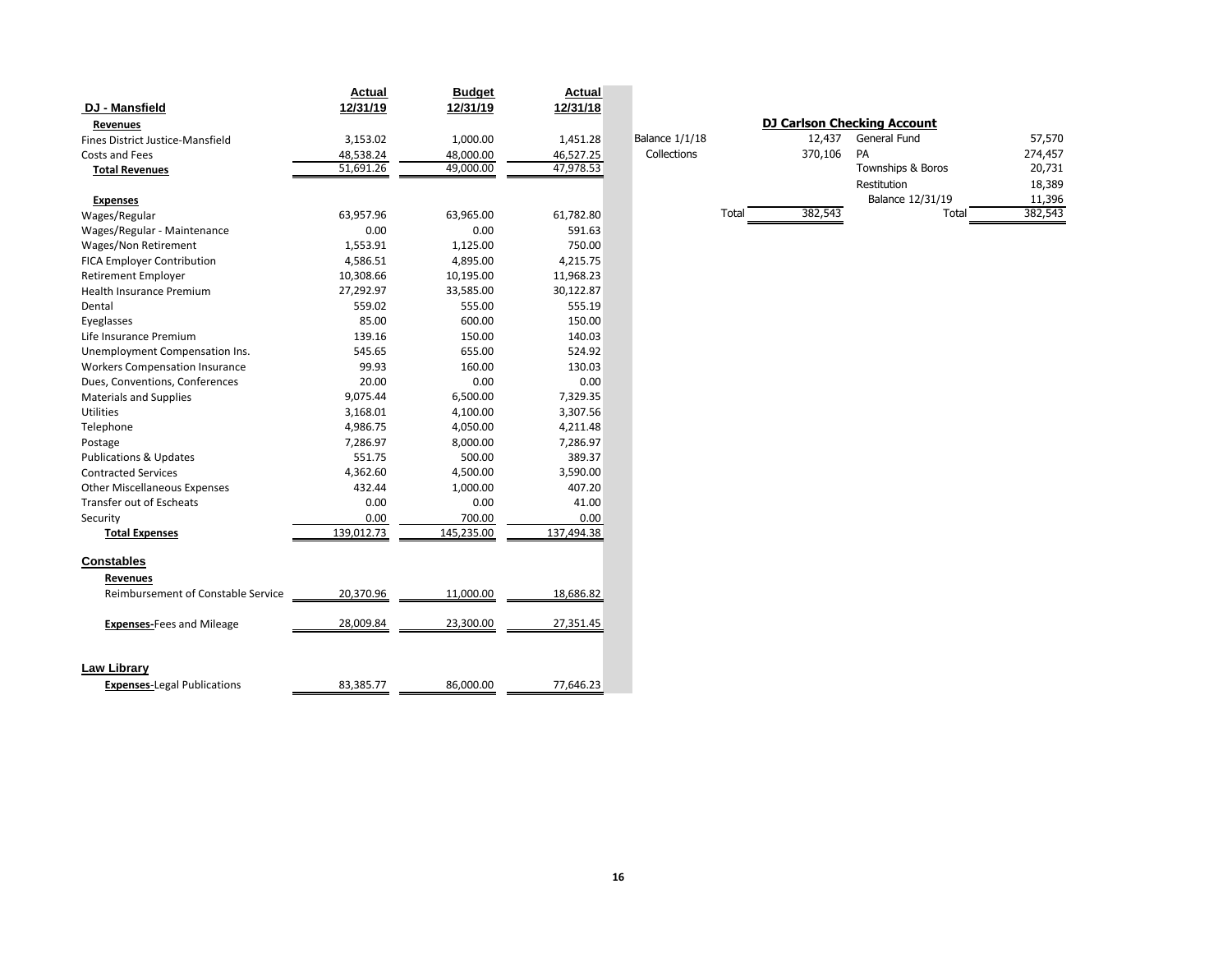| DJ - Mansfield | Actual 12/31/19 | Budget 12/31/19 | Actual 12/31/18 |
|---|---|---|---|
| **Revenues** | | | |
| Fines District Justice-Mansfield | 3,153.02 | 1,000.00 | 1,451.28 |
| Costs and Fees | 48,538.24 | 48,000.00 | 46,527.25 |
| **Total Revenues** | 51,691.26 | 49,000.00 | 47,978.53 |
| | | | |
| **Expenses** | | | |
| Wages/Regular | 63,957.96 | 63,965.00 | 61,782.80 |
| Wages/Regular - Maintenance | 0.00 | 0.00 | 591.63 |
| Wages/Non Retirement | 1,553.91 | 1,125.00 | 750.00 |
| FICA Employer Contribution | 4,586.51 | 4,895.00 | 4,215.75 |
| Retirement Employer | 10,308.66 | 10,195.00 | 11,968.23 |
| Health Insurance Premium | 27,292.97 | 33,585.00 | 30,122.87 |
| Dental | 559.02 | 555.00 | 555.19 |
| Eyeglasses | 85.00 | 600.00 | 150.00 |
| Life Insurance Premium | 139.16 | 150.00 | 140.03 |
| Unemployment Compensation Ins. | 545.65 | 655.00 | 524.92 |
| Workers Compensation Insurance | 99.93 | 160.00 | 130.03 |
| Dues, Conventions, Conferences | 20.00 | 0.00 | 0.00 |
| Materials and Supplies | 9,075.44 | 6,500.00 | 7,329.35 |
| Utilities | 3,168.01 | 4,100.00 | 3,307.56 |
| Telephone | 4,986.75 | 4,050.00 | 4,211.48 |
| Postage | 7,286.97 | 8,000.00 | 7,286.97 |
| Publications & Updates | 551.75 | 500.00 | 389.37 |
| Contracted Services | 4,362.60 | 4,500.00 | 3,590.00 |
| Other Miscellaneous Expenses | 432.44 | 1,000.00 | 407.20 |
| Transfer out of Escheats | 0.00 | 0.00 | 41.00 |
| Security | 0.00 | 700.00 | 0.00 |
| **Total Expenses** | 139,012.73 | 145,235.00 | 137,494.38 |
| | | | |
| **Constables** | | | |
| **Revenues** | | | |
| Reimbursement of Constable Service | 20,370.96 | 11,000.00 | 18,686.82 |
| | | | |
| **Expenses-**Fees and Mileage | 28,009.84 | 23,300.00 | 27,351.45 |
| | | | |
| **Law Library** | | | |
| **Expenses-**Legal Publications | 83,385.77 | 86,000.00 | 77,646.23 |

**DJ Carlson Checking Account**

| | | | |
|---|---|---|---|
| Balance 1/1/18 | 12,437 | General Fund | 57,570 |
| Collections | 370,106 | PA | 274,457 |
| | | Townships & Boros | 20,731 |
| | | Restitution | 18,389 |
| | | Balance 12/31/19 | 11,396 |
| Total | 382,543 | Total | 382,543 |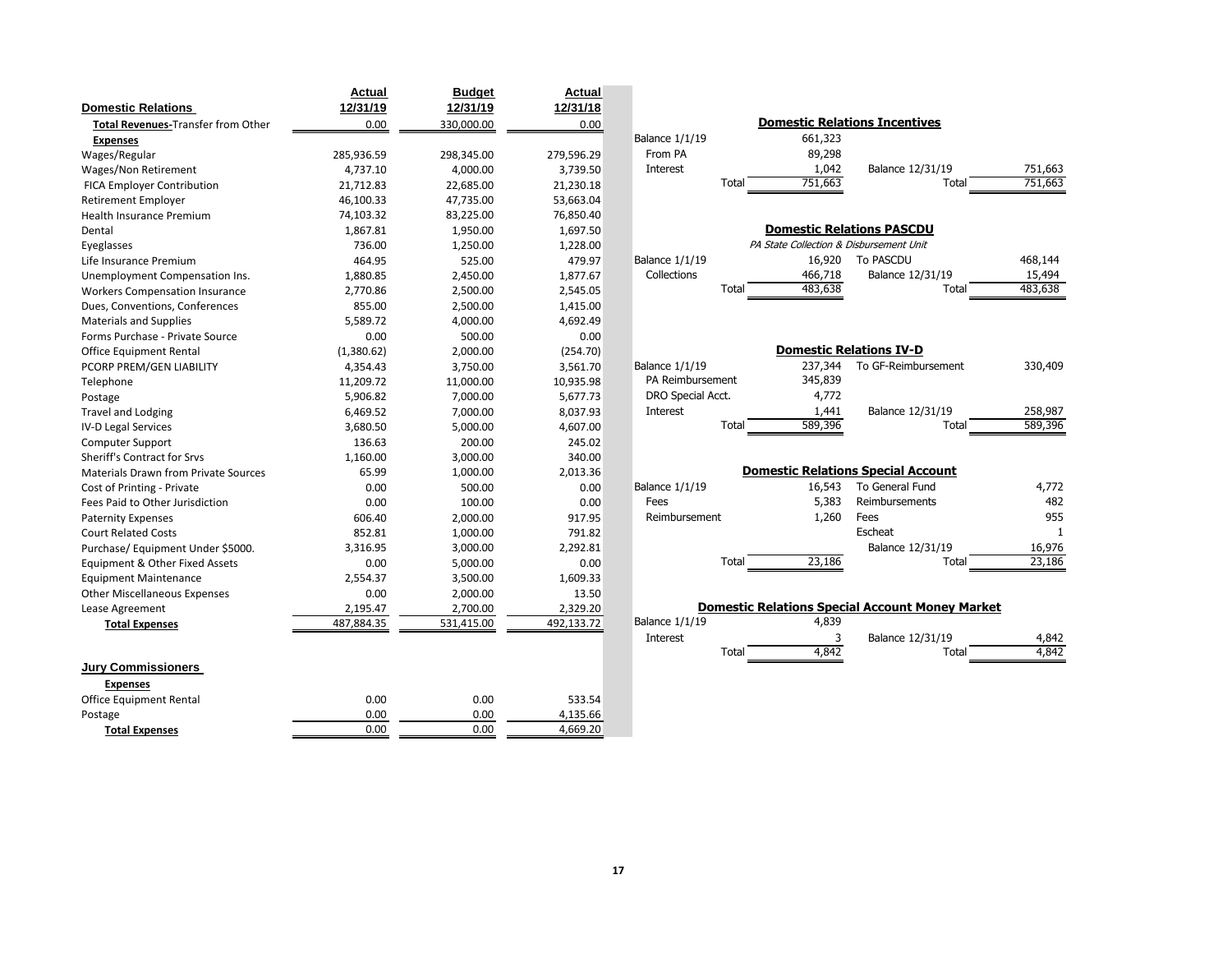| Domestic Relations | Actual 12/31/19 | Budget 12/31/19 | Actual 12/31/18 |
|---|---|---|---|
| **Total Revenues-**Transfer from Other | 0.00 | 330,000.00 | 0.00 |
| **Expenses** | | | |
| Wages/Regular | 285,936.59 | 298,345.00 | 279,596.29 |
| Wages/Non Retirement | 4,737.10 | 4,000.00 | 3,739.50 |
| FICA Employer Contribution | 21,712.83 | 22,685.00 | 21,230.18 |
| Retirement Employer | 46,100.33 | 47,735.00 | 53,663.04 |
| Health Insurance Premium | 74,103.32 | 83,225.00 | 76,850.40 |
| Dental | 1,867.81 | 1,950.00 | 1,697.50 |
| Eyeglasses | 736.00 | 1,250.00 | 1,228.00 |
| Life Insurance Premium | 464.95 | 525.00 | 479.97 |
| Unemployment Compensation Ins. | 1,880.85 | 2,450.00 | 1,877.67 |
| Workers Compensation Insurance | 2,770.86 | 2,500.00 | 2,545.05 |
| Dues, Conventions, Conferences | 855.00 | 2,500.00 | 1,415.00 |
| Materials and Supplies | 5,589.72 | 4,000.00 | 4,692.49 |
| Forms Purchase - Private Source | 0.00 | 500.00 | 0.00 |
| Office Equipment Rental | (1,380.62) | 2,000.00 | (254.70) |
| PCORP PREM/GEN LIABILITY | 4,354.43 | 3,750.00 | 3,561.70 |
| Telephone | 11,209.72 | 11,000.00 | 10,935.98 |
| Postage | 5,906.82 | 7,000.00 | 5,677.73 |
| Travel and Lodging | 6,469.52 | 7,000.00 | 8,037.93 |
| IV-D Legal Services | 3,680.50 | 5,000.00 | 4,607.00 |
| Computer Support | 136.63 | 200.00 | 245.02 |
| Sheriff's Contract for Srvs | 1,160.00 | 3,000.00 | 340.00 |
| Materials Drawn from Private Sources | 65.99 | 1,000.00 | 2,013.36 |
| Cost of Printing - Private | 0.00 | 500.00 | 0.00 |
| Fees Paid to Other Jurisdiction | 0.00 | 100.00 | 0.00 |
| Paternity Expenses | 606.40 | 2,000.00 | 917.95 |
| Court Related Costs | 852.81 | 1,000.00 | 791.82 |
| Purchase/ Equipment Under $5000. | 3,316.95 | 3,000.00 | 2,292.81 |
| Equipment & Other Fixed Assets | 0.00 | 5,000.00 | 0.00 |
| Equipment Maintenance | 2,554.37 | 3,500.00 | 1,609.33 |
| Other Miscellaneous Expenses | 0.00 | 2,000.00 | 13.50 |
| Lease Agreement | 2,195.47 | 2,700.00 | 2,329.20 |
| **Total Expenses** | 487,884.35 | 531,415.00 | 492,133.72 |

| Jury Commissioners | Actual 12/31/19 | Budget 12/31/19 | Actual 12/31/18 |
|---|---|---|---|
| **Expenses** | | | |
| Office Equipment Rental | 0.00 | 0.00 | 533.54 |
| Postage | 0.00 | 0.00 | 4,135.66 |
| **Total Expenses** | 0.00 | 0.00 | 4,669.20 |

### Domestic Relations Incentives

| | | | |
|---|---|---|---|
| Balance 1/1/19 | 661,323 | | |
| From PA | 89,298 | | |
| Interest | 1,042 | Balance 12/31/19 | 751,663 |
| Total | 751,663 | Total | 751,663 |

### Domestic Relations PASCDU

*PA State Collection & Disbursement Unit*

| | | | |
|---|---|---|---|
| Balance 1/1/19 | 16,920 | To PASCDU | 468,144 |
| Collections | 466,718 | Balance 12/31/19 | 15,494 |
| Total | 483,638 | Total | 483,638 |

### Domestic Relations IV-D

| | | | |
|---|---|---|---|
| Balance 1/1/19 | 237,344 | To GF-Reimbursement | 330,409 |
| PA Reimbursement | 345,839 | | |
| DRO Special Acct. | 4,772 | | |
| Interest | 1,441 | Balance 12/31/19 | 258,987 |
| Total | 589,396 | Total | 589,396 |

### Domestic Relations Special Account

| | | | |
|---|---|---|---|
| Balance 1/1/19 | 16,543 | To General Fund | 4,772 |
| Fees | 5,383 | Reimbursements | 482 |
| Reimbursement | 1,260 | Fees | 955 |
| | | Escheat | 1 |
| | | Balance 12/31/19 | 16,976 |
| Total | 23,186 | Total | 23,186 |

### Domestic Relations Special Account Money Market

| | | | |
|---|---|---|---|
| Balance 1/1/19 | 4,839 | | |
| Interest | 3 | Balance 12/31/19 | 4,842 |
| Total | 4,842 | Total | 4,842 |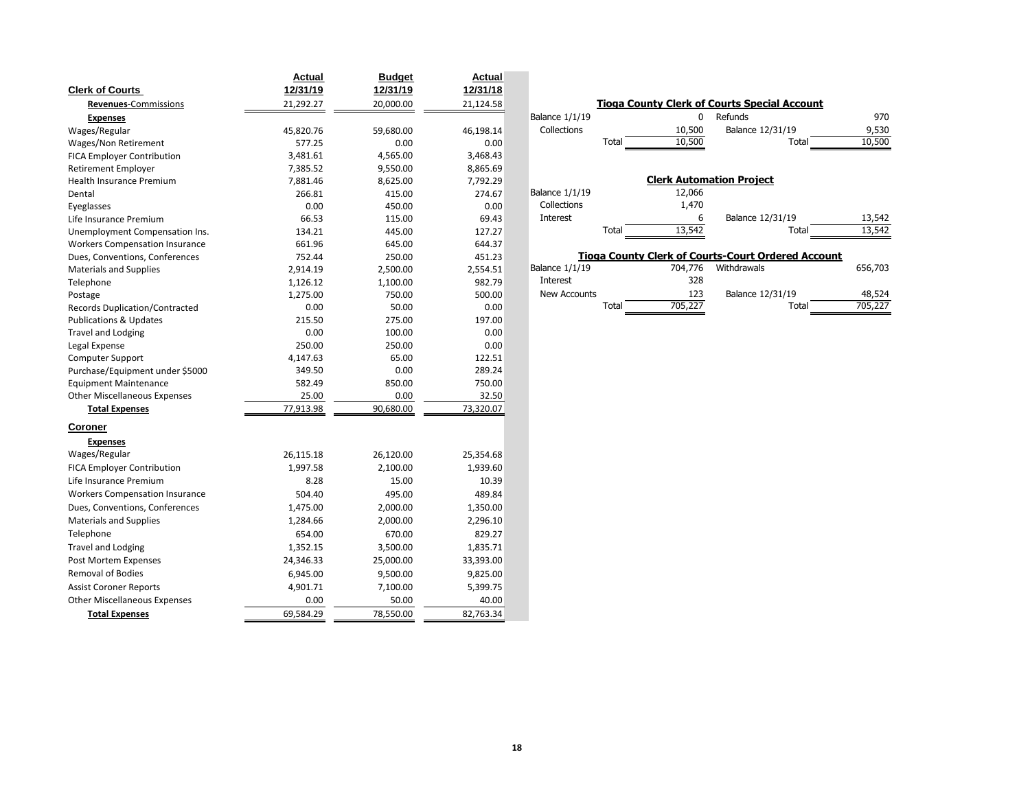## Clerk of Courts

| | Actual 12/31/19 | Budget 12/31/19 | Actual 12/31/18 |
|---|---|---|---|
| **Revenues**-Commissions | 21,292.27 | 20,000.00 | 21,124.58 |
| **Expenses** | | | |
| Wages/Regular | 45,820.76 | 59,680.00 | 46,198.14 |
| Wages/Non Retirement | 577.25 | 0.00 | 0.00 |
| FICA Employer Contribution | 3,481.61 | 4,565.00 | 3,468.43 |
| Retirement Employer | 7,385.52 | 9,550.00 | 8,865.69 |
| Health Insurance Premium | 7,881.46 | 8,625.00 | 7,792.29 |
| Dental | 266.81 | 415.00 | 274.67 |
| Eyeglasses | 0.00 | 450.00 | 0.00 |
| Life Insurance Premium | 66.53 | 115.00 | 69.43 |
| Unemployment Compensation Ins. | 134.21 | 445.00 | 127.27 |
| Workers Compensation Insurance | 661.96 | 645.00 | 644.37 |
| Dues, Conventions, Conferences | 752.44 | 250.00 | 451.23 |
| Materials and Supplies | 2,914.19 | 2,500.00 | 2,554.51 |
| Telephone | 1,126.12 | 1,100.00 | 982.79 |
| Postage | 1,275.00 | 750.00 | 500.00 |
| Records Duplication/Contracted | 0.00 | 50.00 | 0.00 |
| Publications & Updates | 215.50 | 275.00 | 197.00 |
| Travel and Lodging | 0.00 | 100.00 | 0.00 |
| Legal Expense | 250.00 | 250.00 | 0.00 |
| Computer Support | 4,147.63 | 65.00 | 122.51 |
| Purchase/Equipment under $5000 | 349.50 | 0.00 | 289.24 |
| Equipment Maintenance | 582.49 | 850.00 | 750.00 |
| Other Miscellaneous Expenses | 25.00 | 0.00 | 32.50 |
| **Total Expenses** | 77,913.98 | 90,680.00 | 73,320.07 |

## Coroner

| | Actual 12/31/19 | Budget 12/31/19 | Actual 12/31/18 |
|---|---|---|---|
| **Expenses** | | | |
| Wages/Regular | 26,115.18 | 26,120.00 | 25,354.68 |
| FICA Employer Contribution | 1,997.58 | 2,100.00 | 1,939.60 |
| Life Insurance Premium | 8.28 | 15.00 | 10.39 |
| Workers Compensation Insurance | 504.40 | 495.00 | 489.84 |
| Dues, Conventions, Conferences | 1,475.00 | 2,000.00 | 1,350.00 |
| Materials and Supplies | 1,284.66 | 2,000.00 | 2,296.10 |
| Telephone | 654.00 | 670.00 | 829.27 |
| Travel and Lodging | 1,352.15 | 3,500.00 | 1,835.71 |
| Post Mortem Expenses | 24,346.33 | 25,000.00 | 33,393.00 |
| Removal of Bodies | 6,945.00 | 9,500.00 | 9,825.00 |
| Assist Coroner Reports | 4,901.71 | 7,100.00 | 5,399.75 |
| Other Miscellaneous Expenses | 0.00 | 50.00 | 40.00 |
| **Total Expenses** | 69,584.29 | 78,550.00 | 82,763.34 |

### Tioga County Clerk of Courts Special Account

| | | | |
|---|---|---|---|
| Balance 1/1/19 | 0 | Refunds | 970 |
| Collections | 10,500 | Balance 12/31/19 | 9,530 |
| Total | 10,500 | Total | 10,500 |

### Clerk Automation Project

| | | | |
|---|---|---|---|
| Balance 1/1/19 | 12,066 | | |
| Collections | 1,470 | | |
| Interest | 6 | Balance 12/31/19 | 13,542 |
| Total | 13,542 | Total | 13,542 |

### Tioga County Clerk of Courts-Court Ordered Account

| | | | |
|---|---|---|---|
| Balance 1/1/19 | 704,776 | Withdrawals | 656,703 |
| Interest | 328 | | |
| New Accounts | 123 | Balance 12/31/19 | 48,524 |
| Total | 705,227 | Total | 705,227 |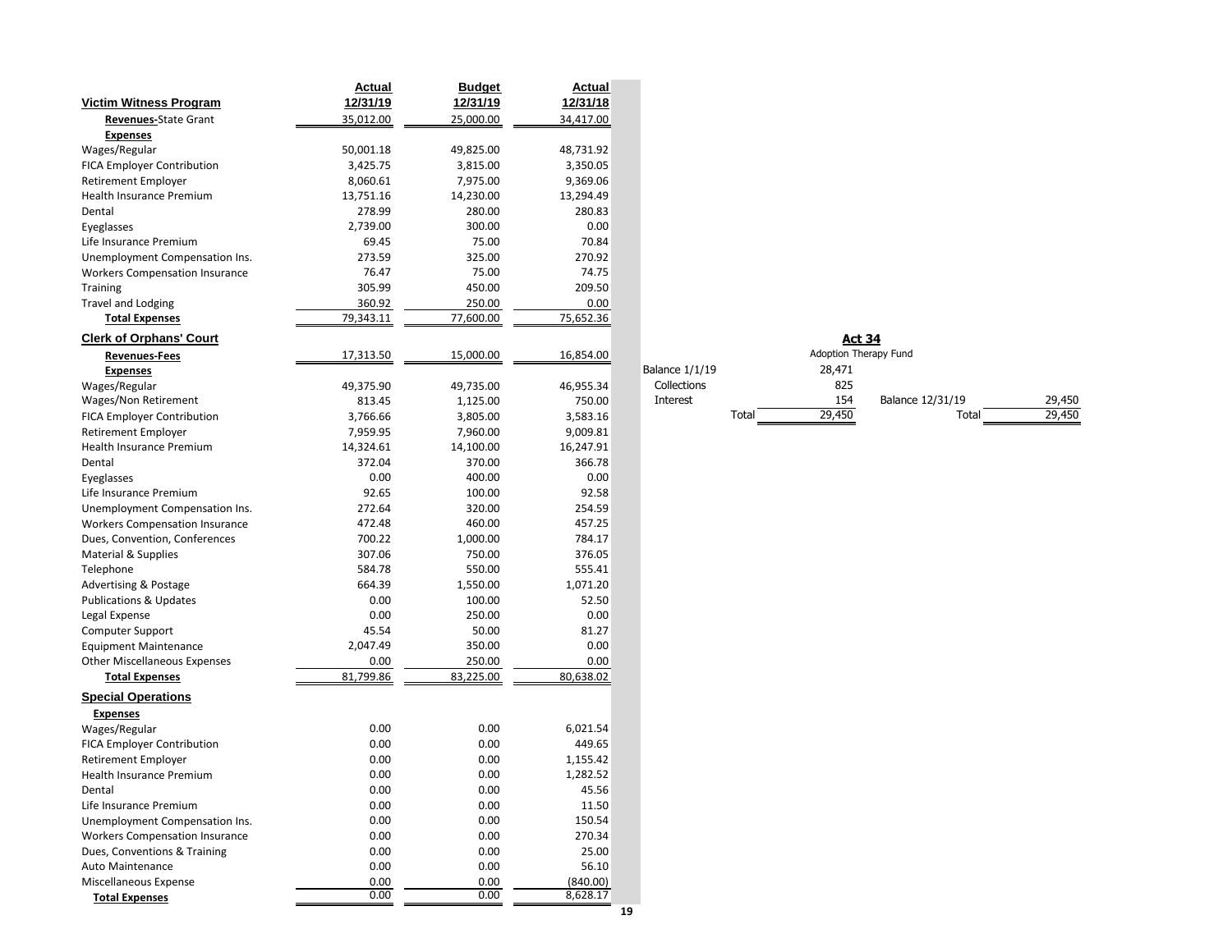| Victim Witness Program | Actual 12/31/19 | Budget 12/31/19 | Actual 12/31/18 |
|---|---|---|---|
| **Revenues-**State Grant | 35,012.00 | 25,000.00 | 34,417.00 |
| **Expenses** | | | |
| Wages/Regular | 50,001.18 | 49,825.00 | 48,731.92 |
| FICA Employer Contribution | 3,425.75 | 3,815.00 | 3,350.05 |
| Retirement Employer | 8,060.61 | 7,975.00 | 9,369.06 |
| Health Insurance Premium | 13,751.16 | 14,230.00 | 13,294.49 |
| Dental | 278.99 | 280.00 | 280.83 |
| Eyeglasses | 2,739.00 | 300.00 | 0.00 |
| Life Insurance Premium | 69.45 | 75.00 | 70.84 |
| Unemployment Compensation Ins. | 273.59 | 325.00 | 270.92 |
| Workers Compensation Insurance | 76.47 | 75.00 | 74.75 |
| Training | 305.99 | 450.00 | 209.50 |
| Travel and Lodging | 360.92 | 250.00 | 0.00 |
| **Total Expenses** | 79,343.11 | 77,600.00 | 75,652.36 |

| Clerk of Orphans' Court | Actual 12/31/19 | Budget 12/31/19 | Actual 12/31/18 |
|---|---|---|---|
| **Revenues-Fees** | 17,313.50 | 15,000.00 | 16,854.00 |
| **Expenses** | | | |
| Wages/Regular | 49,375.90 | 49,735.00 | 46,955.34 |
| Wages/Non Retirement | 813.45 | 1,125.00 | 750.00 |
| FICA Employer Contribution | 3,766.66 | 3,805.00 | 3,583.16 |
| Retirement Employer | 7,959.95 | 7,960.00 | 9,009.81 |
| Health Insurance Premium | 14,324.61 | 14,100.00 | 16,247.91 |
| Dental | 372.04 | 370.00 | 366.78 |
| Eyeglasses | 0.00 | 400.00 | 0.00 |
| Life Insurance Premium | 92.65 | 100.00 | 92.58 |
| Unemployment Compensation Ins. | 272.64 | 320.00 | 254.59 |
| Workers Compensation Insurance | 472.48 | 460.00 | 457.25 |
| Dues, Convention, Conferences | 700.22 | 1,000.00 | 784.17 |
| Material & Supplies | 307.06 | 750.00 | 376.05 |
| Telephone | 584.78 | 550.00 | 555.41 |
| Advertising & Postage | 664.39 | 1,550.00 | 1,071.20 |
| Publications & Updates | 0.00 | 100.00 | 52.50 |
| Legal Expense | 0.00 | 250.00 | 0.00 |
| Computer Support | 45.54 | 50.00 | 81.27 |
| Equipment Maintenance | 2,047.49 | 350.00 | 0.00 |
| Other Miscellaneous Expenses | 0.00 | 250.00 | 0.00 |
| **Total Expenses** | 81,799.86 | 83,225.00 | 80,638.02 |

**Act 34**

Adoption Therapy Fund

| | | | |
|---|---|---|---|
| Balance 1/1/19 | 28,471 | | |
| Collections | 825 | | |
| Interest | 154 | Balance 12/31/19 | 29,450 |
| Total | 29,450 | Total | 29,450 |

| Special Operations | Actual 12/31/19 | Budget 12/31/19 | Actual 12/31/18 |
|---|---|---|---|
| **Expenses** | | | |
| Wages/Regular | 0.00 | 0.00 | 6,021.54 |
| FICA Employer Contribution | 0.00 | 0.00 | 449.65 |
| Retirement Employer | 0.00 | 0.00 | 1,155.42 |
| Health Insurance Premium | 0.00 | 0.00 | 1,282.52 |
| Dental | 0.00 | 0.00 | 45.56 |
| Life Insurance Premium | 0.00 | 0.00 | 11.50 |
| Unemployment Compensation Ins. | 0.00 | 0.00 | 150.54 |
| Workers Compensation Insurance | 0.00 | 0.00 | 270.34 |
| Dues, Conventions & Training | 0.00 | 0.00 | 25.00 |
| Auto Maintenance | 0.00 | 0.00 | 56.10 |
| Miscellaneous Expense | 0.00 | 0.00 | (840.00) |
| **Total Expenses** | 0.00 | 0.00 | 8,628.17 |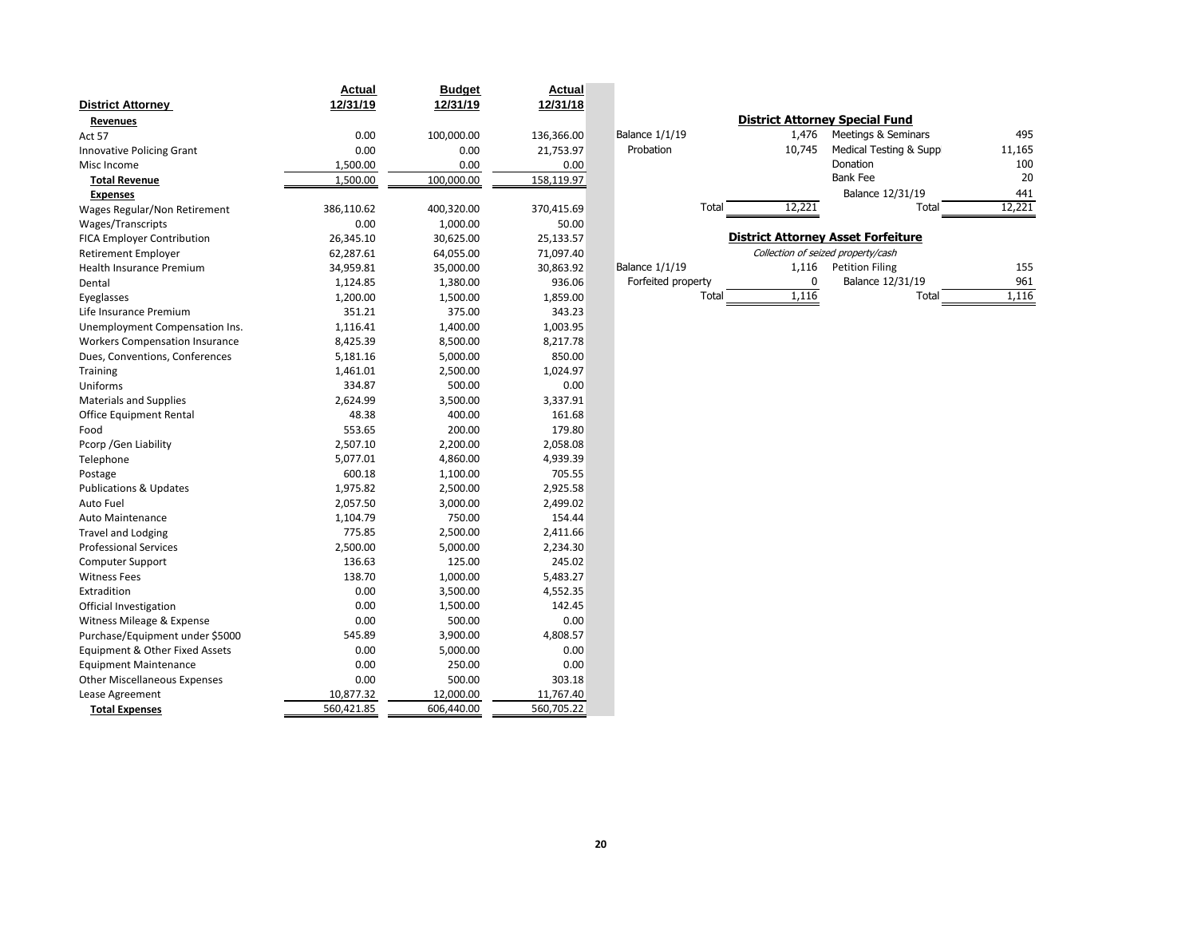| District Attorney | Actual 12/31/19 | Budget 12/31/19 | Actual 12/31/18 |
|---|---|---|---|
| **Revenues** | | | |
| Act 57 | 0.00 | 100,000.00 | 136,366.00 |
| Innovative Policing Grant | 0.00 | 0.00 | 21,753.97 |
| Misc Income | 1,500.00 | 0.00 | 0.00 |
| **Total Revenue** | 1,500.00 | 100,000.00 | 158,119.97 |
| **Expenses** | | | |
| Wages Regular/Non Retirement | 386,110.62 | 400,320.00 | 370,415.69 |
| Wages/Transcripts | 0.00 | 1,000.00 | 50.00 |
| FICA Employer Contribution | 26,345.10 | 30,625.00 | 25,133.57 |
| Retirement Employer | 62,287.61 | 64,055.00 | 71,097.40 |
| Health Insurance Premium | 34,959.81 | 35,000.00 | 30,863.92 |
| Dental | 1,124.85 | 1,380.00 | 936.06 |
| Eyeglasses | 1,200.00 | 1,500.00 | 1,859.00 |
| Life Insurance Premium | 351.21 | 375.00 | 343.23 |
| Unemployment Compensation Ins. | 1,116.41 | 1,400.00 | 1,003.95 |
| Workers Compensation Insurance | 8,425.39 | 8,500.00 | 8,217.78 |
| Dues, Conventions, Conferences | 5,181.16 | 5,000.00 | 850.00 |
| Training | 1,461.01 | 2,500.00 | 1,024.97 |
| Uniforms | 334.87 | 500.00 | 0.00 |
| Materials and Supplies | 2,624.99 | 3,500.00 | 3,337.91 |
| Office Equipment Rental | 48.38 | 400.00 | 161.68 |
| Food | 553.65 | 200.00 | 179.80 |
| Pcorp /Gen Liability | 2,507.10 | 2,200.00 | 2,058.08 |
| Telephone | 5,077.01 | 4,860.00 | 4,939.39 |
| Postage | 600.18 | 1,100.00 | 705.55 |
| Publications & Updates | 1,975.82 | 2,500.00 | 2,925.58 |
| Auto Fuel | 2,057.50 | 3,000.00 | 2,499.02 |
| Auto Maintenance | 1,104.79 | 750.00 | 154.44 |
| Travel and Lodging | 775.85 | 2,500.00 | 2,411.66 |
| Professional Services | 2,500.00 | 5,000.00 | 2,234.30 |
| Computer Support | 136.63 | 125.00 | 245.02 |
| Witness Fees | 138.70 | 1,000.00 | 5,483.27 |
| Extradition | 0.00 | 3,500.00 | 4,552.35 |
| Official Investigation | 0.00 | 1,500.00 | 142.45 |
| Witness Mileage & Expense | 0.00 | 500.00 | 0.00 |
| Purchase/Equipment under $5000 | 545.89 | 3,900.00 | 4,808.57 |
| Equipment & Other Fixed Assets | 0.00 | 5,000.00 | 0.00 |
| Equipment Maintenance | 0.00 | 250.00 | 0.00 |
| Other Miscellaneous Expenses | 0.00 | 500.00 | 303.18 |
| Lease Agreement | 10,877.32 | 12,000.00 | 11,767.40 |
| **Total Expenses** | 560,421.85 | 606,440.00 | 560,705.22 |

**District Attorney Special Fund**

| | | | |
|---|---|---|---|
| Balance 1/1/19 | 1,476 | Meetings & Seminars | 495 |
| Probation | 10,745 | Medical Testing & Supp | 11,165 |
| | | Donation | 100 |
| | | Bank Fee | 20 |
| | | Balance 12/31/19 | 441 |
| Total | 12,221 | Total | 12,221 |

**District Attorney Asset Forfeiture**

*Collection of seized property/cash*

| | | | |
|---|---|---|---|
| Balance 1/1/19 | 1,116 | Petition Filing | 155 |
| Forfeited property | 0 | Balance 12/31/19 | 961 |
| Total | 1,116 | Total | 1,116 |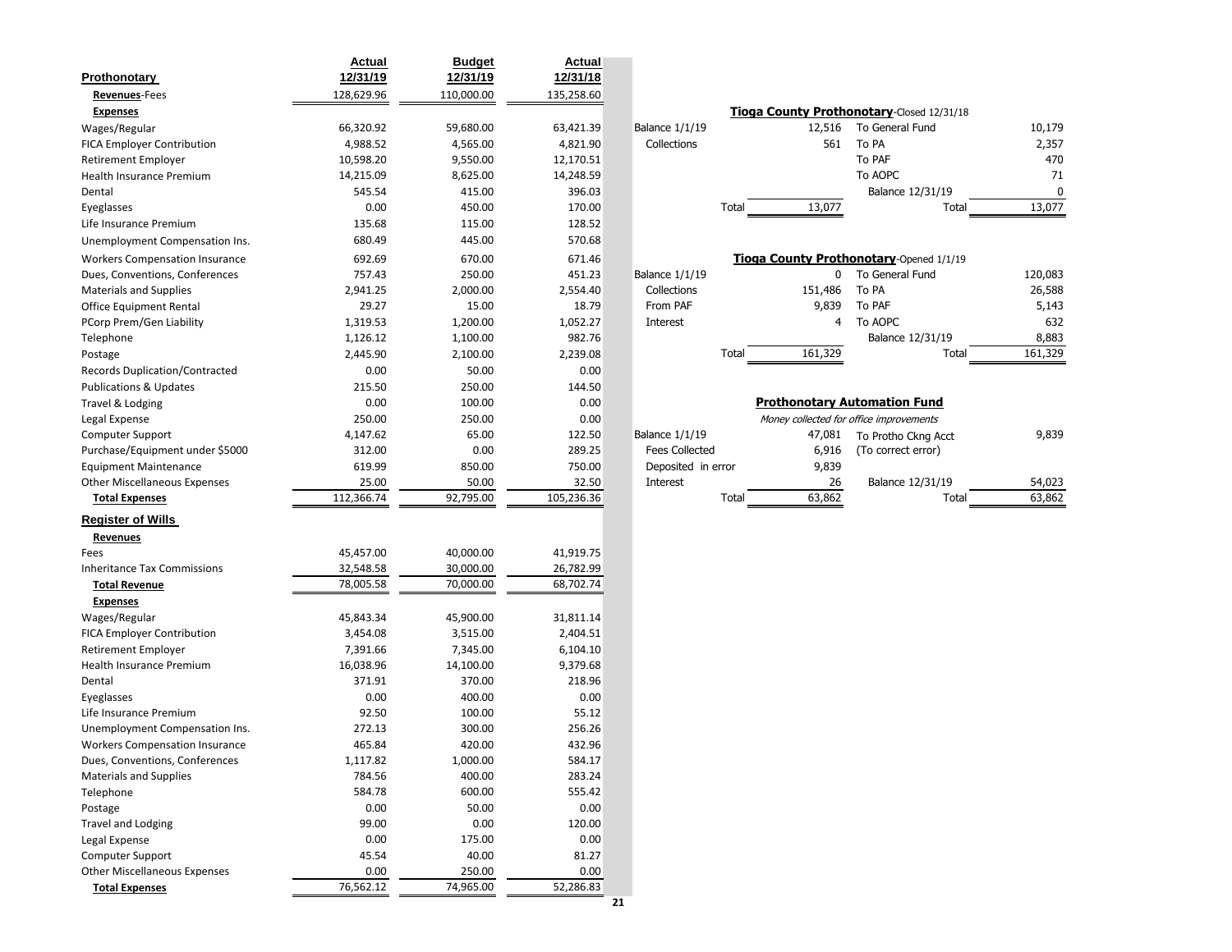| Prothonotary | Actual 12/31/19 | Budget 12/31/19 | Actual 12/31/18 |
|---|---|---|---|
| **Revenues**-Fees | 128,629.96 | 110,000.00 | 135,258.60 |
| **Expenses** | | | |
| Wages/Regular | 66,320.92 | 59,680.00 | 63,421.39 |
| FICA Employer Contribution | 4,988.52 | 4,565.00 | 4,821.90 |
| Retirement Employer | 10,598.20 | 9,550.00 | 12,170.51 |
| Health Insurance Premium | 14,215.09 | 8,625.00 | 14,248.59 |
| Dental | 545.54 | 415.00 | 396.03 |
| Eyeglasses | 0.00 | 450.00 | 170.00 |
| Life Insurance Premium | 135.68 | 115.00 | 128.52 |
| Unemployment Compensation Ins. | 680.49 | 445.00 | 570.68 |
| Workers Compensation Insurance | 692.69 | 670.00 | 671.46 |
| Dues, Conventions, Conferences | 757.43 | 250.00 | 451.23 |
| Materials and Supplies | 2,941.25 | 2,000.00 | 2,554.40 |
| Office Equipment Rental | 29.27 | 15.00 | 18.79 |
| PCorp Prem/Gen Liability | 1,319.53 | 1,200.00 | 1,052.27 |
| Telephone | 1,126.12 | 1,100.00 | 982.76 |
| Postage | 2,445.90 | 2,100.00 | 2,239.08 |
| Records Duplication/Contracted | 0.00 | 50.00 | 0.00 |
| Publications & Updates | 215.50 | 250.00 | 144.50 |
| Travel & Lodging | 0.00 | 100.00 | 0.00 |
| Legal Expense | 250.00 | 250.00 | 0.00 |
| Computer Support | 4,147.62 | 65.00 | 122.50 |
| Purchase/Equipment under $5000 | 312.00 | 0.00 | 289.25 |
| Equipment Maintenance | 619.99 | 850.00 | 750.00 |
| Other Miscellaneous Expenses | 25.00 | 50.00 | 32.50 |
| **Total Expenses** | 112,366.74 | 92,795.00 | 105,236.36 |

| Register of Wills | Actual 12/31/19 | Budget 12/31/19 | Actual 12/31/18 |
|---|---|---|---|
| **Revenues** | | | |
| Fees | 45,457.00 | 40,000.00 | 41,919.75 |
| Inheritance Tax Commissions | 32,548.58 | 30,000.00 | 26,782.99 |
| **Total Revenue** | 78,005.58 | 70,000.00 | 68,702.74 |
| **Expenses** | | | |
| Wages/Regular | 45,843.34 | 45,900.00 | 31,811.14 |
| FICA Employer Contribution | 3,454.08 | 3,515.00 | 2,404.51 |
| Retirement Employer | 7,391.66 | 7,345.00 | 6,104.10 |
| Health Insurance Premium | 16,038.96 | 14,100.00 | 9,379.68 |
| Dental | 371.91 | 370.00 | 218.96 |
| Eyeglasses | 0.00 | 400.00 | 0.00 |
| Life Insurance Premium | 92.50 | 100.00 | 55.12 |
| Unemployment Compensation Ins. | 272.13 | 300.00 | 256.26 |
| Workers Compensation Insurance | 465.84 | 420.00 | 432.96 |
| Dues, Conventions, Conferences | 1,117.82 | 1,000.00 | 584.17 |
| Materials and Supplies | 784.56 | 400.00 | 283.24 |
| Telephone | 584.78 | 600.00 | 555.42 |
| Postage | 0.00 | 50.00 | 0.00 |
| Travel and Lodging | 99.00 | 0.00 | 120.00 |
| Legal Expense | 0.00 | 175.00 | 0.00 |
| Computer Support | 45.54 | 40.00 | 81.27 |
| Other Miscellaneous Expenses | 0.00 | 250.00 | 0.00 |
| **Total Expenses** | 76,562.12 | 74,965.00 | 52,286.83 |

**Tioga County Prothonotary**-Closed 12/31/18

| | | | |
|---|---|---|---|
| Balance 1/1/19 | 12,516 | To General Fund | 10,179 |
| Collections | 561 | To PA | 2,357 |
| | | To PAF | 470 |
| | | To AOPC | 71 |
| | | Balance 12/31/19 | 0 |
| Total | 13,077 | Total | 13,077 |

**Tioga County Prothonotary**-Opened 1/1/19

| | | | |
|---|---|---|---|
| Balance 1/1/19 | 0 | To General Fund | 120,083 |
| Collections | 151,486 | To PA | 26,588 |
| From PAF | 9,839 | To PAF | 5,143 |
| Interest | 4 | To AOPC | 632 |
| | | Balance 12/31/19 | 8,883 |
| Total | 161,329 | Total | 161,329 |

**Prothonotary Automation Fund**

*Money collected for office improvements*

| | | | |
|---|---|---|---|
| Balance 1/1/19 | 47,081 | To Protho Ckng Acct | 9,839 |
| Fees Collected | 6,916 | (To correct error) | |
| Deposited in error | 9,839 | | |
| Interest | 26 | Balance 12/31/19 | 54,023 |
| Total | 63,862 | Total | 63,862 |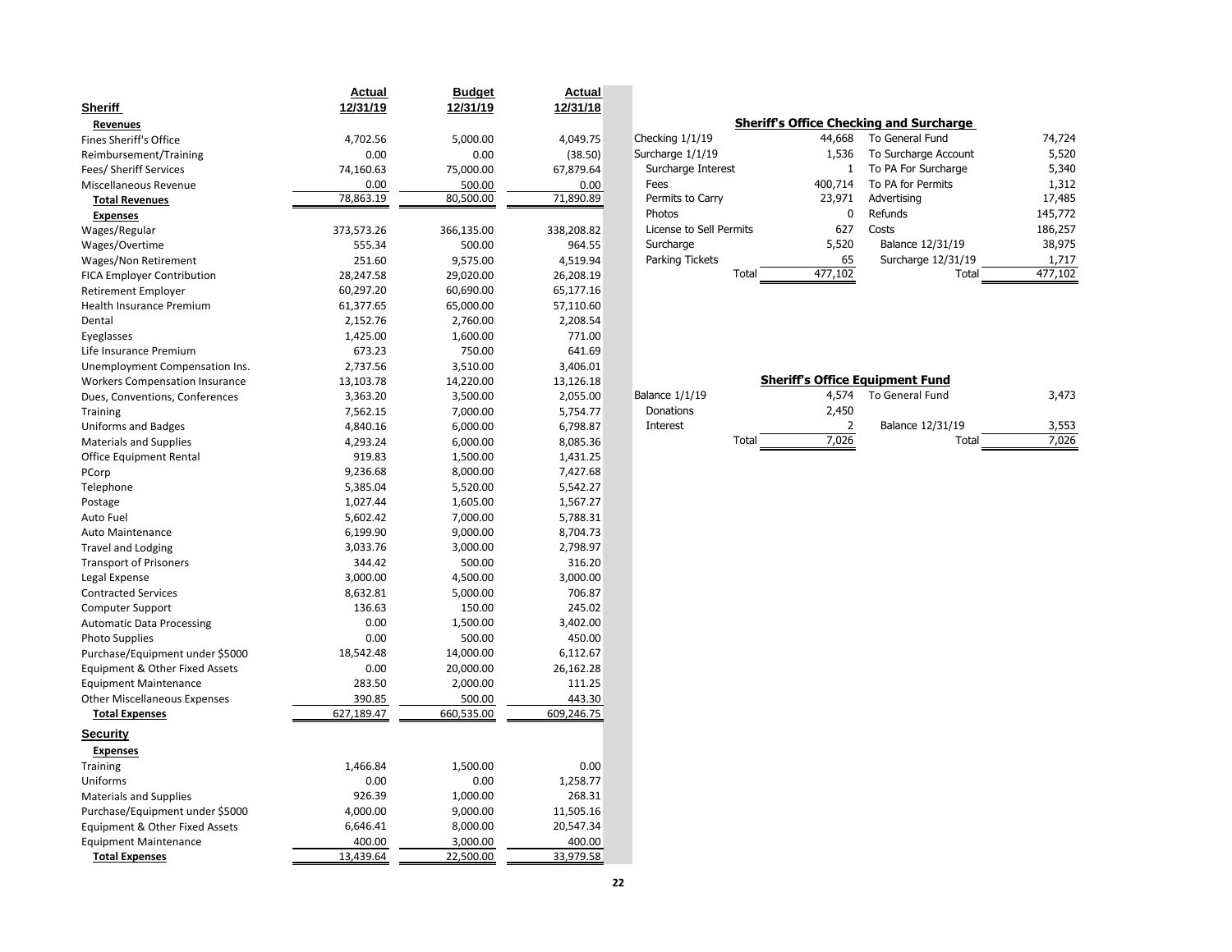| Sheriff | Actual 12/31/19 | Budget 12/31/19 | Actual 12/31/18 |
|---|---|---|---|
| **Revenues** | | | |
| Fines Sheriff's Office | 4,702.56 | 5,000.00 | 4,049.75 |
| Reimbursement/Training | 0.00 | 0.00 | (38.50) |
| Fees/ Sheriff Services | 74,160.63 | 75,000.00 | 67,879.64 |
| Miscellaneous Revenue | 0.00 | 500.00 | 0.00 |
| **Total Revenues** | 78,863.19 | 80,500.00 | 71,890.89 |
| **Expenses** | | | |
| Wages/Regular | 373,573.26 | 366,135.00 | 338,208.82 |
| Wages/Overtime | 555.34 | 500.00 | 964.55 |
| Wages/Non Retirement | 251.60 | 9,575.00 | 4,519.94 |
| FICA Employer Contribution | 28,247.58 | 29,020.00 | 26,208.19 |
| Retirement Employer | 60,297.20 | 60,690.00 | 65,177.16 |
| Health Insurance Premium | 61,377.65 | 65,000.00 | 57,110.60 |
| Dental | 2,152.76 | 2,760.00 | 2,208.54 |
| Eyeglasses | 1,425.00 | 1,600.00 | 771.00 |
| Life Insurance Premium | 673.23 | 750.00 | 641.69 |
| Unemployment Compensation Ins. | 2,737.56 | 3,510.00 | 3,406.01 |
| Workers Compensation Insurance | 13,103.78 | 14,220.00 | 13,126.18 |
| Dues, Conventions, Conferences | 3,363.20 | 3,500.00 | 2,055.00 |
| Training | 7,562.15 | 7,000.00 | 5,754.77 |
| Uniforms and Badges | 4,840.16 | 6,000.00 | 6,798.87 |
| Materials and Supplies | 4,293.24 | 6,000.00 | 8,085.36 |
| Office Equipment Rental | 919.83 | 1,500.00 | 1,431.25 |
| PCorp | 9,236.68 | 8,000.00 | 7,427.68 |
| Telephone | 5,385.04 | 5,520.00 | 5,542.27 |
| Postage | 1,027.44 | 1,605.00 | 1,567.27 |
| Auto Fuel | 5,602.42 | 7,000.00 | 5,788.31 |
| Auto Maintenance | 6,199.90 | 9,000.00 | 8,704.73 |
| Travel and Lodging | 3,033.76 | 3,000.00 | 2,798.97 |
| Transport of Prisoners | 344.42 | 500.00 | 316.20 |
| Legal Expense | 3,000.00 | 4,500.00 | 3,000.00 |
| Contracted Services | 8,632.81 | 5,000.00 | 706.87 |
| Computer Support | 136.63 | 150.00 | 245.02 |
| Automatic Data Processing | 0.00 | 1,500.00 | 3,402.00 |
| Photo Supplies | 0.00 | 500.00 | 450.00 |
| Purchase/Equipment under $5000 | 18,542.48 | 14,000.00 | 6,112.67 |
| Equipment & Other Fixed Assets | 0.00 | 20,000.00 | 26,162.28 |
| Equipment Maintenance | 283.50 | 2,000.00 | 111.25 |
| Other Miscellaneous Expenses | 390.85 | 500.00 | 443.30 |
| **Total Expenses** | 627,189.47 | 660,535.00 | 609,246.75 |
| **Security** | | | |
| **Expenses** | | | |
| Training | 1,466.84 | 1,500.00 | 0.00 |
| Uniforms | 0.00 | 0.00 | 1,258.77 |
| Materials and Supplies | 926.39 | 1,000.00 | 268.31 |
| Purchase/Equipment under $5000 | 4,000.00 | 9,000.00 | 11,505.16 |
| Equipment & Other Fixed Assets | 6,646.41 | 8,000.00 | 20,547.34 |
| Equipment Maintenance | 400.00 | 3,000.00 | 400.00 |
| **Total Expenses** | 13,439.64 | 22,500.00 | 33,979.58 |

**Sheriff's Office Checking and Surcharge**

| | | | |
|---|---|---|---|
| Checking 1/1/19 | 44,668 | To General Fund | 74,724 |
| Surcharge 1/1/19 | 1,536 | To Surcharge Account | 5,520 |
| Surcharge Interest | 1 | To PA For Surcharge | 5,340 |
| Fees | 400,714 | To PA for Permits | 1,312 |
| Permits to Carry | 23,971 | Advertising | 17,485 |
| Photos | 0 | Refunds | 145,772 |
| License to Sell Permits | 627 | Costs | 186,257 |
| Surcharge | 5,520 | Balance 12/31/19 | 38,975 |
| Parking Tickets | 65 | Surcharge 12/31/19 | 1,717 |
| Total | 477,102 | Total | 477,102 |

**Sheriff's Office Equipment Fund**

| | | | |
|---|---|---|---|
| Balance 1/1/19 | 4,574 | To General Fund | 3,473 |
| Donations | 2,450 | | |
| Interest | 2 | Balance 12/31/19 | 3,553 |
| Total | 7,026 | Total | 7,026 |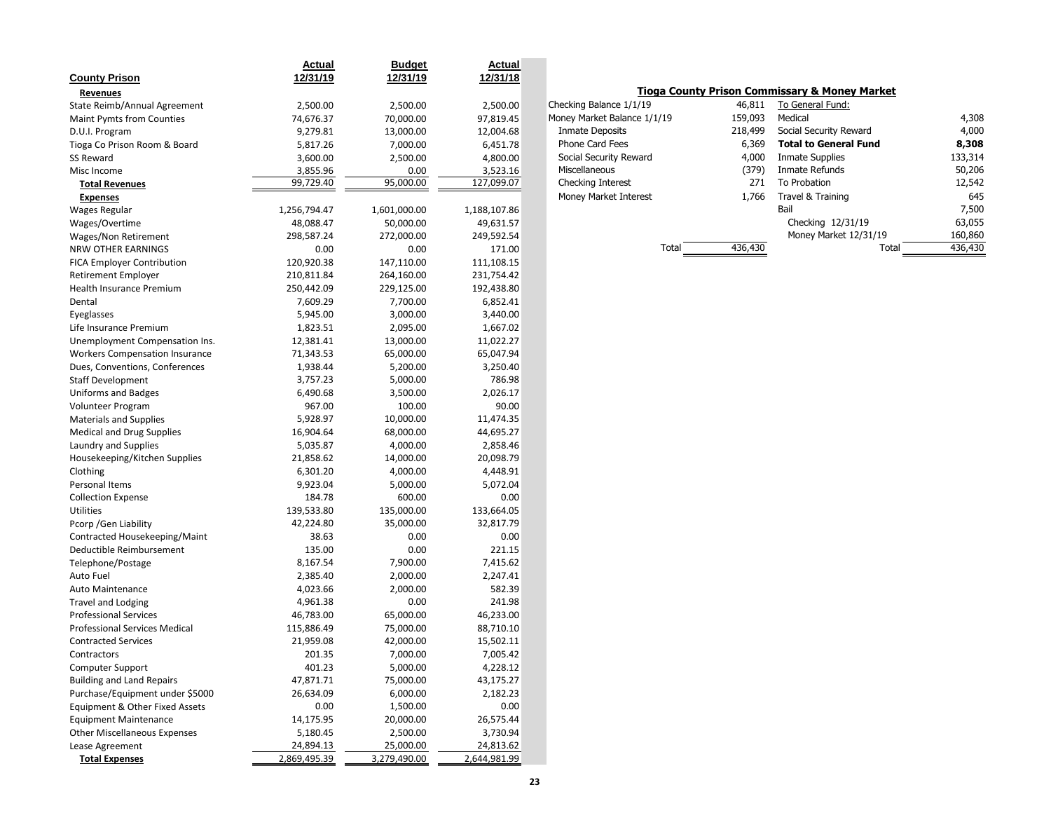| County Prison | Actual 12/31/19 | Budget 12/31/19 | Actual 12/31/18 |
|---|---|---|---|
| **Revenues** | | | |
| State Reimb/Annual Agreement | 2,500.00 | 2,500.00 | 2,500.00 |
| Maint Pymts from Counties | 74,676.37 | 70,000.00 | 97,819.45 |
| D.U.I. Program | 9,279.81 | 13,000.00 | 12,004.68 |
| Tioga Co Prison Room & Board | 5,817.26 | 7,000.00 | 6,451.78 |
| SS Reward | 3,600.00 | 2,500.00 | 4,800.00 |
| Misc Income | 3,855.96 | 0.00 | 3,523.16 |
| **Total Revenues** | 99,729.40 | 95,000.00 | 127,099.07 |
| **Expenses** | | | |
| Wages Regular | 1,256,794.47 | 1,601,000.00 | 1,188,107.86 |
| Wages/Overtime | 48,088.47 | 50,000.00 | 49,631.57 |
| Wages/Non Retirement | 298,587.24 | 272,000.00 | 249,592.54 |
| NRW OTHER EARNINGS | 0.00 | 0.00 | 171.00 |
| FICA Employer Contribution | 120,920.38 | 147,110.00 | 111,108.15 |
| Retirement Employer | 210,811.84 | 264,160.00 | 231,754.42 |
| Health Insurance Premium | 250,442.09 | 229,125.00 | 192,438.80 |
| Dental | 7,609.29 | 7,700.00 | 6,852.41 |
| Eyeglasses | 5,945.00 | 3,000.00 | 3,440.00 |
| Life Insurance Premium | 1,823.51 | 2,095.00 | 1,667.02 |
| Unemployment Compensation Ins. | 12,381.41 | 13,000.00 | 11,022.27 |
| Workers Compensation Insurance | 71,343.53 | 65,000.00 | 65,047.94 |
| Dues, Conventions, Conferences | 1,938.44 | 5,200.00 | 3,250.40 |
| Staff Development | 3,757.23 | 5,000.00 | 786.98 |
| Uniforms and Badges | 6,490.68 | 3,500.00 | 2,026.17 |
| Volunteer Program | 967.00 | 100.00 | 90.00 |
| Materials and Supplies | 5,928.97 | 10,000.00 | 11,474.35 |
| Medical and Drug Supplies | 16,904.64 | 68,000.00 | 44,695.27 |
| Laundry and Supplies | 5,035.87 | 4,000.00 | 2,858.46 |
| Housekeeping/Kitchen Supplies | 21,858.62 | 14,000.00 | 20,098.79 |
| Clothing | 6,301.20 | 4,000.00 | 4,448.91 |
| Personal Items | 9,923.04 | 5,000.00 | 5,072.04 |
| Collection Expense | 184.78 | 600.00 | 0.00 |
| Utilities | 139,533.80 | 135,000.00 | 133,664.05 |
| Pcorp /Gen Liability | 42,224.80 | 35,000.00 | 32,817.79 |
| Contracted Housekeeping/Maint | 38.63 | 0.00 | 0.00 |
| Deductible Reimbursement | 135.00 | 0.00 | 221.15 |
| Telephone/Postage | 8,167.54 | 7,900.00 | 7,415.62 |
| Auto Fuel | 2,385.40 | 2,000.00 | 2,247.41 |
| Auto Maintenance | 4,023.66 | 2,000.00 | 582.39 |
| Travel and Lodging | 4,961.38 | 0.00 | 241.98 |
| Professional Services | 46,783.00 | 65,000.00 | 46,233.00 |
| Professional Services Medical | 115,886.49 | 75,000.00 | 88,710.10 |
| Contracted Services | 21,959.08 | 42,000.00 | 15,502.11 |
| Contractors | 201.35 | 7,000.00 | 7,005.42 |
| Computer Support | 401.23 | 5,000.00 | 4,228.12 |
| Building and Land Repairs | 47,871.71 | 75,000.00 | 43,175.27 |
| Purchase/Equipment under $5000 | 26,634.09 | 6,000.00 | 2,182.23 |
| Equipment & Other Fixed Assets | 0.00 | 1,500.00 | 0.00 |
| Equipment Maintenance | 14,175.95 | 20,000.00 | 26,575.44 |
| Other Miscellaneous Expenses | 5,180.45 | 2,500.00 | 3,730.94 |
| Lease Agreement | 24,894.13 | 25,000.00 | 24,813.62 |
| **Total Expenses** | 2,869,495.39 | 3,279,490.00 | 2,644,981.99 |

**Tioga County Prison Commissary & Money Market**

| | | | |
|---|---|---|---|
| Checking Balance 1/1/19 | 46,811 | To General Fund: | |
| Money Market Balance 1/1/19 | 159,093 | Medical | 4,308 |
| Inmate Deposits | 218,499 | Social Security Reward | 4,000 |
| Phone Card Fees | 6,369 | **Total to General Fund** | **8,308** |
| Social Security Reward | 4,000 | Inmate Supplies | 133,314 |
| Miscellaneous | (379) | Inmate Refunds | 50,206 |
| Checking Interest | 271 | To Probation | 12,542 |
| Money Market Interest | 1,766 | Travel & Training | 645 |
| | | Bail | 7,500 |
| | | Checking 12/31/19 | 63,055 |
| | | Money Market 12/31/19 | 160,860 |
| Total | 436,430 | Total | 436,430 |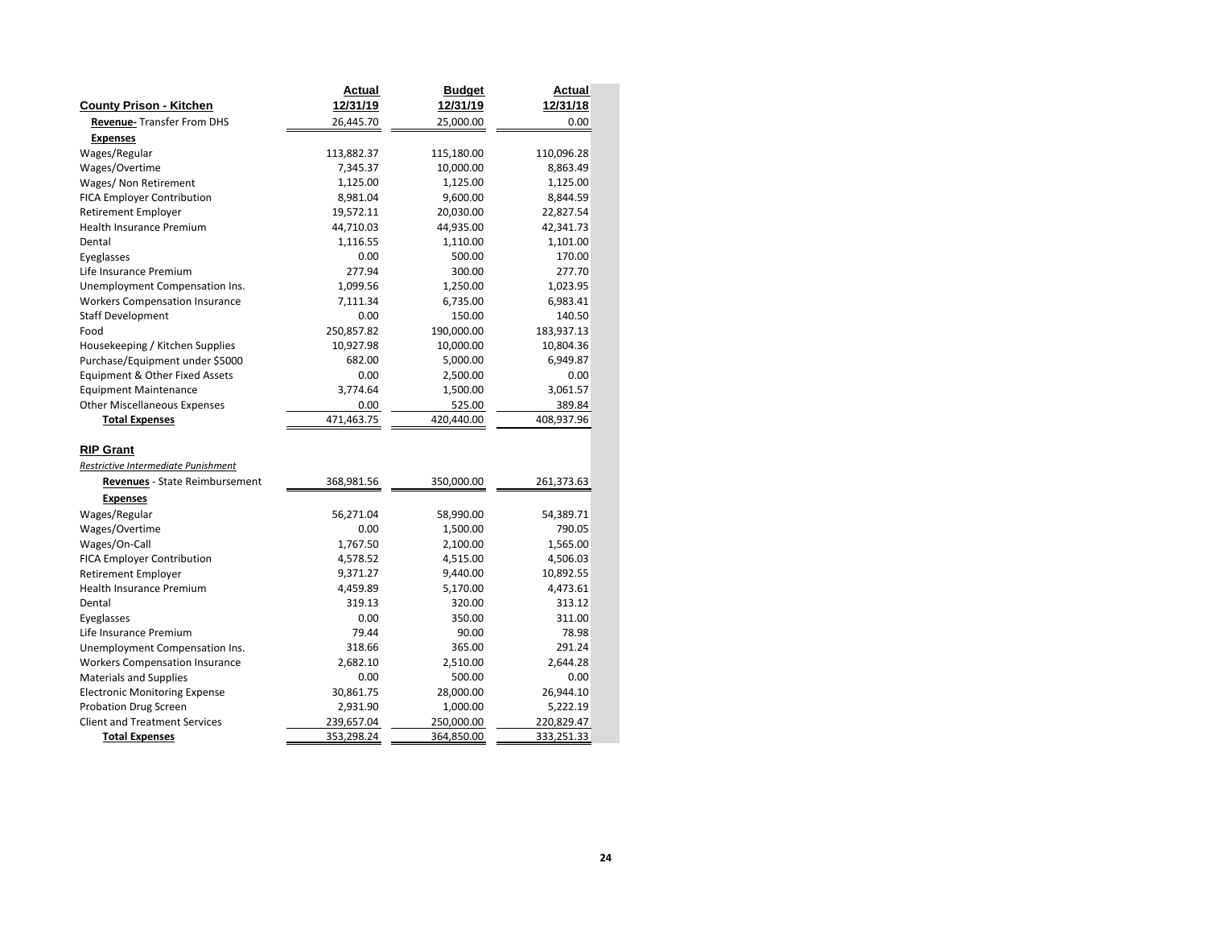| County Prison - Kitchen | Actual 12/31/19 | Budget 12/31/19 | Actual 12/31/18 |
|---|---|---|---|
| **Revenue-** Transfer From DHS | 26,445.70 | 25,000.00 | 0.00 |
| **Expenses** | | | |
| Wages/Regular | 113,882.37 | 115,180.00 | 110,096.28 |
| Wages/Overtime | 7,345.37 | 10,000.00 | 8,863.49 |
| Wages/ Non Retirement | 1,125.00 | 1,125.00 | 1,125.00 |
| FICA Employer Contribution | 8,981.04 | 9,600.00 | 8,844.59 |
| Retirement Employer | 19,572.11 | 20,030.00 | 22,827.54 |
| Health Insurance Premium | 44,710.03 | 44,935.00 | 42,341.73 |
| Dental | 1,116.55 | 1,110.00 | 1,101.00 |
| Eyeglasses | 0.00 | 500.00 | 170.00 |
| Life Insurance Premium | 277.94 | 300.00 | 277.70 |
| Unemployment Compensation Ins. | 1,099.56 | 1,250.00 | 1,023.95 |
| Workers Compensation Insurance | 7,111.34 | 6,735.00 | 6,983.41 |
| Staff Development | 0.00 | 150.00 | 140.50 |
| Food | 250,857.82 | 190,000.00 | 183,937.13 |
| Housekeeping / Kitchen Supplies | 10,927.98 | 10,000.00 | 10,804.36 |
| Purchase/Equipment under $5000 | 682.00 | 5,000.00 | 6,949.87 |
| Equipment & Other Fixed Assets | 0.00 | 2,500.00 | 0.00 |
| Equipment Maintenance | 3,774.64 | 1,500.00 | 3,061.57 |
| Other Miscellaneous Expenses | 0.00 | 525.00 | 389.84 |
| **Total Expenses** | 471,463.75 | 420,440.00 | 408,937.96 |

**RIP Grant**

*Restrictive Intermediate Punishment*

| | | | |
|---|---|---|---|
| **Revenues** - State Reimbursement | 368,981.56 | 350,000.00 | 261,373.63 |
| **Expenses** | | | |
| Wages/Regular | 56,271.04 | 58,990.00 | 54,389.71 |
| Wages/Overtime | 0.00 | 1,500.00 | 790.05 |
| Wages/On-Call | 1,767.50 | 2,100.00 | 1,565.00 |
| FICA Employer Contribution | 4,578.52 | 4,515.00 | 4,506.03 |
| Retirement Employer | 9,371.27 | 9,440.00 | 10,892.55 |
| Health Insurance Premium | 4,459.89 | 5,170.00 | 4,473.61 |
| Dental | 319.13 | 320.00 | 313.12 |
| Eyeglasses | 0.00 | 350.00 | 311.00 |
| Life Insurance Premium | 79.44 | 90.00 | 78.98 |
| Unemployment Compensation Ins. | 318.66 | 365.00 | 291.24 |
| Workers Compensation Insurance | 2,682.10 | 2,510.00 | 2,644.28 |
| Materials and Supplies | 0.00 | 500.00 | 0.00 |
| Electronic Monitoring Expense | 30,861.75 | 28,000.00 | 26,944.10 |
| Probation Drug Screen | 2,931.90 | 1,000.00 | 5,222.19 |
| Client and Treatment Services | 239,657.04 | 250,000.00 | 220,829.47 |
| **Total Expenses** | 353,298.24 | 364,850.00 | 333,251.33 |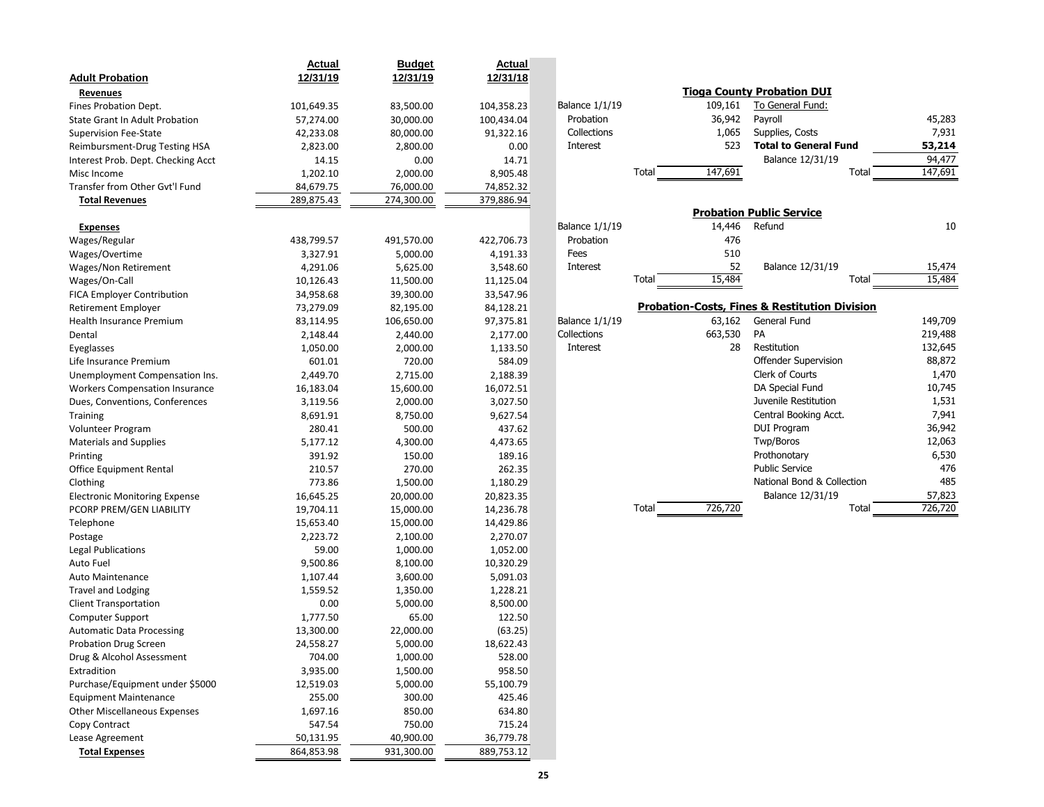## Adult Probation

| Adult Probation | Actual 12/31/19 | Budget 12/31/19 | Actual 12/31/18 |
|---|---|---|---|
| **Revenues** | | | |
| Fines Probation Dept. | 101,649.35 | 83,500.00 | 104,358.23 |
| State Grant In Adult Probation | 57,274.00 | 30,000.00 | 100,434.04 |
| Supervision Fee-State | 42,233.08 | 80,000.00 | 91,322.16 |
| Reimbursment-Drug Testing HSA | 2,823.00 | 2,800.00 | 0.00 |
| Interest Prob. Dept. Checking Acct | 14.15 | 0.00 | 14.71 |
| Misc Income | 1,202.10 | 2,000.00 | 8,905.48 |
| Transfer from Other Gvt'l Fund | 84,679.75 | 76,000.00 | 74,852.32 |
| **Total Revenues** | 289,875.43 | 274,300.00 | 379,886.94 |
| **Expenses** | | | |
| Wages/Regular | 438,799.57 | 491,570.00 | 422,706.73 |
| Wages/Overtime | 3,327.91 | 5,000.00 | 4,191.33 |
| Wages/Non Retirement | 4,291.06 | 5,625.00 | 3,548.60 |
| Wages/On-Call | 10,126.43 | 11,500.00 | 11,125.04 |
| FICA Employer Contribution | 34,958.68 | 39,300.00 | 33,547.96 |
| Retirement Employer | 73,279.09 | 82,195.00 | 84,128.21 |
| Health Insurance Premium | 83,114.95 | 106,650.00 | 97,375.81 |
| Dental | 2,148.44 | 2,440.00 | 2,177.00 |
| Eyeglasses | 1,050.00 | 2,000.00 | 1,133.50 |
| Life Insurance Premium | 601.01 | 720.00 | 584.09 |
| Unemployment Compensation Ins. | 2,449.70 | 2,715.00 | 2,188.39 |
| Workers Compensation Insurance | 16,183.04 | 15,600.00 | 16,072.51 |
| Dues, Conventions, Conferences | 3,119.56 | 2,000.00 | 3,027.50 |
| Training | 8,691.91 | 8,750.00 | 9,627.54 |
| Volunteer Program | 280.41 | 500.00 | 437.62 |
| Materials and Supplies | 5,177.12 | 4,300.00 | 4,473.65 |
| Printing | 391.92 | 150.00 | 189.16 |
| Office Equipment Rental | 210.57 | 270.00 | 262.35 |
| Clothing | 773.86 | 1,500.00 | 1,180.29 |
| Electronic Monitoring Expense | 16,645.25 | 20,000.00 | 20,823.35 |
| PCORP PREM/GEN LIABILITY | 19,704.11 | 15,000.00 | 14,236.78 |
| Telephone | 15,653.40 | 15,000.00 | 14,429.86 |
| Postage | 2,223.72 | 2,100.00 | 2,270.07 |
| Legal Publications | 59.00 | 1,000.00 | 1,052.00 |
| Auto Fuel | 9,500.86 | 8,100.00 | 10,320.29 |
| Auto Maintenance | 1,107.44 | 3,600.00 | 5,091.03 |
| Travel and Lodging | 1,559.52 | 1,350.00 | 1,228.21 |
| Client Transportation | 0.00 | 5,000.00 | 8,500.00 |
| Computer Support | 1,777.50 | 65.00 | 122.50 |
| Automatic Data Processing | 13,300.00 | 22,000.00 | (63.25) |
| Probation Drug Screen | 24,558.27 | 5,000.00 | 18,622.43 |
| Drug & Alcohol Assessment | 704.00 | 1,000.00 | 528.00 |
| Extradition | 3,935.00 | 1,500.00 | 958.50 |
| Purchase/Equipment under $5000 | 12,519.03 | 5,000.00 | 55,100.79 |
| Equipment Maintenance | 255.00 | 300.00 | 425.46 |
| Other Miscellaneous Expenses | 1,697.16 | 850.00 | 634.80 |
| Copy Contract | 547.54 | 750.00 | 715.24 |
| Lease Agreement | 50,131.95 | 40,900.00 | 36,779.78 |
| **Total Expenses** | 864,853.98 | 931,300.00 | 889,753.12 |

## Tioga County Probation DUI

| | | | |
|---|---|---|---|
| Balance 1/1/19 | 109,161 | To General Fund: | |
| Probation | 36,942 | Payroll | 45,283 |
| Collections | 1,065 | Supplies, Costs | 7,931 |
| Interest | 523 | **Total to General Fund** | **53,214** |
| | | Balance 12/31/19 | 94,477 |
| Total | 147,691 | Total | 147,691 |

## Probation Public Service

| | | | |
|---|---|---|---|
| Balance 1/1/19 | 14,446 | Refund | 10 |
| Probation | 476 | | |
| Fees | 510 | | |
| Interest | 52 | Balance 12/31/19 | 15,474 |
| Total | 15,484 | Total | 15,484 |

## Probation-Costs, Fines & Restitution Division

| | | | |
|---|---|---|---|
| Balance 1/1/19 | 63,162 | General Fund | 149,709 |
| Collections | 663,530 | PA | 219,488 |
| Interest | 28 | Restitution | 132,645 |
| | | Offender Supervision | 88,872 |
| | | Clerk of Courts | 1,470 |
| | | DA Special Fund | 10,745 |
| | | Juvenile Restitution | 1,531 |
| | | Central Booking Acct. | 7,941 |
| | | DUI Program | 36,942 |
| | | Twp/Boros | 12,063 |
| | | Prothonotary | 6,530 |
| | | Public Service | 476 |
| | | National Bond & Collection | 485 |
| | | Balance 12/31/19 | 57,823 |
| Total | 726,720 | Total | 726,720 |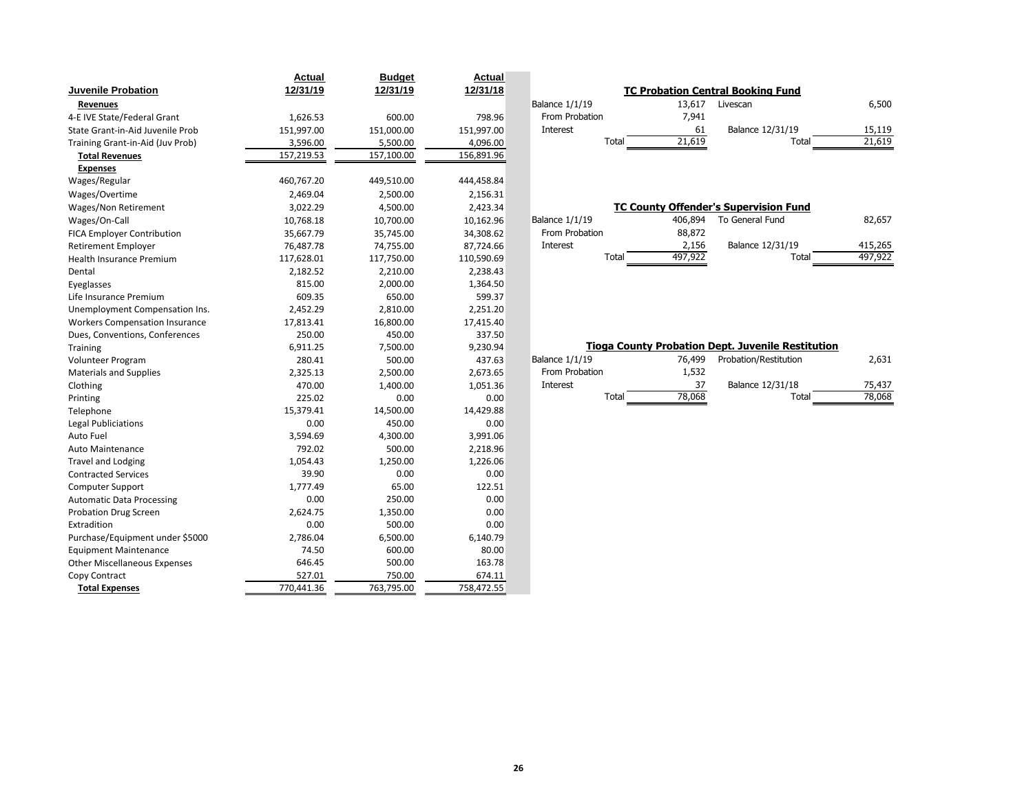| Juvenile Probation | Actual 12/31/19 | Budget 12/31/19 | Actual 12/31/18 |
|---|---|---|---|
| **Revenues** | | | |
| 4-E IVE State/Federal Grant | 1,626.53 | 600.00 | 798.96 |
| State Grant-in-Aid Juvenile Prob | 151,997.00 | 151,000.00 | 151,997.00 |
| Training Grant-in-Aid (Juv Prob) | 3,596.00 | 5,500.00 | 4,096.00 |
| **Total Revenues** | 157,219.53 | 157,100.00 | 156,891.96 |
| **Expenses** | | | |
| Wages/Regular | 460,767.20 | 449,510.00 | 444,458.84 |
| Wages/Overtime | 2,469.04 | 2,500.00 | 2,156.31 |
| Wages/Non Retirement | 3,022.29 | 4,500.00 | 2,423.34 |
| Wages/On-Call | 10,768.18 | 10,700.00 | 10,162.96 |
| FICA Employer Contribution | 35,667.79 | 35,745.00 | 34,308.62 |
| Retirement Employer | 76,487.78 | 74,755.00 | 87,724.66 |
| Health Insurance Premium | 117,628.01 | 117,750.00 | 110,590.69 |
| Dental | 2,182.52 | 2,210.00 | 2,238.43 |
| Eyeglasses | 815.00 | 2,000.00 | 1,364.50 |
| Life Insurance Premium | 609.35 | 650.00 | 599.37 |
| Unemployment Compensation Ins. | 2,452.29 | 2,810.00 | 2,251.20 |
| Workers Compensation Insurance | 17,813.41 | 16,800.00 | 17,415.40 |
| Dues, Conventions, Conferences | 250.00 | 450.00 | 337.50 |
| Training | 6,911.25 | 7,500.00 | 9,230.94 |
| Volunteer Program | 280.41 | 500.00 | 437.63 |
| Materials and Supplies | 2,325.13 | 2,500.00 | 2,673.65 |
| Clothing | 470.00 | 1,400.00 | 1,051.36 |
| Printing | 225.02 | 0.00 | 0.00 |
| Telephone | 15,379.41 | 14,500.00 | 14,429.88 |
| Legal Publiciations | 0.00 | 450.00 | 0.00 |
| Auto Fuel | 3,594.69 | 4,300.00 | 3,991.06 |
| Auto Maintenance | 792.02 | 500.00 | 2,218.96 |
| Travel and Lodging | 1,054.43 | 1,250.00 | 1,226.06 |
| Contracted Services | 39.90 | 0.00 | 0.00 |
| Computer Support | 1,777.49 | 65.00 | 122.51 |
| Automatic Data Processing | 0.00 | 250.00 | 0.00 |
| Probation Drug Screen | 2,624.75 | 1,350.00 | 0.00 |
| Extradition | 0.00 | 500.00 | 0.00 |
| Purchase/Equipment under $5000 | 2,786.04 | 6,500.00 | 6,140.79 |
| Equipment Maintenance | 74.50 | 600.00 | 80.00 |
| Other Miscellaneous Expenses | 646.45 | 500.00 | 163.78 |
| Copy Contract | 527.01 | 750.00 | 674.11 |
| **Total Expenses** | 770,441.36 | 763,795.00 | 758,472.55 |

**TC Probation Central Booking Fund**

| | | | |
|---|---|---|---|
| Balance 1/1/19 | 13,617 | Livescan | 6,500 |
| From Probation | 7,941 | | |
| Interest | 61 | Balance 12/31/19 | 15,119 |
| Total | 21,619 | Total | 21,619 |

**TC County Offender's Supervision Fund**

| | | | |
|---|---|---|---|
| Balance 1/1/19 | 406,894 | To General Fund | 82,657 |
| From Probation | 88,872 | | |
| Interest | 2,156 | Balance 12/31/19 | 415,265 |
| Total | 497,922 | Total | 497,922 |

**Tioga County Probation Dept. Juvenile Restitution**

| | | | |
|---|---|---|---|
| Balance 1/1/19 | 76,499 | Probation/Restitution | 2,631 |
| From Probation | 1,532 | | |
| Interest | 37 | Balance 12/31/18 | 75,437 |
| Total | 78,068 | Total | 78,068 |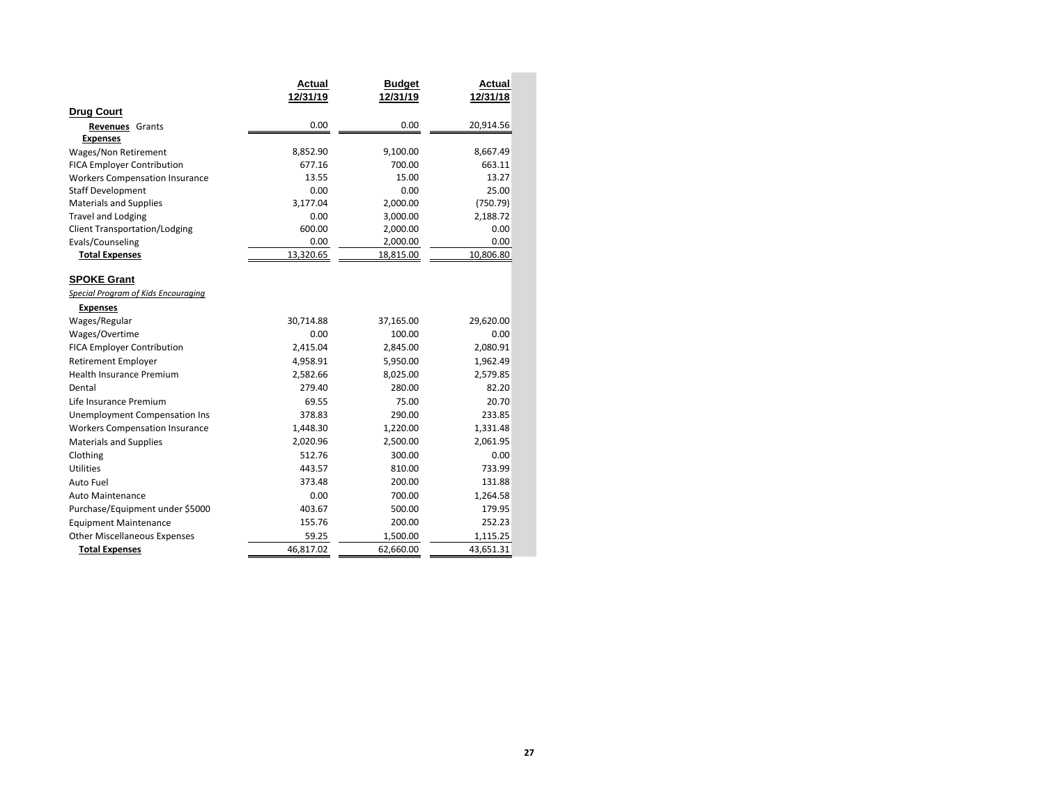| | Actual 12/31/19 | Budget 12/31/19 | Actual 12/31/18 |
|---|---|---|---|
| **Drug Court** | | | |
| **Revenues** Grants | 0.00 | 0.00 | 20,914.56 |
| **Expenses** | | | |
| Wages/Non Retirement | 8,852.90 | 9,100.00 | 8,667.49 |
| FICA Employer Contribution | 677.16 | 700.00 | 663.11 |
| Workers Compensation Insurance | 13.55 | 15.00 | 13.27 |
| Staff Development | 0.00 | 0.00 | 25.00 |
| Materials and Supplies | 3,177.04 | 2,000.00 | (750.79) |
| Travel and Lodging | 0.00 | 3,000.00 | 2,188.72 |
| Client Transportation/Lodging | 600.00 | 2,000.00 | 0.00 |
| Evals/Counseling | 0.00 | 2,000.00 | 0.00 |
| **Total Expenses** | 13,320.65 | 18,815.00 | 10,806.80 |
| | | | |
| **SPOKE Grant** | | | |
| *Special Program of Kids Encouraging* | | | |
| **Expenses** | | | |
| Wages/Regular | 30,714.88 | 37,165.00 | 29,620.00 |
| Wages/Overtime | 0.00 | 100.00 | 0.00 |
| FICA Employer Contribution | 2,415.04 | 2,845.00 | 2,080.91 |
| Retirement Employer | 4,958.91 | 5,950.00 | 1,962.49 |
| Health Insurance Premium | 2,582.66 | 8,025.00 | 2,579.85 |
| Dental | 279.40 | 280.00 | 82.20 |
| Life Insurance Premium | 69.55 | 75.00 | 20.70 |
| Unemployment Compensation Ins | 378.83 | 290.00 | 233.85 |
| Workers Compensation Insurance | 1,448.30 | 1,220.00 | 1,331.48 |
| Materials and Supplies | 2,020.96 | 2,500.00 | 2,061.95 |
| Clothing | 512.76 | 300.00 | 0.00 |
| Utilities | 443.57 | 810.00 | 733.99 |
| Auto Fuel | 373.48 | 200.00 | 131.88 |
| Auto Maintenance | 0.00 | 700.00 | 1,264.58 |
| Purchase/Equipment under $5000 | 403.67 | 500.00 | 179.95 |
| Equipment Maintenance | 155.76 | 200.00 | 252.23 |
| Other Miscellaneous Expenses | 59.25 | 1,500.00 | 1,115.25 |
| **Total Expenses** | 46,817.02 | 62,660.00 | 43,651.31 |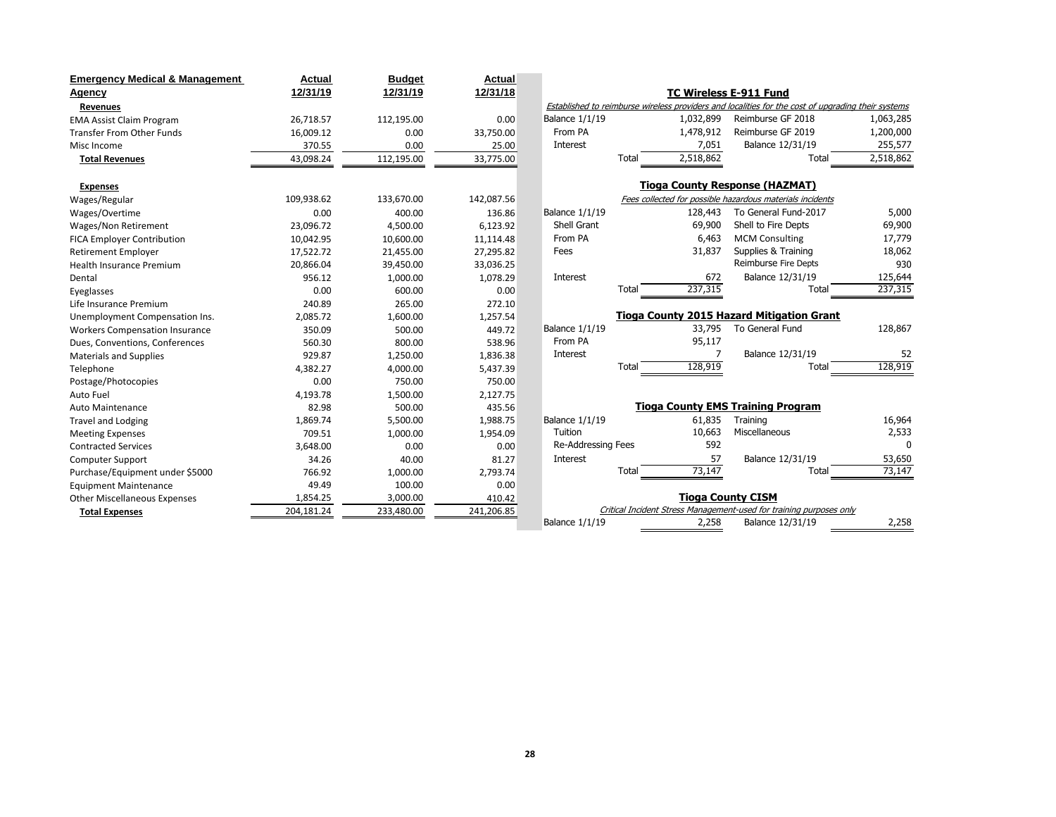| Emergency Medical & Management Agency | Actual 12/31/19 | Budget 12/31/19 | Actual 12/31/18 |
|---|---|---|---|
| **Revenues** | | | |
| EMA Assist Claim Program | 26,718.57 | 112,195.00 | 0.00 |
| Transfer From Other Funds | 16,009.12 | 0.00 | 33,750.00 |
| Misc Income | 370.55 | 0.00 | 25.00 |
| **Total Revenues** | 43,098.24 | 112,195.00 | 33,775.00 |
| **Expenses** | | | |
| Wages/Regular | 109,938.62 | 133,670.00 | 142,087.56 |
| Wages/Overtime | 0.00 | 400.00 | 136.86 |
| Wages/Non Retirement | 23,096.72 | 4,500.00 | 6,123.92 |
| FICA Employer Contribution | 10,042.95 | 10,600.00 | 11,114.48 |
| Retirement Employer | 17,522.72 | 21,455.00 | 27,295.82 |
| Health Insurance Premium | 20,866.04 | 39,450.00 | 33,036.25 |
| Dental | 956.12 | 1,000.00 | 1,078.29 |
| Eyeglasses | 0.00 | 600.00 | 0.00 |
| Life Insurance Premium | 240.89 | 265.00 | 272.10 |
| Unemployment Compensation Ins. | 2,085.72 | 1,600.00 | 1,257.54 |
| Workers Compensation Insurance | 350.09 | 500.00 | 449.72 |
| Dues, Conventions, Conferences | 560.30 | 800.00 | 538.96 |
| Materials and Supplies | 929.87 | 1,250.00 | 1,836.38 |
| Telephone | 4,382.27 | 4,000.00 | 5,437.39 |
| Postage/Photocopies | 0.00 | 750.00 | 750.00 |
| Auto Fuel | 4,193.78 | 1,500.00 | 2,127.75 |
| Auto Maintenance | 82.98 | 500.00 | 435.56 |
| Travel and Lodging | 1,869.74 | 5,500.00 | 1,988.75 |
| Meeting Expenses | 709.51 | 1,000.00 | 1,954.09 |
| Contracted Services | 3,648.00 | 0.00 | 0.00 |
| Computer Support | 34.26 | 40.00 | 81.27 |
| Purchase/Equipment under $5000 | 766.92 | 1,000.00 | 2,793.74 |
| Equipment Maintenance | 49.49 | 100.00 | 0.00 |
| Other Miscellaneous Expenses | 1,854.25 | 3,000.00 | 410.42 |
| **Total Expenses** | 204,181.24 | 233,480.00 | 241,206.85 |

## TC Wireless E-911 Fund

*Established to reimburse wireless providers and localities for the cost of upgrading their systems*

| | | | |
|---|---|---|---|
| Balance 1/1/19 | 1,032,899 | Reimburse GF 2018 | 1,063,285 |
| From PA | 1,478,912 | Reimburse GF 2019 | 1,200,000 |
| Interest | 7,051 | Balance 12/31/19 | 255,577 |
| Total | 2,518,862 | Total | 2,518,862 |

## Tioga County Response (HAZMAT)

*Fees collected for possible hazardous materials incidents*

| | | | |
|---|---|---|---|
| Balance 1/1/19 | 128,443 | To General Fund-2017 | 5,000 |
| Shell Grant | 69,900 | Shell to Fire Depts | 69,900 |
| From PA | 6,463 | MCM Consulting | 17,779 |
| Fees | 31,837 | Supplies & Training | 18,062 |
| | | Reimburse Fire Depts | 930 |
| Interest | 672 | Balance 12/31/19 | 125,644 |
| Total | 237,315 | Total | 237,315 |

## Tioga County 2015 Hazard Mitigation Grant

| | | | |
|---|---|---|---|
| Balance 1/1/19 | 33,795 | To General Fund | 128,867 |
| From PA | 95,117 | | |
| Interest | 7 | Balance 12/31/19 | 52 |
| Total | 128,919 | Total | 128,919 |

## Tioga County EMS Training Program

| | | | |
|---|---|---|---|
| Balance 1/1/19 | 61,835 | Training | 16,964 |
| Tuition | 10,663 | Miscellaneous | 2,533 |
| Re-Addressing Fees | 592 | | 0 |
| Interest | 57 | Balance 12/31/19 | 53,650 |
| Total | 73,147 | Total | 73,147 |

## Tioga County CISM

*Critical Incident Stress Management-used for training purposes only*

| | | | |
|---|---|---|---|
| Balance 1/1/19 | 2,258 | Balance 12/31/19 | 2,258 |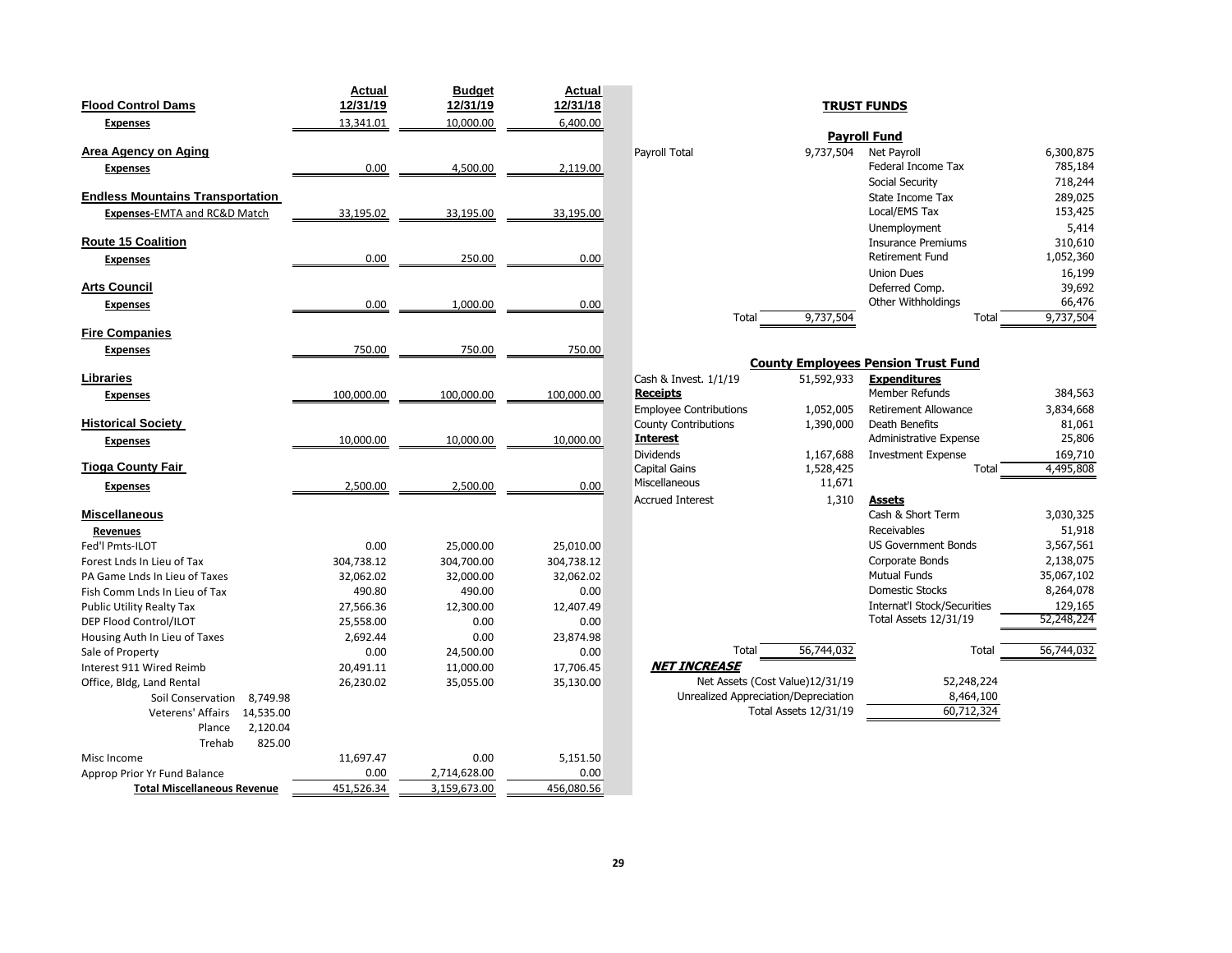| | Actual 12/31/19 | Budget 12/31/19 | Actual 12/31/18 |
|---|---|---|---|
| **Flood Control Dams** | | | |
| **Expenses** | 13,341.01 | 10,000.00 | 6,400.00 |
| **Area Agency on Aging** | | | |
| **Expenses** | 0.00 | 4,500.00 | 2,119.00 |
| **Endless Mountains Transportation** | | | |
| **Expenses**-EMTA and RC&D Match | 33,195.02 | 33,195.00 | 33,195.00 |
| **Route 15 Coalition** | | | |
| **Expenses** | 0.00 | 250.00 | 0.00 |
| **Arts Council** | | | |
| **Expenses** | 0.00 | 1,000.00 | 0.00 |
| **Fire Companies** | | | |
| **Expenses** | 750.00 | 750.00 | 750.00 |
| **Libraries** | | | |
| **Expenses** | 100,000.00 | 100,000.00 | 100,000.00 |
| **Historical Society** | | | |
| **Expenses** | 10,000.00 | 10,000.00 | 10,000.00 |
| **Tioga County Fair** | | | |
| **Expenses** | 2,500.00 | 2,500.00 | 0.00 |
| **Miscellaneous** | | | |
| **Revenues** | | | |
| Fed'l Pmts-ILOT | 0.00 | 25,000.00 | 25,010.00 |
| Forest Lnds In Lieu of Tax | 304,738.12 | 304,700.00 | 304,738.12 |
| PA Game Lnds In Lieu of Taxes | 32,062.02 | 32,000.00 | 32,062.02 |
| Fish Comm Lnds In Lieu of Tax | 490.80 | 490.00 | 0.00 |
| Public Utility Realty Tax | 27,566.36 | 12,300.00 | 12,407.49 |
| DEP Flood Control/ILOT | 25,558.00 | 0.00 | 0.00 |
| Housing Auth In Lieu of Taxes | 2,692.44 | 0.00 | 23,874.98 |
| Sale of Property | 0.00 | 24,500.00 | 0.00 |
| Interest 911 Wired Reimb | 20,491.11 | 11,000.00 | 17,706.45 |
| Office, Bldg, Land Rental | 26,230.02 | 35,055.00 | 35,130.00 |
| Soil Conservation 8,749.98 | | | |
| Veterens' Affairs 14,535.00 | | | |
| Plance 2,120.04 | | | |
| Trehab 825.00 | | | |
| Misc Income | 11,697.47 | 0.00 | 5,151.50 |
| Approp Prior Yr Fund Balance | 0.00 | 2,714,628.00 | 0.00 |
| **Total Miscellaneous Revenue** | 451,526.34 | 3,159,673.00 | 456,080.56 |

## TRUST FUNDS

### Payroll Fund

| | | | |
|---|---|---|---|
| Payroll Total | 9,737,504 | Net Payroll | 6,300,875 |
| | | Federal Income Tax | 785,184 |
| | | Social Security | 718,244 |
| | | State Income Tax | 289,025 |
| | | Local/EMS Tax | 153,425 |
| | | Unemployment | 5,414 |
| | | Insurance Premiums | 310,610 |
| | | Retirement Fund | 1,052,360 |
| | | Union Dues | 16,199 |
| | | Deferred Comp. | 39,692 |
| | | Other Withholdings | 66,476 |
| Total | 9,737,504 | Total | 9,737,504 |

### County Employees Pension Trust Fund

| | | | |
|---|---|---|---|
| Cash & Invest. 1/1/19 | 51,592,933 | **Expenditures** | |
| **Receipts** | | Member Refunds | 384,563 |
| Employee Contributions | 1,052,005 | Retirement Allowance | 3,834,668 |
| County Contributions | 1,390,000 | Death Benefits | 81,061 |
| **Interest** | | Administrative Expense | 25,806 |
| Dividends | 1,167,688 | Investment Expense | 169,710 |
| Capital Gains | 1,528,425 | Total | 4,495,808 |
| Miscellaneous | 11,671 | | |
| Accrued Interest | 1,310 | **Assets** | |
| | | Cash & Short Term | 3,030,325 |
| | | Receivables | 51,918 |
| | | US Government Bonds | 3,567,561 |
| | | Corporate Bonds | 2,138,075 |
| | | Mutual Funds | 35,067,102 |
| | | Domestic Stocks | 8,264,078 |
| | | Internat'l Stock/Securities | 129,165 |
| | | Total Assets 12/31/19 | 52,248,224 |
| Total | 56,744,032 | Total | 56,744,032 |

***NET INCREASE***

| | |
|---|---|
| Net Assets (Cost Value)12/31/19 | 52,248,224 |
| Unrealized Appreciation/Depreciation | 8,464,100 |
| Total Assets 12/31/19 | 60,712,324 |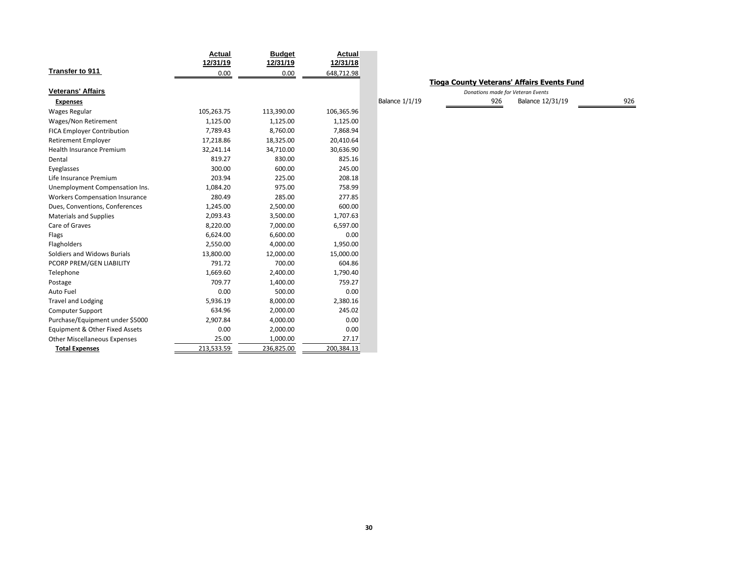| | Actual 12/31/19 | Budget 12/31/19 | Actual 12/31/18 |
|---|---|---|---|
| **Transfer to 911** | 0.00 | 0.00 | 648,712.98 |
| **Veterans' Affairs** | | | |
| **Expenses** | | | |
| Wages Regular | 105,263.75 | 113,390.00 | 106,365.96 |
| Wages/Non Retirement | 1,125.00 | 1,125.00 | 1,125.00 |
| FICA Employer Contribution | 7,789.43 | 8,760.00 | 7,868.94 |
| Retirement Employer | 17,218.86 | 18,325.00 | 20,410.64 |
| Health Insurance Premium | 32,241.14 | 34,710.00 | 30,636.90 |
| Dental | 819.27 | 830.00 | 825.16 |
| Eyeglasses | 300.00 | 600.00 | 245.00 |
| Life Insurance Premium | 203.94 | 225.00 | 208.18 |
| Unemployment Compensation Ins. | 1,084.20 | 975.00 | 758.99 |
| Workers Compensation Insurance | 280.49 | 285.00 | 277.85 |
| Dues, Conventions, Conferences | 1,245.00 | 2,500.00 | 600.00 |
| Materials and Supplies | 2,093.43 | 3,500.00 | 1,707.63 |
| Care of Graves | 8,220.00 | 7,000.00 | 6,597.00 |
| Flags | 6,624.00 | 6,600.00 | 0.00 |
| Flagholders | 2,550.00 | 4,000.00 | 1,950.00 |
| Soldiers and Widows Burials | 13,800.00 | 12,000.00 | 15,000.00 |
| PCORP PREM/GEN LIABILITY | 791.72 | 700.00 | 604.86 |
| Telephone | 1,669.60 | 2,400.00 | 1,790.40 |
| Postage | 709.77 | 1,400.00 | 759.27 |
| Auto Fuel | 0.00 | 500.00 | 0.00 |
| Travel and Lodging | 5,936.19 | 8,000.00 | 2,380.16 |
| Computer Support | 634.96 | 2,000.00 | 245.02 |
| Purchase/Equipment under $5000 | 2,907.84 | 4,000.00 | 0.00 |
| Equipment & Other Fixed Assets | 0.00 | 2,000.00 | 0.00 |
| Other Miscellaneous Expenses | 25.00 | 1,000.00 | 27.17 |
| **Total Expenses** | 213,533.59 | 236,825.00 | 200,384.13 |

**Tioga County Veterans' Affairs Events Fund**

*Donations made for Veteran Events*

| | | | |
|---|---|---|---|
| Balance 1/1/19 | 926 | Balance 12/31/19 | 926 |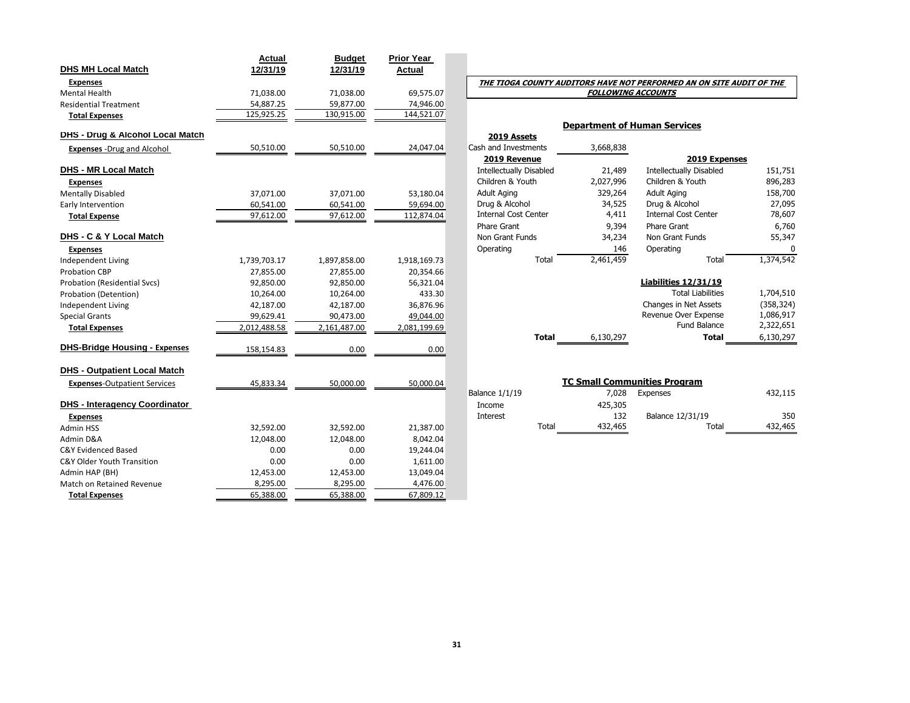| | Actual 12/31/19 | Budget 12/31/19 | Prior Year Actual |
|---|---|---|---|
| **DHS MH Local Match** | | | |
| **Expenses** | | | |
| Mental Health | 71,038.00 | 71,038.00 | 69,575.07 |
| Residential Treatment | 54,887.25 | 59,877.00 | 74,946.00 |
| **Total Expenses** | 125,925.25 | 130,915.00 | 144,521.07 |
| **DHS - Drug & Alcohol Local Match** | | | |
| **Expenses** -Drug and Alcohol | 50,510.00 | 50,510.00 | 24,047.04 |
| **DHS - MR Local Match** | | | |
| **Expenses** | | | |
| Mentally Disabled | 37,071.00 | 37,071.00 | 53,180.04 |
| Early Intervention | 60,541.00 | 60,541.00 | 59,694.00 |
| **Total Expense** | 97,612.00 | 97,612.00 | 112,874.04 |
| **DHS - C & Y Local Match** | | | |
| **Expenses** | | | |
| Independent Living | 1,739,703.17 | 1,897,858.00 | 1,918,169.73 |
| Probation CBP | 27,855.00 | 27,855.00 | 20,354.66 |
| Probation (Residential Svcs) | 92,850.00 | 92,850.00 | 56,321.04 |
| Probation (Detention) | 10,264.00 | 10,264.00 | 433.30 |
| Independent Living | 42,187.00 | 42,187.00 | 36,876.96 |
| Special Grants | 99,629.41 | 90,473.00 | 49,044.00 |
| **Total Expenses** | 2,012,488.58 | 2,161,487.00 | 2,081,199.69 |
| **DHS-Bridge Housing - Expenses** | 158,154.83 | 0.00 | 0.00 |
| **DHS - Outpatient Local Match** | | | |
| **Expenses**-Outpatient Services | 45,833.34 | 50,000.00 | 50,000.04 |
| **DHS - Interagency Coordinator** | | | |
| **Expenses** | | | |
| Admin HSS | 32,592.00 | 32,592.00 | 21,387.00 |
| Admin D&A | 12,048.00 | 12,048.00 | 8,042.04 |
| C&Y Evidenced Based | 0.00 | 0.00 | 19,244.04 |
| C&Y Older Youth Transition | 0.00 | 0.00 | 1,611.00 |
| Admin HAP (BH) | 12,453.00 | 12,453.00 | 13,049.04 |
| Match on Retained Revenue | 8,295.00 | 8,295.00 | 4,476.00 |
| **Total Expenses** | 65,388.00 | 65,388.00 | 67,809.12 |

***THE TIOGA COUNTY AUDITORS HAVE NOT PERFORMED AN ON SITE AUDIT OF THE FOLLOWING ACCOUNTS***

## Department of Human Services

| | | | |
|---|---|---|---|
| **2019 Assets** | | | |
| Cash and Investments | 3,668,838 | | |
| **2019 Revenue** | | **2019 Expenses** | |
| Intellectually Disabled | 21,489 | Intellectually Disabled | 151,751 |
| Children & Youth | 2,027,996 | Children & Youth | 896,283 |
| Adult Aging | 329,264 | Adult Aging | 158,700 |
| Drug & Alcohol | 34,525 | Drug & Alcohol | 27,095 |
| Internal Cost Center | 4,411 | Internal Cost Center | 78,607 |
| Phare Grant | 9,394 | Phare Grant | 6,760 |
| Non Grant Funds | 34,234 | Non Grant Funds | 55,347 |
| Operating | 146 | Operating | 0 |
| Total | 2,461,459 | Total | 1,374,542 |
| | | **Liabilities 12/31/19** | |
| | | Total Liabilities | 1,704,510 |
| | | Changes in Net Assets | (358,324) |
| | | Revenue Over Expense | 1,086,917 |
| | | Fund Balance | 2,322,651 |
| **Total** | 6,130,297 | **Total** | 6,130,297 |

## TC Small Communities Program

| | | | |
|---|---|---|---|
| Balance 1/1/19 | 7,028 | Expenses | 432,115 |
| Income | 425,305 | | |
| Interest | 132 | Balance 12/31/19 | 350 |
| Total | 432,465 | Total | 432,465 |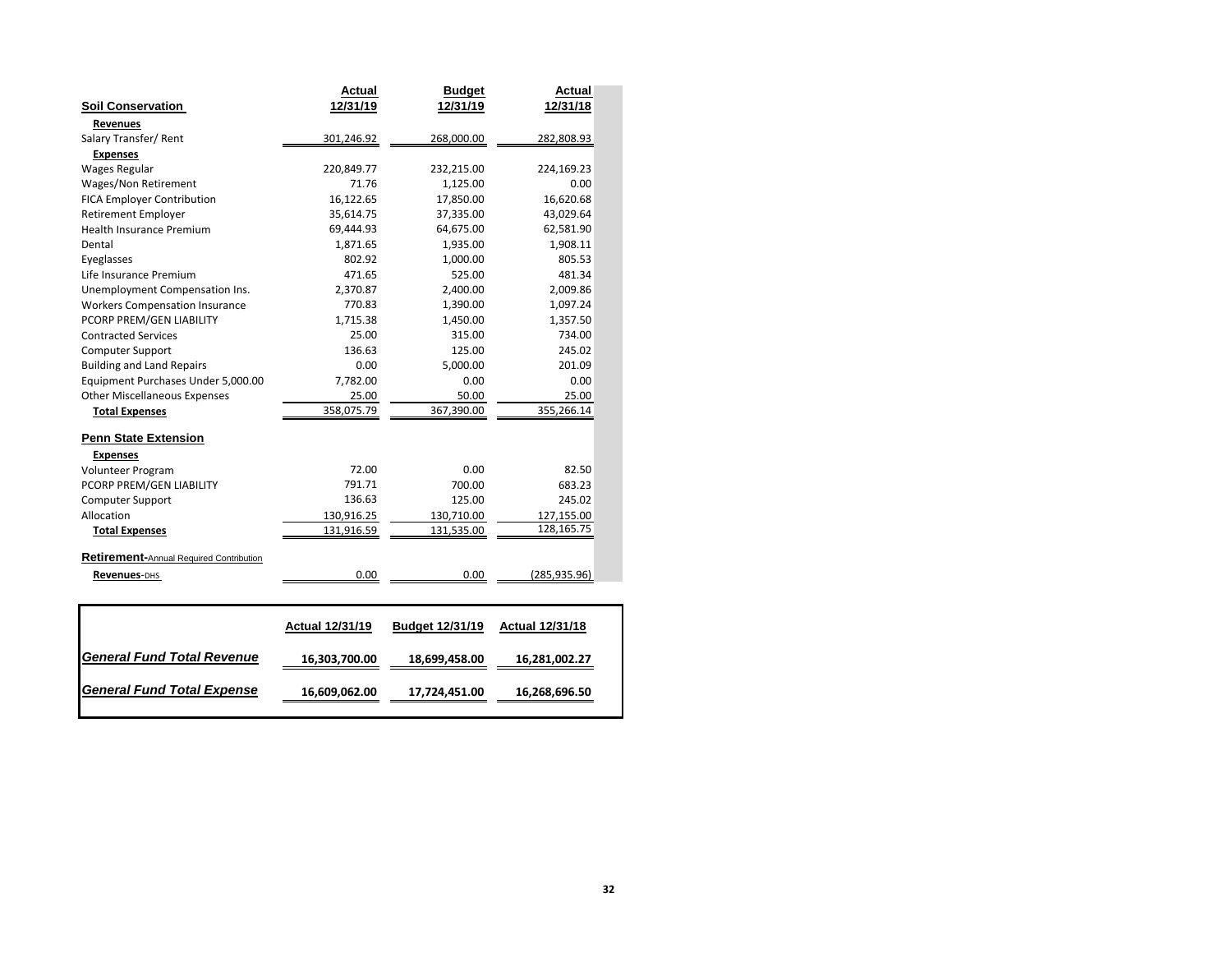| Soil Conservation | Actual 12/31/19 | Budget 12/31/19 | Actual 12/31/18 |
|---|---|---|---|
| **Revenues** | | | |
| Salary Transfer/ Rent | 301,246.92 | 268,000.00 | 282,808.93 |
| **Expenses** | | | |
| Wages Regular | 220,849.77 | 232,215.00 | 224,169.23 |
| Wages/Non Retirement | 71.76 | 1,125.00 | 0.00 |
| FICA Employer Contribution | 16,122.65 | 17,850.00 | 16,620.68 |
| Retirement Employer | 35,614.75 | 37,335.00 | 43,029.64 |
| Health Insurance Premium | 69,444.93 | 64,675.00 | 62,581.90 |
| Dental | 1,871.65 | 1,935.00 | 1,908.11 |
| Eyeglasses | 802.92 | 1,000.00 | 805.53 |
| Life Insurance Premium | 471.65 | 525.00 | 481.34 |
| Unemployment Compensation Ins. | 2,370.87 | 2,400.00 | 2,009.86 |
| Workers Compensation Insurance | 770.83 | 1,390.00 | 1,097.24 |
| PCORP PREM/GEN LIABILITY | 1,715.38 | 1,450.00 | 1,357.50 |
| Contracted Services | 25.00 | 315.00 | 734.00 |
| Computer Support | 136.63 | 125.00 | 245.02 |
| Building and Land Repairs | 0.00 | 5,000.00 | 201.09 |
| Equipment Purchases Under 5,000.00 | 7,782.00 | 0.00 | 0.00 |
| Other Miscellaneous Expenses | 25.00 | 50.00 | 25.00 |
| **Total Expenses** | 358,075.79 | 367,390.00 | 355,266.14 |
| **Penn State Extension** | | | |
| **Expenses** | | | |
| Volunteer Program | 72.00 | 0.00 | 82.50 |
| PCORP PREM/GEN LIABILITY | 791.71 | 700.00 | 683.23 |
| Computer Support | 136.63 | 125.00 | 245.02 |
| Allocation | 130,916.25 | 130,710.00 | 127,155.00 |
| **Total Expenses** | 131,916.59 | 131,535.00 | 128,165.75 |
| **Retirement-**Annual Required Contribution | | | |
| **Revenues**-DHS | 0.00 | 0.00 | (285,935.96) |

| | Actual 12/31/19 | Budget 12/31/19 | Actual 12/31/18 |
|---|---|---|---|
| ***General Fund Total Revenue*** | **16,303,700.00** | **18,699,458.00** | **16,281,002.27** |
| ***General Fund Total Expense*** | **16,609,062.00** | **17,724,451.00** | **16,268,696.50** |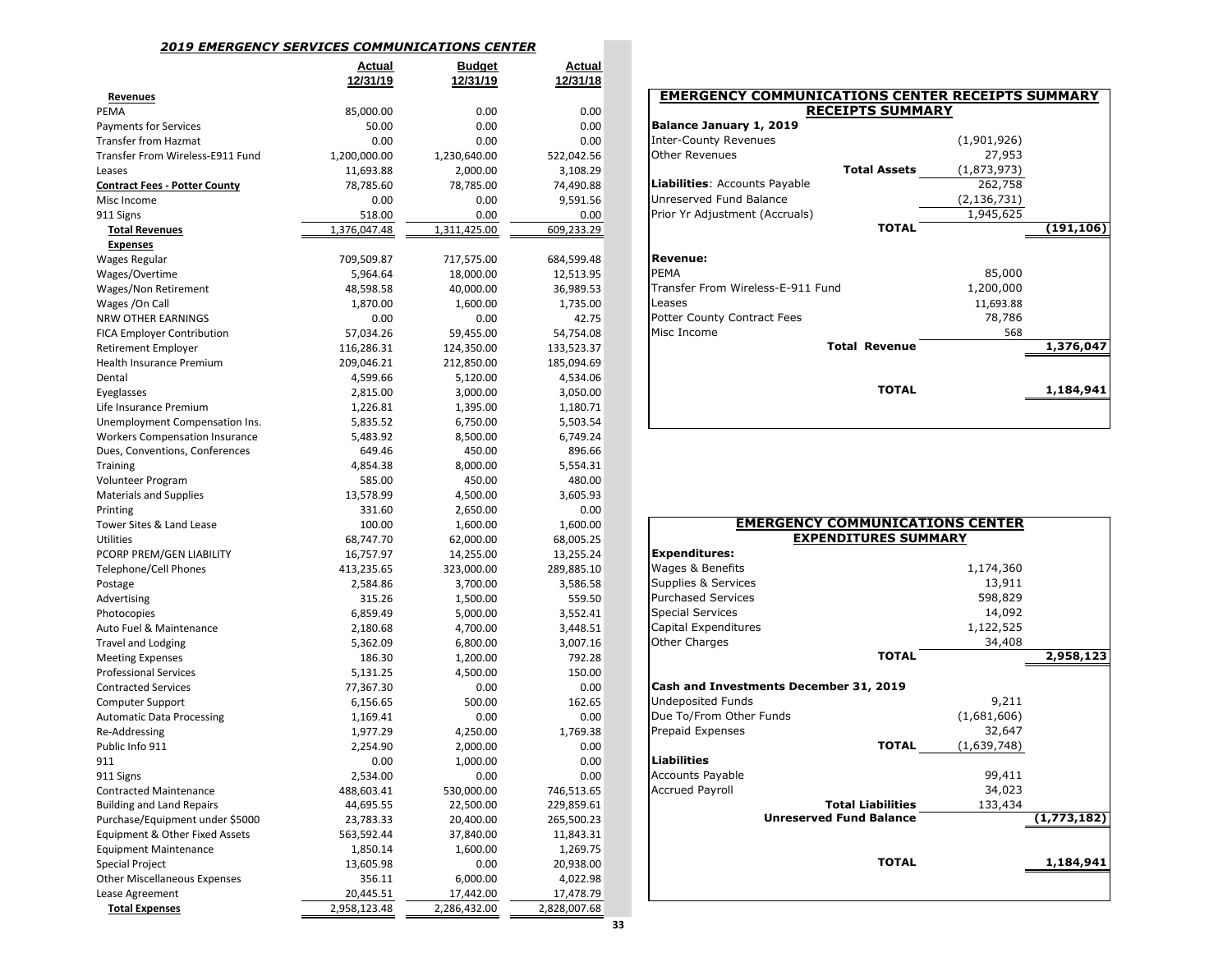## *2019 EMERGENCY SERVICES COMMUNICATIONS CENTER*

| | Actual 12/31/19 | Budget 12/31/19 | Actual 12/31/18 |
|---|---|---|---|
| **Revenues** | | | |
| PEMA | 85,000.00 | 0.00 | 0.00 |
| Payments for Services | 50.00 | 0.00 | 0.00 |
| Transfer from Hazmat | 0.00 | 0.00 | 0.00 |
| Transfer From Wireless-E911 Fund | 1,200,000.00 | 1,230,640.00 | 522,042.56 |
| Leases | 11,693.88 | 2,000.00 | 3,108.29 |
| **Contract Fees - Potter County** | 78,785.60 | 78,785.00 | 74,490.88 |
| Misc Income | 0.00 | 0.00 | 9,591.56 |
| 911 Signs | 518.00 | 0.00 | 0.00 |
| **Total Revenues** | 1,376,047.48 | 1,311,425.00 | 609,233.29 |
| **Expenses** | | | |
| Wages Regular | 709,509.87 | 717,575.00 | 684,599.48 |
| Wages/Overtime | 5,964.64 | 18,000.00 | 12,513.95 |
| Wages/Non Retirement | 48,598.58 | 40,000.00 | 36,989.53 |
| Wages /On Call | 1,870.00 | 1,600.00 | 1,735.00 |
| NRW OTHER EARNINGS | 0.00 | 0.00 | 42.75 |
| FICA Employer Contribution | 57,034.26 | 59,455.00 | 54,754.08 |
| Retirement Employer | 116,286.31 | 124,350.00 | 133,523.37 |
| Health Insurance Premium | 209,046.21 | 212,850.00 | 185,094.69 |
| Dental | 4,599.66 | 5,120.00 | 4,534.06 |
| Eyeglasses | 2,815.00 | 3,000.00 | 3,050.00 |
| Life Insurance Premium | 1,226.81 | 1,395.00 | 1,180.71 |
| Unemployment Compensation Ins. | 5,835.52 | 6,750.00 | 5,503.54 |
| Workers Compensation Insurance | 5,483.92 | 8,500.00 | 6,749.24 |
| Dues, Conventions, Conferences | 649.46 | 450.00 | 896.66 |
| Training | 4,854.38 | 8,000.00 | 5,554.31 |
| Volunteer Program | 585.00 | 450.00 | 480.00 |
| Materials and Supplies | 13,578.99 | 4,500.00 | 3,605.93 |
| Printing | 331.60 | 2,650.00 | 0.00 |
| Tower Sites & Land Lease | 100.00 | 1,600.00 | 1,600.00 |
| Utilities | 68,747.70 | 62,000.00 | 68,005.25 |
| PCORP PREM/GEN LIABILITY | 16,757.97 | 14,255.00 | 13,255.24 |
| Telephone/Cell Phones | 413,235.65 | 323,000.00 | 289,885.10 |
| Postage | 2,584.86 | 3,700.00 | 3,586.58 |
| Advertising | 315.26 | 1,500.00 | 559.50 |
| Photocopies | 6,859.49 | 5,000.00 | 3,552.41 |
| Auto Fuel & Maintenance | 2,180.68 | 4,700.00 | 3,448.51 |
| Travel and Lodging | 5,362.09 | 6,800.00 | 3,007.16 |
| Meeting Expenses | 186.30 | 1,200.00 | 792.28 |
| Professional Services | 5,131.25 | 4,500.00 | 150.00 |
| Contracted Services | 77,367.30 | 0.00 | 0.00 |
| Computer Support | 6,156.65 | 500.00 | 162.65 |
| Automatic Data Processing | 1,169.41 | 0.00 | 0.00 |
| Re-Addressing | 1,977.29 | 4,250.00 | 1,769.38 |
| Public Info 911 | 2,254.90 | 2,000.00 | 0.00 |
| 911 | 0.00 | 1,000.00 | 0.00 |
| 911 Signs | 2,534.00 | 0.00 | 0.00 |
| Contracted Maintenance | 488,603.41 | 530,000.00 | 746,513.65 |
| Building and Land Repairs | 44,695.55 | 22,500.00 | 229,859.61 |
| Purchase/Equipment under $5000 | 23,783.33 | 20,400.00 | 265,500.23 |
| Equipment & Other Fixed Assets | 563,592.44 | 37,840.00 | 11,843.31 |
| Equipment Maintenance | 1,850.14 | 1,600.00 | 1,269.75 |
| Special Project | 13,605.98 | 0.00 | 20,938.00 |
| Other Miscellaneous Expenses | 356.11 | 6,000.00 | 4,022.98 |
| Lease Agreement | 20,445.51 | 17,442.00 | 17,478.79 |
| **Total Expenses** | 2,958,123.48 | 2,286,432.00 | 2,828,007.68 |

### EMERGENCY COMMUNICATIONS CENTER RECEIPTS SUMMARY
### RECEIPTS SUMMARY

| | | |
|---|---|---|
| **Balance January 1, 2019** | | |
| Inter-County Revenues | (1,901,926) | |
| Other Revenues | 27,953 | |
| **Total Assets** | (1,873,973) | |
| **Liabilities**: Accounts Payable | 262,758 | |
| Unreserved Fund Balance | (2,136,731) | |
| Prior Yr Adjustment (Accruals) | 1,945,625 | |
| **TOTAL** | | **(191,106)** |
| **Revenue:** | | |
| PEMA | 85,000 | |
| Transfer From Wireless-E-911 Fund | 1,200,000 | |
| Leases | 11,693.88 | |
| Potter County Contract Fees | 78,786 | |
| Misc Income | 568 | |
| **Total Revenue** | | **1,376,047** |
| **TOTAL** | | **1,184,941** |

### EMERGENCY COMMUNICATIONS CENTER
### EXPENDITURES SUMMARY

| | | |
|---|---|---|
| **Expenditures:** | | |
| Wages & Benefits | 1,174,360 | |
| Supplies & Services | 13,911 | |
| Purchased Services | 598,829 | |
| Special Services | 14,092 | |
| Capital Expenditures | 1,122,525 | |
| Other Charges | 34,408 | |
| **TOTAL** | | **2,958,123** |
| **Cash and Investments December 31, 2019** | | |
| Undeposited Funds | 9,211 | |
| Due To/From Other Funds | (1,681,606) | |
| Prepaid Expenses | 32,647 | |
| **TOTAL** | (1,639,748) | |
| **Liabilities** | | |
| Accounts Payable | 99,411 | |
| Accrued Payroll | 34,023 | |
| **Total Liabilities** | 133,434 | |
| **Unreserved Fund Balance** | | **(1,773,182)** |
| **TOTAL** | | **1,184,941** |